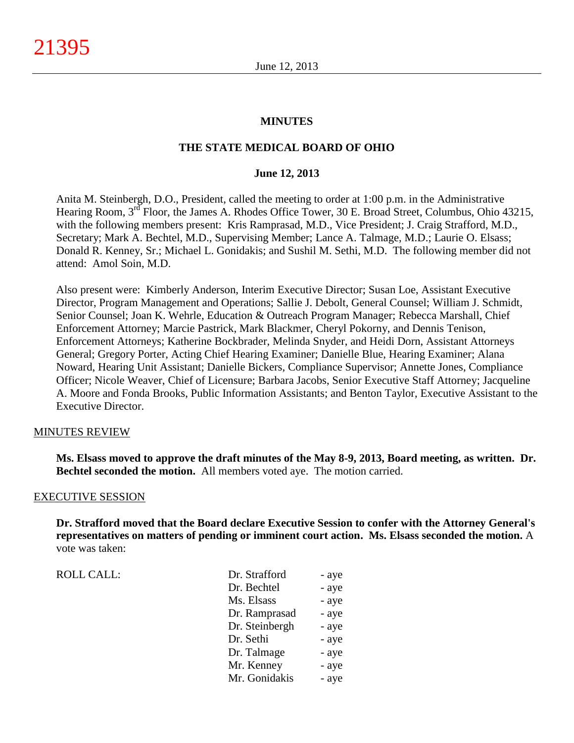# MINUTES

## THE STATE MEDICAL BOARD OF OHIO

### June 12, 2013

Anita M. Steinbergh, D.O., President, called the meeting to order at 1:00 p.m. in the Administrative Hearing Room, 3rd Floor, the James A. Rhodes Office Tower, 30 E. Broad Street, Columbus, Ohio 43215, with the following members present: Kris Ramprasad, M.D., Vice President; J. Craig Strafford, M.D., Secretary; Mark A. Bechtel, M.D., Supervising Member; Lance A. Talmage, M.D.; Laurie O. Elsass; Donald R. Kenney, Sr.; Michael L. Gonidakis; and Sushil M. Sethi, M.D. The following member did not attend: Amol Soin, M.D.

Also present were: Kimberly Anderson, Interim Executive Director; Susan Loe, Assistant Executive Director, Program Management and Operations; Sallie J. Debolt, General Counsel; William J. Schmidt, Senior Counsel; Joan K. Wehrle, Education & Outreach Program Manager; Rebecca Marshall, Chief Enforcement Attorney; Marcie Pastrick, Mark Blackmer, Cheryl Pokorny, and Dennis Tenison, Enforcement Attorneys; Katherine Bockbrader, Melinda Snyder, and Heidi Dorn, Assistant Attorneys General; Gregory Porter, Acting Chief Hearing Examiner; Danielle Blue, Hearing Examiner; Alana Noward, Hearing Unit Assistant; Danielle Bickers, Compliance Supervisor; Annette Jones, Compliance Officer; Nicole Weaver, Chief of Licensure; Barbara Jacobs, Senior Executive Staff Attorney; Jacqueline A. Moore and Fonda Brooks, Public Information Assistants; and Benton Taylor, Executive Assistant to the Executive Director.

MINUTES REVIEW

**Ms. Elsass moved to approve the draft minutes of the May 8-9, 2013, Board meeting, as written. Dr. Bechtel seconded the motion.** All members voted aye. The motion carried.

EXECUTIVE SESSION

**Dr. Strafford moved that the Board declare Executive Session to confer with the Attorney General's representatives on matters of pending or imminent court action. Ms. Elsass seconded the motion.** A vote was taken:

| ROLL CALL: | | |
|---|---|---|
| | Dr. Strafford | - aye |
| | Dr. Bechtel | - aye |
| | Ms. Elsass | - aye |
| | Dr. Ramprasad | - aye |
| | Dr. Steinbergh | - aye |
| | Dr. Sethi | - aye |
| | Dr. Talmage | - aye |
| | Mr. Kenney | - aye |
| | Mr. Gonidakis | - aye |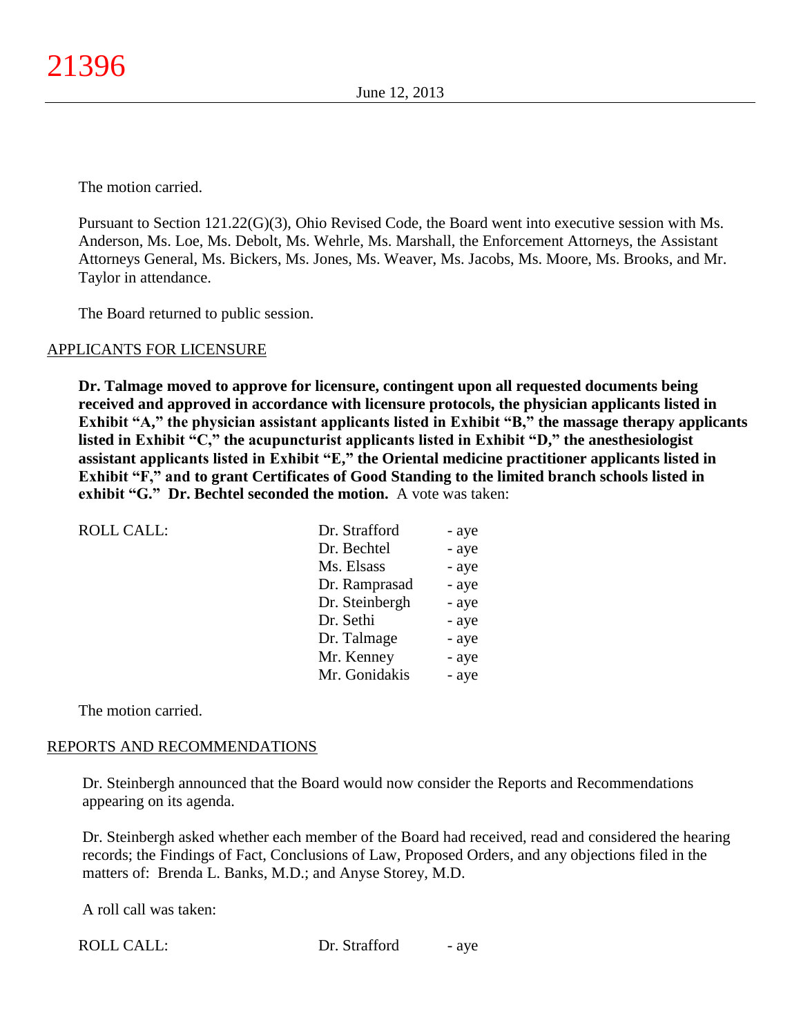The motion carried.

Pursuant to Section 121.22(G)(3), Ohio Revised Code, the Board went into executive session with Ms. Anderson, Ms. Loe, Ms. Debolt, Ms. Wehrle, Ms. Marshall, the Enforcement Attorneys, the Assistant Attorneys General, Ms. Bickers, Ms. Jones, Ms. Weaver, Ms. Jacobs, Ms. Moore, Ms. Brooks, and Mr. Taylor in attendance.

The Board returned to public session.

APPLICANTS FOR LICENSURE

**Dr. Talmage moved to approve for licensure, contingent upon all requested documents being received and approved in accordance with licensure protocols, the physician applicants listed in Exhibit "A," the physician assistant applicants listed in Exhibit "B," the massage therapy applicants listed in Exhibit "C," the acupuncturist applicants listed in Exhibit "D," the anesthesiologist assistant applicants listed in Exhibit "E," the Oriental medicine practitioner applicants listed in Exhibit "F," and to grant Certificates of Good Standing to the limited branch schools listed in exhibit "G." Dr. Bechtel seconded the motion.** A vote was taken:

| | | |
|---|---|---|
| ROLL CALL: | Dr. Strafford | - aye |
| | Dr. Bechtel | - aye |
| | Ms. Elsass | - aye |
| | Dr. Ramprasad | - aye |
| | Dr. Steinbergh | - aye |
| | Dr. Sethi | - aye |
| | Dr. Talmage | - aye |
| | Mr. Kenney | - aye |
| | Mr. Gonidakis | - aye |

The motion carried.

REPORTS AND RECOMMENDATIONS

Dr. Steinbergh announced that the Board would now consider the Reports and Recommendations appearing on its agenda.

Dr. Steinbergh asked whether each member of the Board had received, read and considered the hearing records; the Findings of Fact, Conclusions of Law, Proposed Orders, and any objections filed in the matters of: Brenda L. Banks, M.D.; and Anyse Storey, M.D.

A roll call was taken:

| | | |
|---|---|---|
| ROLL CALL: | Dr. Strafford | - aye |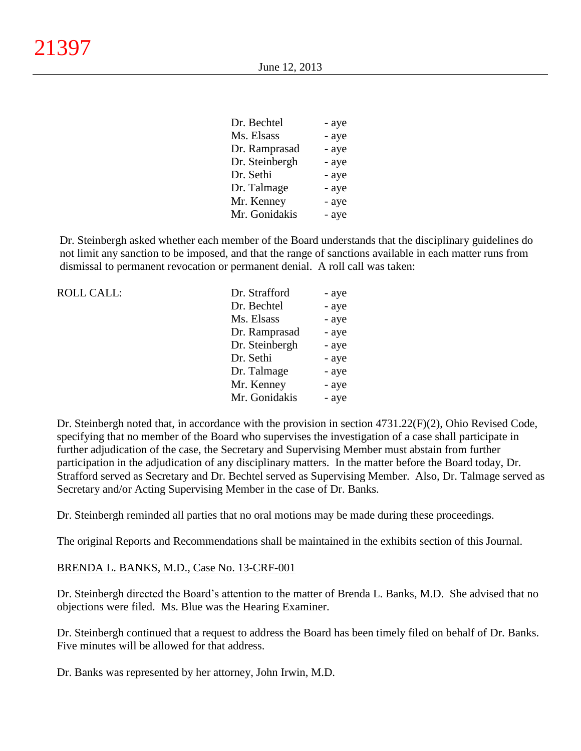| | |
|---|---|
| Dr. Bechtel | - aye |
| Ms. Elsass | - aye |
| Dr. Ramprasad | - aye |
| Dr. Steinbergh | - aye |
| Dr. Sethi | - aye |
| Dr. Talmage | - aye |
| Mr. Kenney | - aye |
| Mr. Gonidakis | - aye |

Dr. Steinbergh asked whether each member of the Board understands that the disciplinary guidelines do not limit any sanction to be imposed, and that the range of sanctions available in each matter runs from dismissal to permanent revocation or permanent denial. A roll call was taken:

| | | |
|---|---|---|
| ROLL CALL: | Dr. Strafford | - aye |
| | Dr. Bechtel | - aye |
| | Ms. Elsass | - aye |
| | Dr. Ramprasad | - aye |
| | Dr. Steinbergh | - aye |
| | Dr. Sethi | - aye |
| | Dr. Talmage | - aye |
| | Mr. Kenney | - aye |
| | Mr. Gonidakis | - aye |

Dr. Steinbergh noted that, in accordance with the provision in section 4731.22(F)(2), Ohio Revised Code, specifying that no member of the Board who supervises the investigation of a case shall participate in further adjudication of the case, the Secretary and Supervising Member must abstain from further participation in the adjudication of any disciplinary matters. In the matter before the Board today, Dr. Strafford served as Secretary and Dr. Bechtel served as Supervising Member. Also, Dr. Talmage served as Secretary and/or Acting Supervising Member in the case of Dr. Banks.

Dr. Steinbergh reminded all parties that no oral motions may be made during these proceedings.

The original Reports and Recommendations shall be maintained in the exhibits section of this Journal.

BRENDA L. BANKS, M.D., Case No. 13-CRF-001

Dr. Steinbergh directed the Board's attention to the matter of Brenda L. Banks, M.D. She advised that no objections were filed. Ms. Blue was the Hearing Examiner.

Dr. Steinbergh continued that a request to address the Board has been timely filed on behalf of Dr. Banks. Five minutes will be allowed for that address.

Dr. Banks was represented by her attorney, John Irwin, M.D.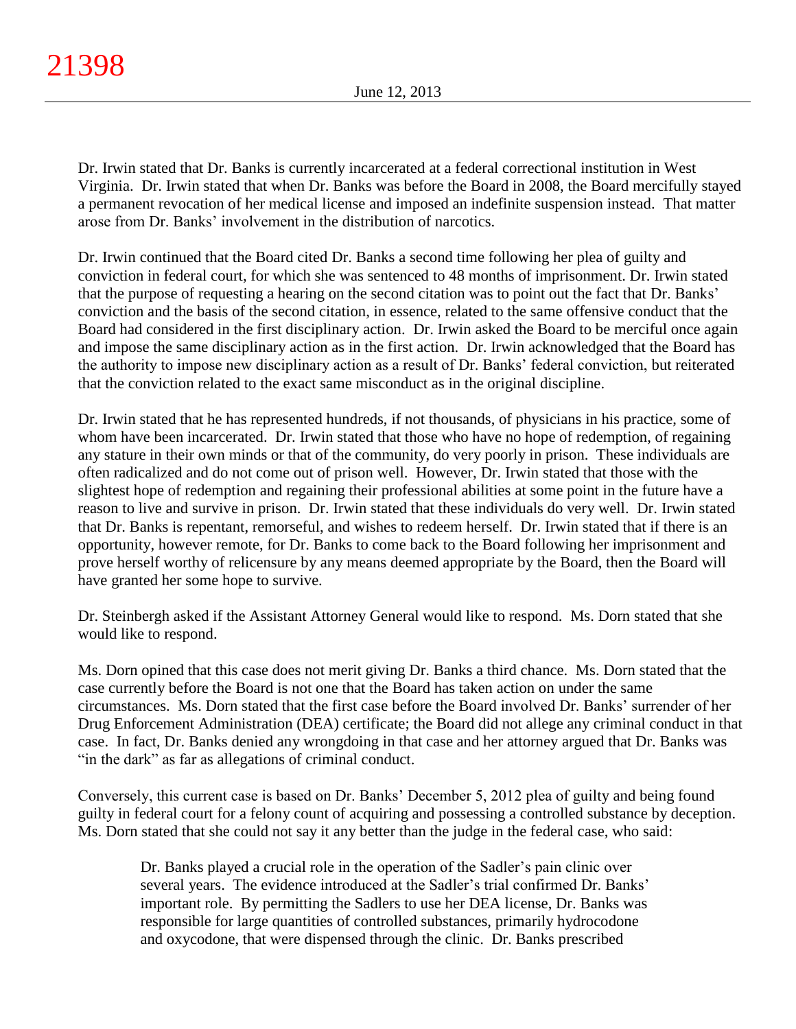Dr. Irwin stated that Dr. Banks is currently incarcerated at a federal correctional institution in West Virginia. Dr. Irwin stated that when Dr. Banks was before the Board in 2008, the Board mercifully stayed a permanent revocation of her medical license and imposed an indefinite suspension instead. That matter arose from Dr. Banks' involvement in the distribution of narcotics.

Dr. Irwin continued that the Board cited Dr. Banks a second time following her plea of guilty and conviction in federal court, for which she was sentenced to 48 months of imprisonment. Dr. Irwin stated that the purpose of requesting a hearing on the second citation was to point out the fact that Dr. Banks' conviction and the basis of the second citation, in essence, related to the same offensive conduct that the Board had considered in the first disciplinary action. Dr. Irwin asked the Board to be merciful once again and impose the same disciplinary action as in the first action. Dr. Irwin acknowledged that the Board has the authority to impose new disciplinary action as a result of Dr. Banks' federal conviction, but reiterated that the conviction related to the exact same misconduct as in the original discipline.

Dr. Irwin stated that he has represented hundreds, if not thousands, of physicians in his practice, some of whom have been incarcerated. Dr. Irwin stated that those who have no hope of redemption, of regaining any stature in their own minds or that of the community, do very poorly in prison. These individuals are often radicalized and do not come out of prison well. However, Dr. Irwin stated that those with the slightest hope of redemption and regaining their professional abilities at some point in the future have a reason to live and survive in prison. Dr. Irwin stated that these individuals do very well. Dr. Irwin stated that Dr. Banks is repentant, remorseful, and wishes to redeem herself. Dr. Irwin stated that if there is an opportunity, however remote, for Dr. Banks to come back to the Board following her imprisonment and prove herself worthy of relicensure by any means deemed appropriate by the Board, then the Board will have granted her some hope to survive.

Dr. Steinbergh asked if the Assistant Attorney General would like to respond. Ms. Dorn stated that she would like to respond.

Ms. Dorn opined that this case does not merit giving Dr. Banks a third chance. Ms. Dorn stated that the case currently before the Board is not one that the Board has taken action on under the same circumstances. Ms. Dorn stated that the first case before the Board involved Dr. Banks' surrender of her Drug Enforcement Administration (DEA) certificate; the Board did not allege any criminal conduct in that case. In fact, Dr. Banks denied any wrongdoing in that case and her attorney argued that Dr. Banks was "in the dark" as far as allegations of criminal conduct.

Conversely, this current case is based on Dr. Banks' December 5, 2012 plea of guilty and being found guilty in federal court for a felony count of acquiring and possessing a controlled substance by deception. Ms. Dorn stated that she could not say it any better than the judge in the federal case, who said:

> Dr. Banks played a crucial role in the operation of the Sadler's pain clinic over several years. The evidence introduced at the Sadler's trial confirmed Dr. Banks' important role. By permitting the Sadlers to use her DEA license, Dr. Banks was responsible for large quantities of controlled substances, primarily hydrocodone and oxycodone, that were dispensed through the clinic. Dr. Banks prescribed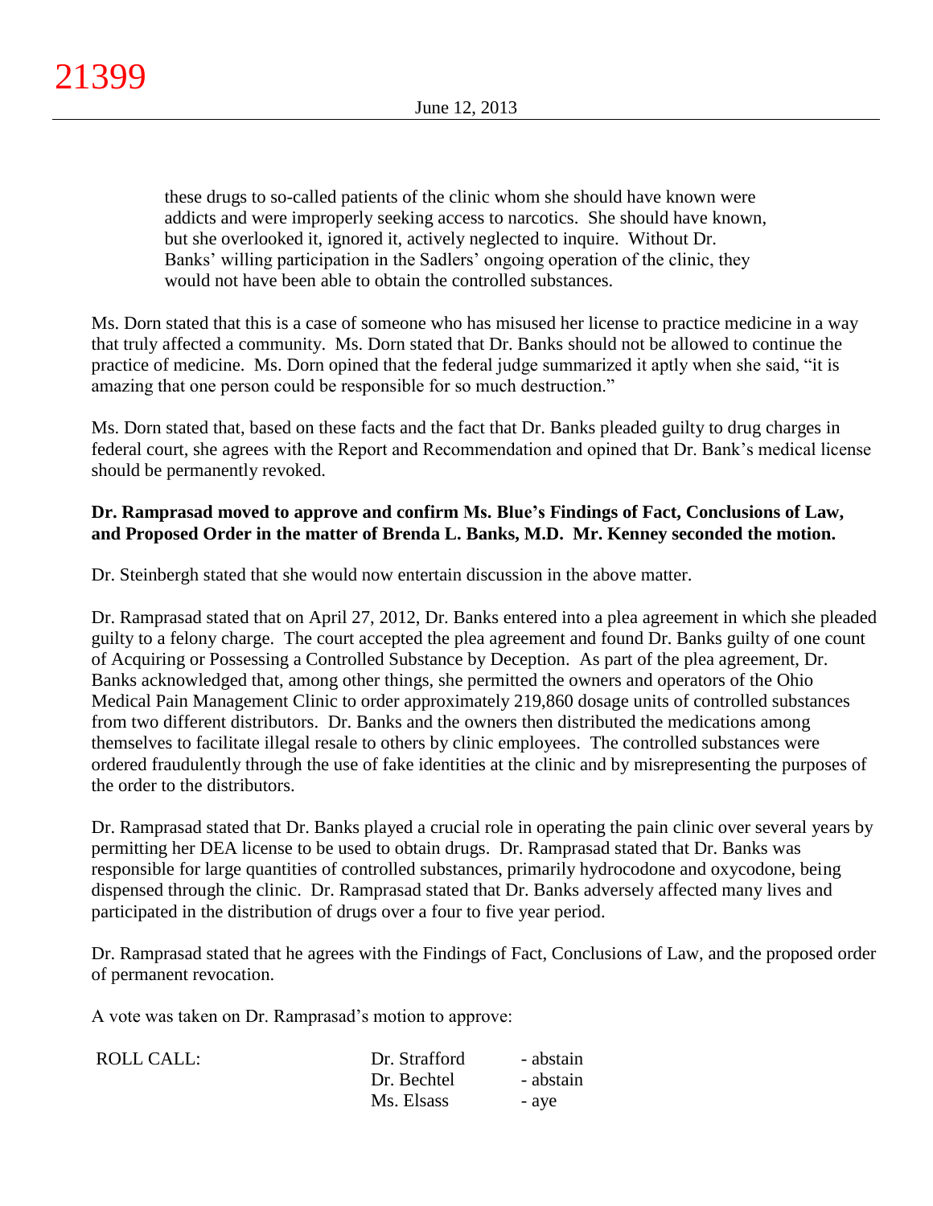> these drugs to so-called patients of the clinic whom she should have known were addicts and were improperly seeking access to narcotics. She should have known, but she overlooked it, ignored it, actively neglected to inquire. Without Dr. Banks' willing participation in the Sadlers' ongoing operation of the clinic, they would not have been able to obtain the controlled substances.

Ms. Dorn stated that this is a case of someone who has misused her license to practice medicine in a way that truly affected a community. Ms. Dorn stated that Dr. Banks should not be allowed to continue the practice of medicine. Ms. Dorn opined that the federal judge summarized it aptly when she said, "it is amazing that one person could be responsible for so much destruction."

Ms. Dorn stated that, based on these facts and the fact that Dr. Banks pleaded guilty to drug charges in federal court, she agrees with the Report and Recommendation and opined that Dr. Bank's medical license should be permanently revoked.

**Dr. Ramprasad moved to approve and confirm Ms. Blue's Findings of Fact, Conclusions of Law, and Proposed Order in the matter of Brenda L. Banks, M.D. Mr. Kenney seconded the motion.**

Dr. Steinbergh stated that she would now entertain discussion in the above matter.

Dr. Ramprasad stated that on April 27, 2012, Dr. Banks entered into a plea agreement in which she pleaded guilty to a felony charge. The court accepted the plea agreement and found Dr. Banks guilty of one count of Acquiring or Possessing a Controlled Substance by Deception. As part of the plea agreement, Dr. Banks acknowledged that, among other things, she permitted the owners and operators of the Ohio Medical Pain Management Clinic to order approximately 219,860 dosage units of controlled substances from two different distributors. Dr. Banks and the owners then distributed the medications among themselves to facilitate illegal resale to others by clinic employees. The controlled substances were ordered fraudulently through the use of fake identities at the clinic and by misrepresenting the purposes of the order to the distributors.

Dr. Ramprasad stated that Dr. Banks played a crucial role in operating the pain clinic over several years by permitting her DEA license to be used to obtain drugs. Dr. Ramprasad stated that Dr. Banks was responsible for large quantities of controlled substances, primarily hydrocodone and oxycodone, being dispensed through the clinic. Dr. Ramprasad stated that Dr. Banks adversely affected many lives and participated in the distribution of drugs over a four to five year period.

Dr. Ramprasad stated that he agrees with the Findings of Fact, Conclusions of Law, and the proposed order of permanent revocation.

A vote was taken on Dr. Ramprasad's motion to approve:

| | | |
|---|---|---|
| ROLL CALL: | Dr. Strafford | - abstain |
| | Dr. Bechtel | - abstain |
| | Ms. Elsass | - aye |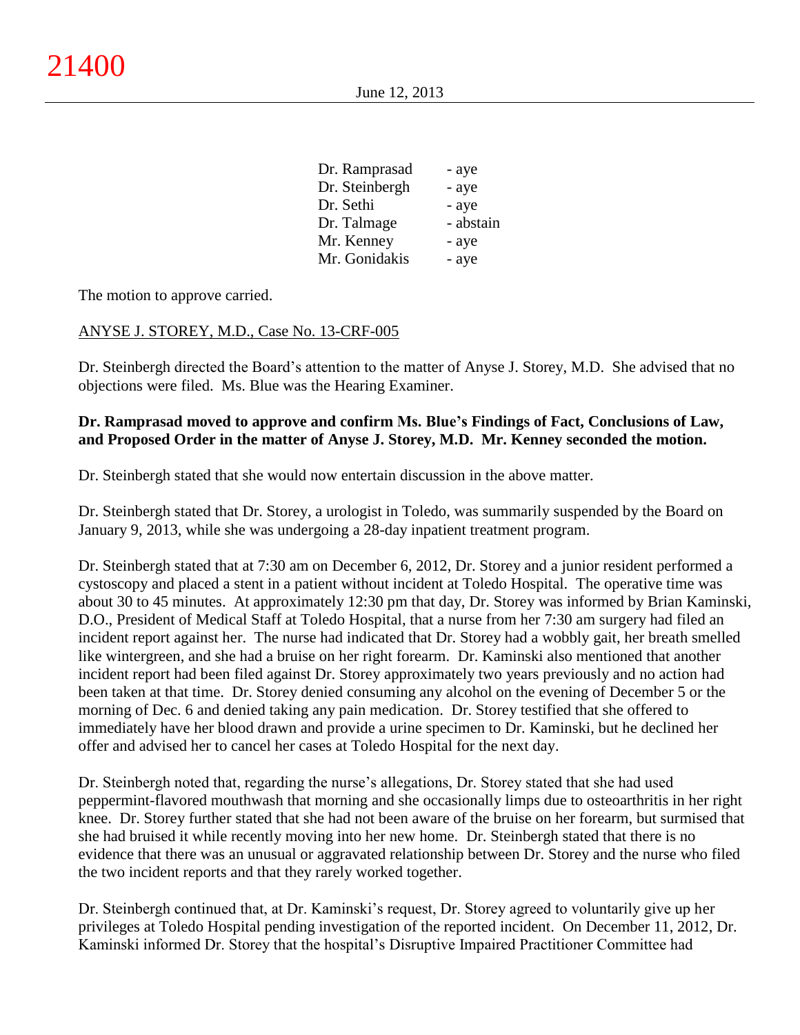| | |
|---|---|
| Dr. Ramprasad | - aye |
| Dr. Steinbergh | - aye |
| Dr. Sethi | - aye |
| Dr. Talmage | - abstain |
| Mr. Kenney | - aye |
| Mr. Gonidakis | - aye |

The motion to approve carried.

ANYSE J. STOREY, M.D., Case No. 13-CRF-005

Dr. Steinbergh directed the Board's attention to the matter of Anyse J. Storey, M.D. She advised that no objections were filed. Ms. Blue was the Hearing Examiner.

**Dr. Ramprasad moved to approve and confirm Ms. Blue's Findings of Fact, Conclusions of Law, and Proposed Order in the matter of Anyse J. Storey, M.D. Mr. Kenney seconded the motion.**

Dr. Steinbergh stated that she would now entertain discussion in the above matter.

Dr. Steinbergh stated that Dr. Storey, a urologist in Toledo, was summarily suspended by the Board on January 9, 2013, while she was undergoing a 28-day inpatient treatment program.

Dr. Steinbergh stated that at 7:30 am on December 6, 2012, Dr. Storey and a junior resident performed a cystoscopy and placed a stent in a patient without incident at Toledo Hospital. The operative time was about 30 to 45 minutes. At approximately 12:30 pm that day, Dr. Storey was informed by Brian Kaminski, D.O., President of Medical Staff at Toledo Hospital, that a nurse from her 7:30 am surgery had filed an incident report against her. The nurse had indicated that Dr. Storey had a wobbly gait, her breath smelled like wintergreen, and she had a bruise on her right forearm. Dr. Kaminski also mentioned that another incident report had been filed against Dr. Storey approximately two years previously and no action had been taken at that time. Dr. Storey denied consuming any alcohol on the evening of December 5 or the morning of Dec. 6 and denied taking any pain medication. Dr. Storey testified that she offered to immediately have her blood drawn and provide a urine specimen to Dr. Kaminski, but he declined her offer and advised her to cancel her cases at Toledo Hospital for the next day.

Dr. Steinbergh noted that, regarding the nurse's allegations, Dr. Storey stated that she had used peppermint-flavored mouthwash that morning and she occasionally limps due to osteoarthritis in her right knee. Dr. Storey further stated that she had not been aware of the bruise on her forearm, but surmised that she had bruised it while recently moving into her new home. Dr. Steinbergh stated that there is no evidence that there was an unusual or aggravated relationship between Dr. Storey and the nurse who filed the two incident reports and that they rarely worked together.

Dr. Steinbergh continued that, at Dr. Kaminski's request, Dr. Storey agreed to voluntarily give up her privileges at Toledo Hospital pending investigation of the reported incident. On December 11, 2012, Dr. Kaminski informed Dr. Storey that the hospital's Disruptive Impaired Practitioner Committee had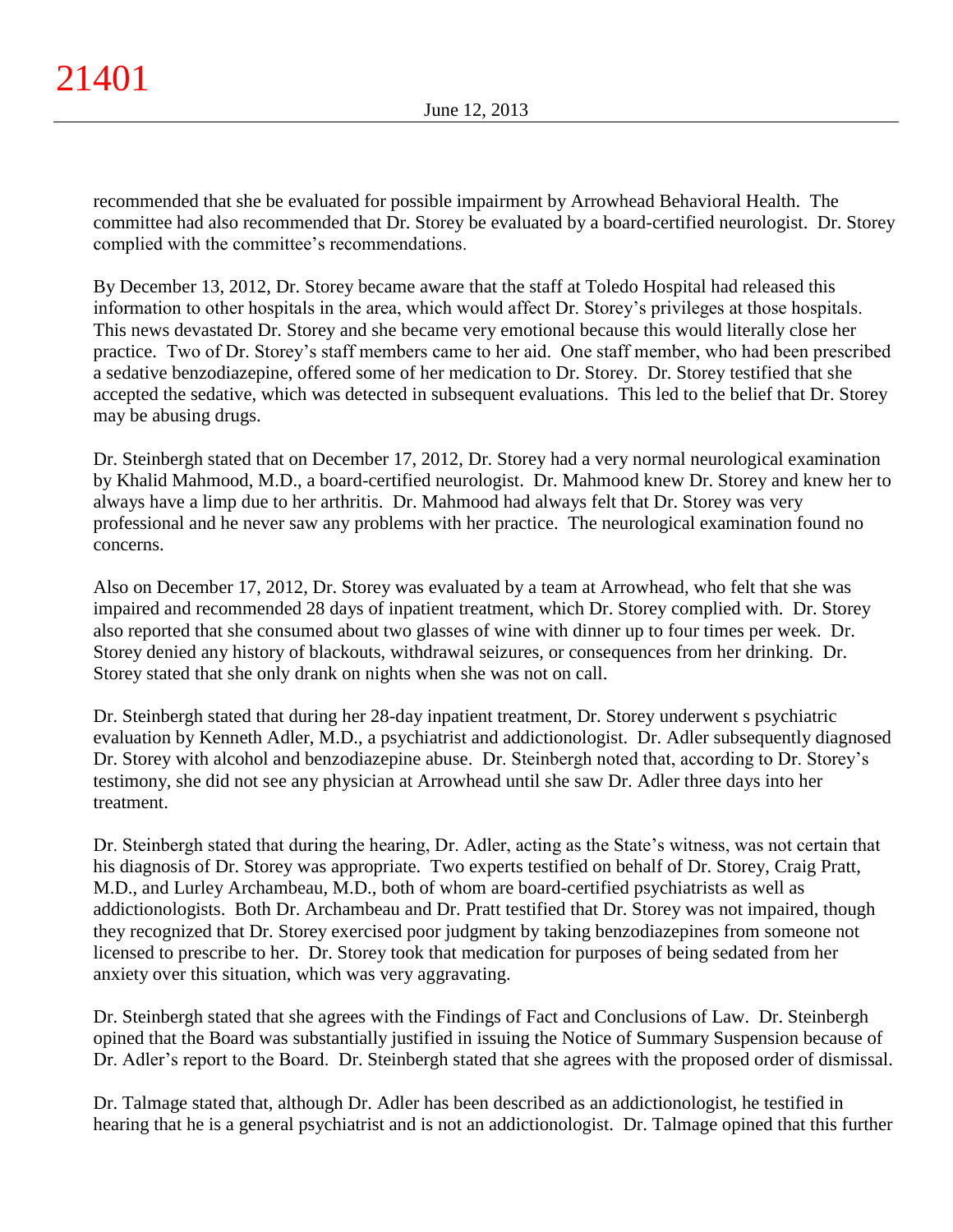recommended that she be evaluated for possible impairment by Arrowhead Behavioral Health. The committee had also recommended that Dr. Storey be evaluated by a board-certified neurologist. Dr. Storey complied with the committee's recommendations.

By December 13, 2012, Dr. Storey became aware that the staff at Toledo Hospital had released this information to other hospitals in the area, which would affect Dr. Storey's privileges at those hospitals. This news devastated Dr. Storey and she became very emotional because this would literally close her practice. Two of Dr. Storey's staff members came to her aid. One staff member, who had been prescribed a sedative benzodiazepine, offered some of her medication to Dr. Storey. Dr. Storey testified that she accepted the sedative, which was detected in subsequent evaluations. This led to the belief that Dr. Storey may be abusing drugs.

Dr. Steinbergh stated that on December 17, 2012, Dr. Storey had a very normal neurological examination by Khalid Mahmood, M.D., a board-certified neurologist. Dr. Mahmood knew Dr. Storey and knew her to always have a limp due to her arthritis. Dr. Mahmood had always felt that Dr. Storey was very professional and he never saw any problems with her practice. The neurological examination found no concerns.

Also on December 17, 2012, Dr. Storey was evaluated by a team at Arrowhead, who felt that she was impaired and recommended 28 days of inpatient treatment, which Dr. Storey complied with. Dr. Storey also reported that she consumed about two glasses of wine with dinner up to four times per week. Dr. Storey denied any history of blackouts, withdrawal seizures, or consequences from her drinking. Dr. Storey stated that she only drank on nights when she was not on call.

Dr. Steinbergh stated that during her 28-day inpatient treatment, Dr. Storey underwent s psychiatric evaluation by Kenneth Adler, M.D., a psychiatrist and addictionologist. Dr. Adler subsequently diagnosed Dr. Storey with alcohol and benzodiazepine abuse. Dr. Steinbergh noted that, according to Dr. Storey's testimony, she did not see any physician at Arrowhead until she saw Dr. Adler three days into her treatment.

Dr. Steinbergh stated that during the hearing, Dr. Adler, acting as the State's witness, was not certain that his diagnosis of Dr. Storey was appropriate. Two experts testified on behalf of Dr. Storey, Craig Pratt, M.D., and Lurley Archambeau, M.D., both of whom are board-certified psychiatrists as well as addictionologists. Both Dr. Archambeau and Dr. Pratt testified that Dr. Storey was not impaired, though they recognized that Dr. Storey exercised poor judgment by taking benzodiazepines from someone not licensed to prescribe to her. Dr. Storey took that medication for purposes of being sedated from her anxiety over this situation, which was very aggravating.

Dr. Steinbergh stated that she agrees with the Findings of Fact and Conclusions of Law. Dr. Steinbergh opined that the Board was substantially justified in issuing the Notice of Summary Suspension because of Dr. Adler's report to the Board. Dr. Steinbergh stated that she agrees with the proposed order of dismissal.

Dr. Talmage stated that, although Dr. Adler has been described as an addictionologist, he testified in hearing that he is a general psychiatrist and is not an addictionologist. Dr. Talmage opined that this further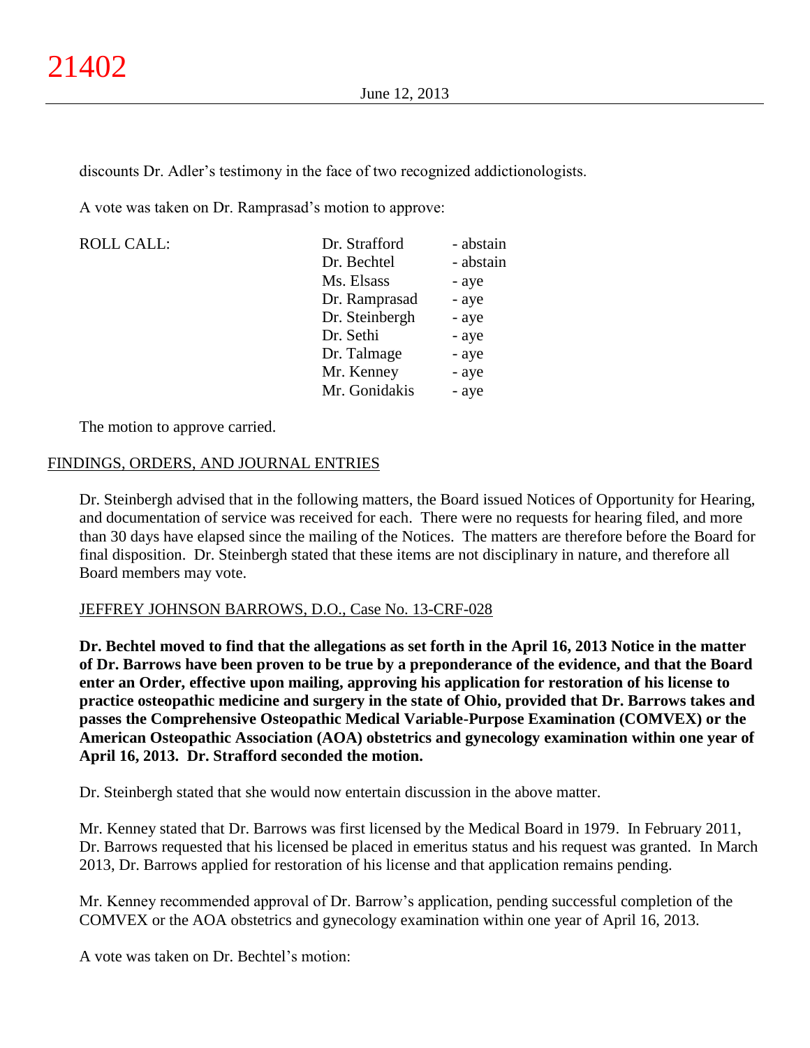discounts Dr. Adler's testimony in the face of two recognized addictionologists.

A vote was taken on Dr. Ramprasad's motion to approve:

| | | |
|---|---|---|
| ROLL CALL: | Dr. Strafford | - abstain |
| | Dr. Bechtel | - abstain |
| | Ms. Elsass | - aye |
| | Dr. Ramprasad | - aye |
| | Dr. Steinbergh | - aye |
| | Dr. Sethi | - aye |
| | Dr. Talmage | - aye |
| | Mr. Kenney | - aye |
| | Mr. Gonidakis | - aye |

The motion to approve carried.

## FINDINGS, ORDERS, AND JOURNAL ENTRIES

Dr. Steinbergh advised that in the following matters, the Board issued Notices of Opportunity for Hearing, and documentation of service was received for each. There were no requests for hearing filed, and more than 30 days have elapsed since the mailing of the Notices. The matters are therefore before the Board for final disposition. Dr. Steinbergh stated that these items are not disciplinary in nature, and therefore all Board members may vote.

### JEFFREY JOHNSON BARROWS, D.O., Case No. 13-CRF-028

**Dr. Bechtel moved to find that the allegations as set forth in the April 16, 2013 Notice in the matter of Dr. Barrows have been proven to be true by a preponderance of the evidence, and that the Board enter an Order, effective upon mailing, approving his application for restoration of his license to practice osteopathic medicine and surgery in the state of Ohio, provided that Dr. Barrows takes and passes the Comprehensive Osteopathic Medical Variable-Purpose Examination (COMVEX) or the American Osteopathic Association (AOA) obstetrics and gynecology examination within one year of April 16, 2013. Dr. Strafford seconded the motion.**

Dr. Steinbergh stated that she would now entertain discussion in the above matter.

Mr. Kenney stated that Dr. Barrows was first licensed by the Medical Board in 1979. In February 2011, Dr. Barrows requested that his licensed be placed in emeritus status and his request was granted. In March 2013, Dr. Barrows applied for restoration of his license and that application remains pending.

Mr. Kenney recommended approval of Dr. Barrow's application, pending successful completion of the COMVEX or the AOA obstetrics and gynecology examination within one year of April 16, 2013.

A vote was taken on Dr. Bechtel's motion: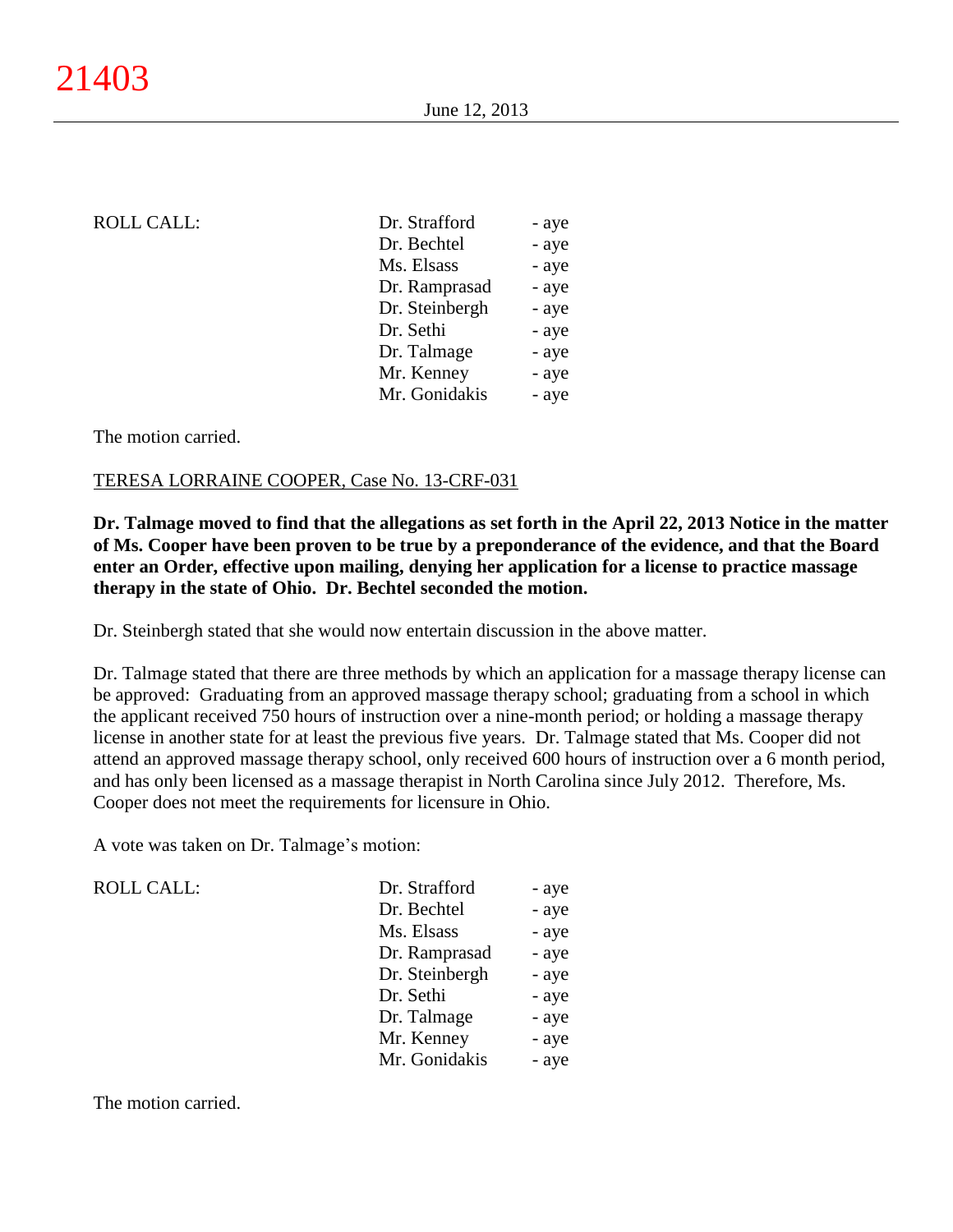ROLL CALL:

| | |
|---|---|
| Dr. Strafford | - aye |
| Dr. Bechtel | - aye |
| Ms. Elsass | - aye |
| Dr. Ramprasad | - aye |
| Dr. Steinbergh | - aye |
| Dr. Sethi | - aye |
| Dr. Talmage | - aye |
| Mr. Kenney | - aye |
| Mr. Gonidakis | - aye |

The motion carried.

TERESA LORRAINE COOPER, Case No. 13-CRF-031

**Dr. Talmage moved to find that the allegations as set forth in the April 22, 2013 Notice in the matter of Ms. Cooper have been proven to be true by a preponderance of the evidence, and that the Board enter an Order, effective upon mailing, denying her application for a license to practice massage therapy in the state of Ohio. Dr. Bechtel seconded the motion.**

Dr. Steinbergh stated that she would now entertain discussion in the above matter.

Dr. Talmage stated that there are three methods by which an application for a massage therapy license can be approved: Graduating from an approved massage therapy school; graduating from a school in which the applicant received 750 hours of instruction over a nine-month period; or holding a massage therapy license in another state for at least the previous five years. Dr. Talmage stated that Ms. Cooper did not attend an approved massage therapy school, only received 600 hours of instruction over a 6 month period, and has only been licensed as a massage therapist in North Carolina since July 2012. Therefore, Ms. Cooper does not meet the requirements for licensure in Ohio.

A vote was taken on Dr. Talmage's motion:

ROLL CALL:

| | |
|---|---|
| Dr. Strafford | - aye |
| Dr. Bechtel | - aye |
| Ms. Elsass | - aye |
| Dr. Ramprasad | - aye |
| Dr. Steinbergh | - aye |
| Dr. Sethi | - aye |
| Dr. Talmage | - aye |
| Mr. Kenney | - aye |
| Mr. Gonidakis | - aye |

The motion carried.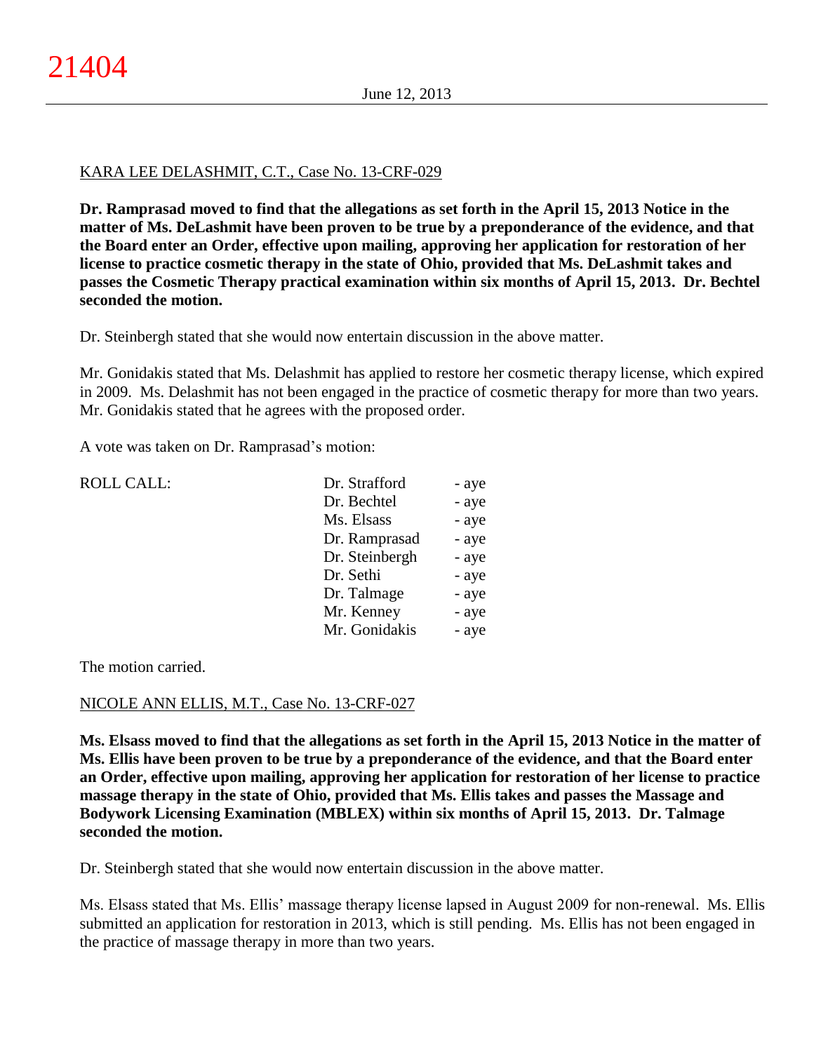KARA LEE DELASHMIT, C.T., Case No. 13-CRF-029

**Dr. Ramprasad moved to find that the allegations as set forth in the April 15, 2013 Notice in the matter of Ms. DeLashmit have been proven to be true by a preponderance of the evidence, and that the Board enter an Order, effective upon mailing, approving her application for restoration of her license to practice cosmetic therapy in the state of Ohio, provided that Ms. DeLashmit takes and passes the Cosmetic Therapy practical examination within six months of April 15, 2013. Dr. Bechtel seconded the motion.**

Dr. Steinbergh stated that she would now entertain discussion in the above matter.

Mr. Gonidakis stated that Ms. Delashmit has applied to restore her cosmetic therapy license, which expired in 2009. Ms. Delashmit has not been engaged in the practice of cosmetic therapy for more than two years. Mr. Gonidakis stated that he agrees with the proposed order.

A vote was taken on Dr. Ramprasad's motion:

| | | |
|---|---|---|
| ROLL CALL: | Dr. Strafford | - aye |
| | Dr. Bechtel | - aye |
| | Ms. Elsass | - aye |
| | Dr. Ramprasad | - aye |
| | Dr. Steinbergh | - aye |
| | Dr. Sethi | - aye |
| | Dr. Talmage | - aye |
| | Mr. Kenney | - aye |
| | Mr. Gonidakis | - aye |

The motion carried.

NICOLE ANN ELLIS, M.T., Case No. 13-CRF-027

**Ms. Elsass moved to find that the allegations as set forth in the April 15, 2013 Notice in the matter of Ms. Ellis have been proven to be true by a preponderance of the evidence, and that the Board enter an Order, effective upon mailing, approving her application for restoration of her license to practice massage therapy in the state of Ohio, provided that Ms. Ellis takes and passes the Massage and Bodywork Licensing Examination (MBLEX) within six months of April 15, 2013. Dr. Talmage seconded the motion.**

Dr. Steinbergh stated that she would now entertain discussion in the above matter.

Ms. Elsass stated that Ms. Ellis' massage therapy license lapsed in August 2009 for non-renewal. Ms. Ellis submitted an application for restoration in 2013, which is still pending. Ms. Ellis has not been engaged in the practice of massage therapy in more than two years.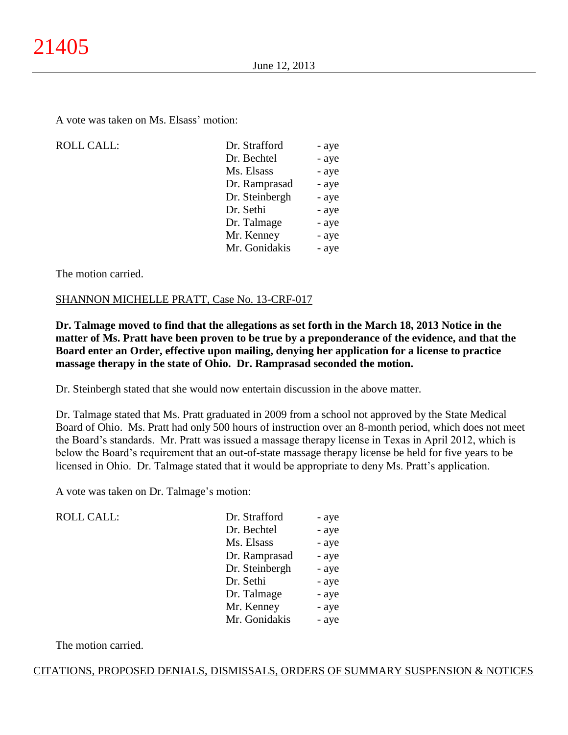A vote was taken on Ms. Elsass' motion:

| | | |
|---|---|---|
| ROLL CALL: | Dr. Strafford | - aye |
| | Dr. Bechtel | - aye |
| | Ms. Elsass | - aye |
| | Dr. Ramprasad | - aye |
| | Dr. Steinbergh | - aye |
| | Dr. Sethi | - aye |
| | Dr. Talmage | - aye |
| | Mr. Kenney | - aye |
| | Mr. Gonidakis | - aye |

The motion carried.

SHANNON MICHELLE PRATT, Case No. 13-CRF-017

**Dr. Talmage moved to find that the allegations as set forth in the March 18, 2013 Notice in the matter of Ms. Pratt have been proven to be true by a preponderance of the evidence, and that the Board enter an Order, effective upon mailing, denying her application for a license to practice massage therapy in the state of Ohio. Dr. Ramprasad seconded the motion.**

Dr. Steinbergh stated that she would now entertain discussion in the above matter.

Dr. Talmage stated that Ms. Pratt graduated in 2009 from a school not approved by the State Medical Board of Ohio. Ms. Pratt had only 500 hours of instruction over an 8-month period, which does not meet the Board's standards. Mr. Pratt was issued a massage therapy license in Texas in April 2012, which is below the Board's requirement that an out-of-state massage therapy license be held for five years to be licensed in Ohio. Dr. Talmage stated that it would be appropriate to deny Ms. Pratt's application.

A vote was taken on Dr. Talmage's motion:

| | | |
|---|---|---|
| ROLL CALL: | Dr. Strafford | - aye |
| | Dr. Bechtel | - aye |
| | Ms. Elsass | - aye |
| | Dr. Ramprasad | - aye |
| | Dr. Steinbergh | - aye |
| | Dr. Sethi | - aye |
| | Dr. Talmage | - aye |
| | Mr. Kenney | - aye |
| | Mr. Gonidakis | - aye |

The motion carried.

CITATIONS, PROPOSED DENIALS, DISMISSALS, ORDERS OF SUMMARY SUSPENSION & NOTICES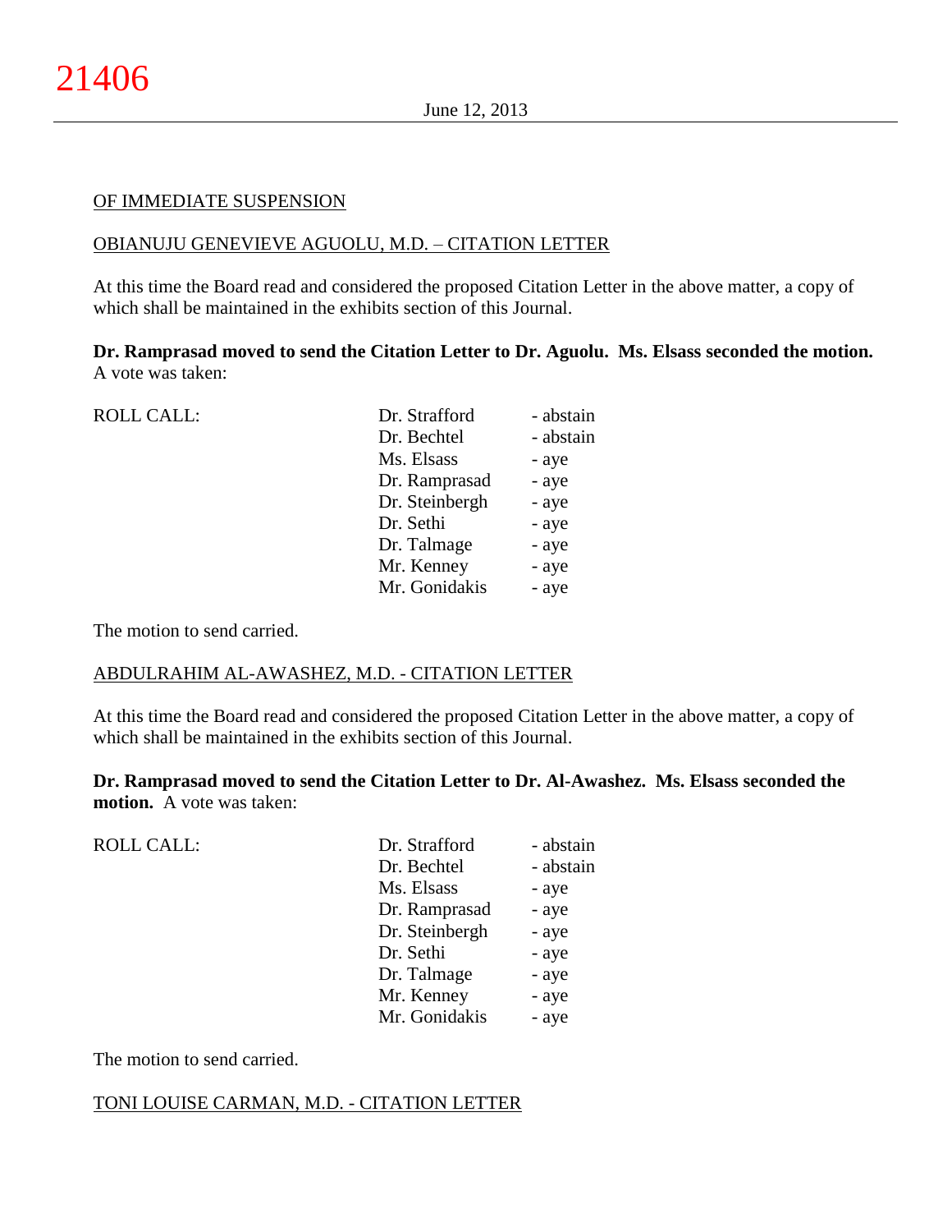OF IMMEDIATE SUSPENSION

OBIANUJU GENEVIEVE AGUOLU, M.D. – CITATION LETTER

At this time the Board read and considered the proposed Citation Letter in the above matter, a copy of which shall be maintained in the exhibits section of this Journal.

**Dr. Ramprasad moved to send the Citation Letter to Dr. Aguolu. Ms. Elsass seconded the motion.** A vote was taken:

| | | |
|---|---|---|
| ROLL CALL: | Dr. Strafford | - abstain |
| | Dr. Bechtel | - abstain |
| | Ms. Elsass | - aye |
| | Dr. Ramprasad | - aye |
| | Dr. Steinbergh | - aye |
| | Dr. Sethi | - aye |
| | Dr. Talmage | - aye |
| | Mr. Kenney | - aye |
| | Mr. Gonidakis | - aye |

The motion to send carried.

ABDULRAHIM AL-AWASHEZ, M.D. - CITATION LETTER

At this time the Board read and considered the proposed Citation Letter in the above matter, a copy of which shall be maintained in the exhibits section of this Journal.

**Dr. Ramprasad moved to send the Citation Letter to Dr. Al-Awashez. Ms. Elsass seconded the motion.** A vote was taken:

| | | |
|---|---|---|
| ROLL CALL: | Dr. Strafford | - abstain |
| | Dr. Bechtel | - abstain |
| | Ms. Elsass | - aye |
| | Dr. Ramprasad | - aye |
| | Dr. Steinbergh | - aye |
| | Dr. Sethi | - aye |
| | Dr. Talmage | - aye |
| | Mr. Kenney | - aye |
| | Mr. Gonidakis | - aye |

The motion to send carried.

TONI LOUISE CARMAN, M.D. - CITATION LETTER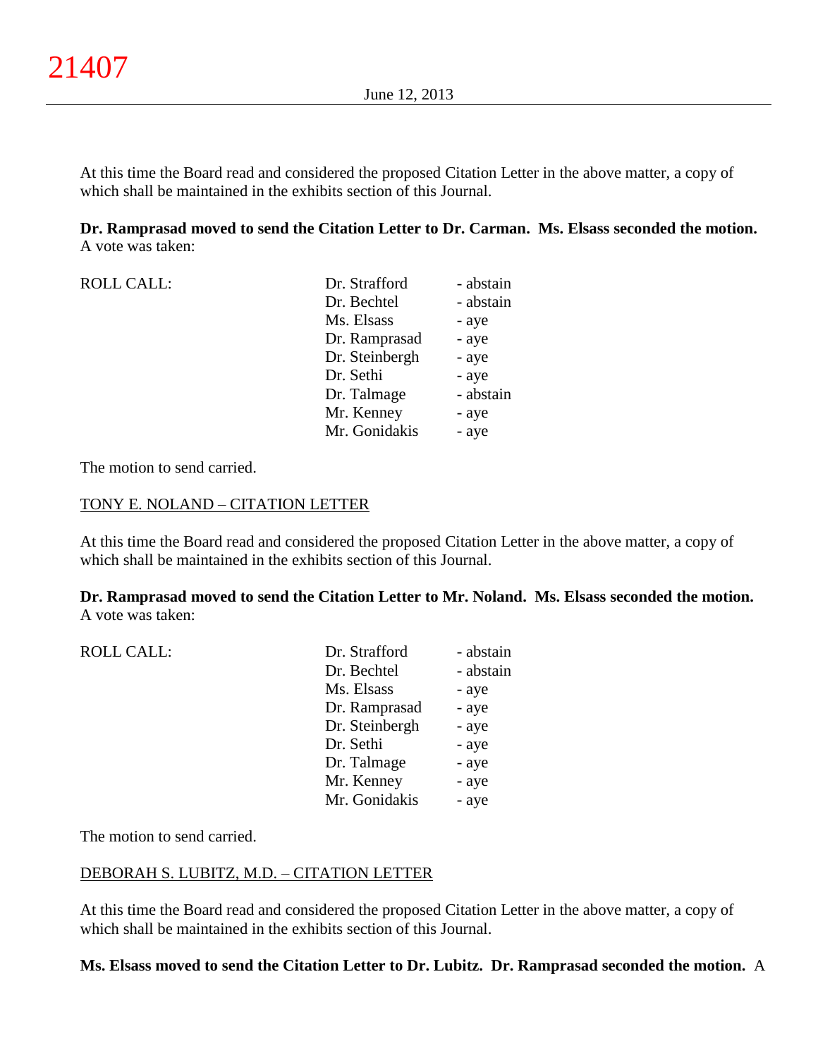At this time the Board read and considered the proposed Citation Letter in the above matter, a copy of which shall be maintained in the exhibits section of this Journal.

**Dr. Ramprasad moved to send the Citation Letter to Dr. Carman. Ms. Elsass seconded the motion.** A vote was taken:

| | | |
|---|---|---|
| ROLL CALL: | Dr. Strafford | - abstain |
| | Dr. Bechtel | - abstain |
| | Ms. Elsass | - aye |
| | Dr. Ramprasad | - aye |
| | Dr. Steinbergh | - aye |
| | Dr. Sethi | - aye |
| | Dr. Talmage | - abstain |
| | Mr. Kenney | - aye |
| | Mr. Gonidakis | - aye |

The motion to send carried.

<u>TONY E. NOLAND – CITATION LETTER</u>

At this time the Board read and considered the proposed Citation Letter in the above matter, a copy of which shall be maintained in the exhibits section of this Journal.

**Dr. Ramprasad moved to send the Citation Letter to Mr. Noland. Ms. Elsass seconded the motion.** A vote was taken:

| | | |
|---|---|---|
| ROLL CALL: | Dr. Strafford | - abstain |
| | Dr. Bechtel | - abstain |
| | Ms. Elsass | - aye |
| | Dr. Ramprasad | - aye |
| | Dr. Steinbergh | - aye |
| | Dr. Sethi | - aye |
| | Dr. Talmage | - aye |
| | Mr. Kenney | - aye |
| | Mr. Gonidakis | - aye |

The motion to send carried.

<u>DEBORAH S. LUBITZ, M.D. – CITATION LETTER</u>

At this time the Board read and considered the proposed Citation Letter in the above matter, a copy of which shall be maintained in the exhibits section of this Journal.

**Ms. Elsass moved to send the Citation Letter to Dr. Lubitz. Dr. Ramprasad seconded the motion.** A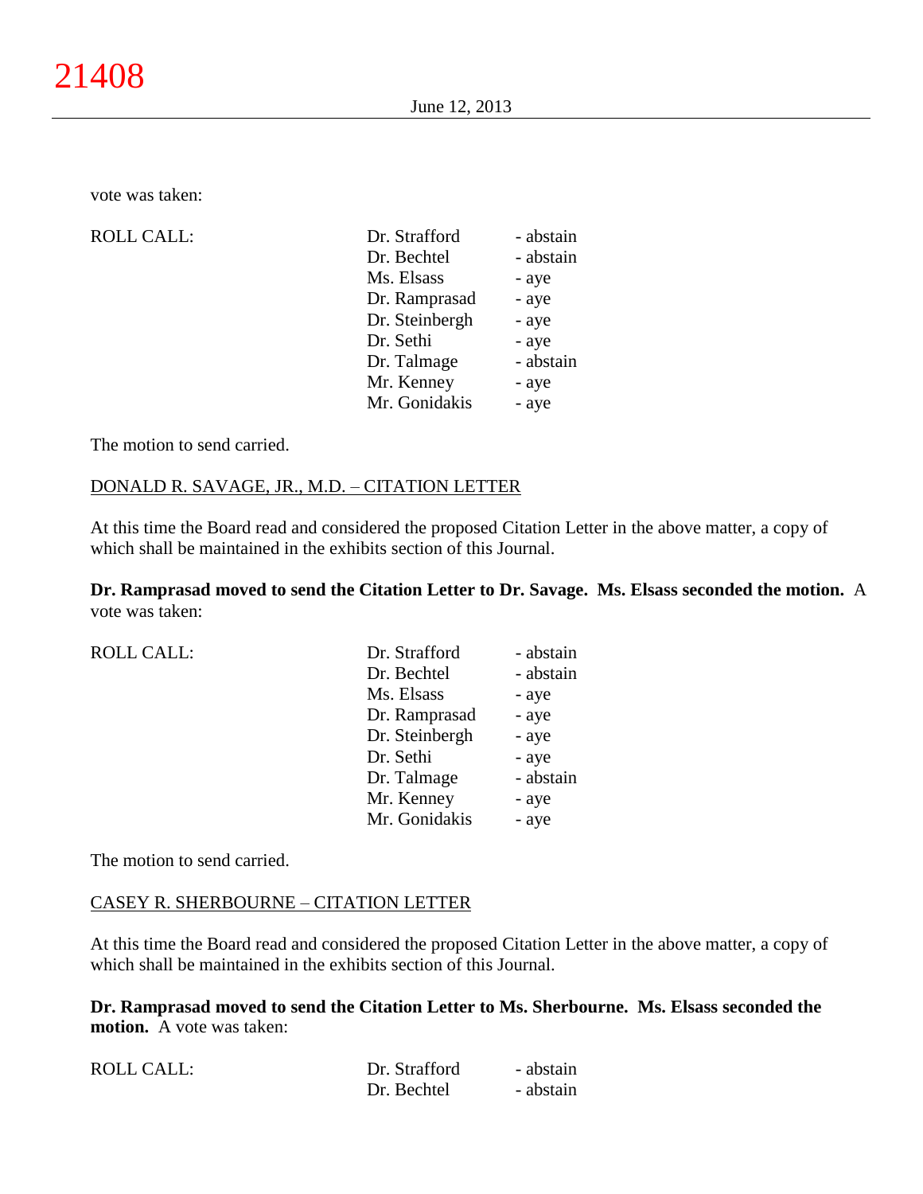vote was taken:

| | | |
|---|---|---|
| ROLL CALL: | Dr. Strafford | - abstain |
| | Dr. Bechtel | - abstain |
| | Ms. Elsass | - aye |
| | Dr. Ramprasad | - aye |
| | Dr. Steinbergh | - aye |
| | Dr. Sethi | - aye |
| | Dr. Talmage | - abstain |
| | Mr. Kenney | - aye |
| | Mr. Gonidakis | - aye |

The motion to send carried.

DONALD R. SAVAGE, JR., M.D. – CITATION LETTER

At this time the Board read and considered the proposed Citation Letter in the above matter, a copy of which shall be maintained in the exhibits section of this Journal.

**Dr. Ramprasad moved to send the Citation Letter to Dr. Savage. Ms. Elsass seconded the motion.** A vote was taken:

| | | |
|---|---|---|
| ROLL CALL: | Dr. Strafford | - abstain |
| | Dr. Bechtel | - abstain |
| | Ms. Elsass | - aye |
| | Dr. Ramprasad | - aye |
| | Dr. Steinbergh | - aye |
| | Dr. Sethi | - aye |
| | Dr. Talmage | - abstain |
| | Mr. Kenney | - aye |
| | Mr. Gonidakis | - aye |

The motion to send carried.

CASEY R. SHERBOURNE – CITATION LETTER

At this time the Board read and considered the proposed Citation Letter in the above matter, a copy of which shall be maintained in the exhibits section of this Journal.

**Dr. Ramprasad moved to send the Citation Letter to Ms. Sherbourne. Ms. Elsass seconded the motion.** A vote was taken:

| | | |
|---|---|---|
| ROLL CALL: | Dr. Strafford | - abstain |
| | Dr. Bechtel | - abstain |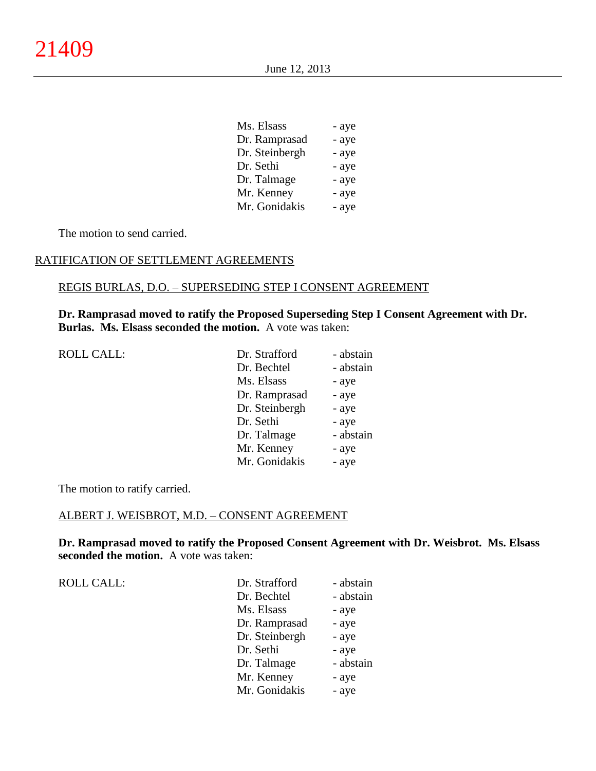| | |
|---|---|
| Ms. Elsass | - aye |
| Dr. Ramprasad | - aye |
| Dr. Steinbergh | - aye |
| Dr. Sethi | - aye |
| Dr. Talmage | - aye |
| Mr. Kenney | - aye |
| Mr. Gonidakis | - aye |

The motion to send carried.

RATIFICATION OF SETTLEMENT AGREEMENTS

REGIS BURLAS, D.O. – SUPERSEDING STEP I CONSENT AGREEMENT

**Dr. Ramprasad moved to ratify the Proposed Superseding Step I Consent Agreement with Dr. Burlas. Ms. Elsass seconded the motion.** A vote was taken:

| | | |
|---|---|---|
| ROLL CALL: | Dr. Strafford | - abstain |
| | Dr. Bechtel | - abstain |
| | Ms. Elsass | - aye |
| | Dr. Ramprasad | - aye |
| | Dr. Steinbergh | - aye |
| | Dr. Sethi | - aye |
| | Dr. Talmage | - abstain |
| | Mr. Kenney | - aye |
| | Mr. Gonidakis | - aye |

The motion to ratify carried.

ALBERT J. WEISBROT, M.D. – CONSENT AGREEMENT

**Dr. Ramprasad moved to ratify the Proposed Consent Agreement with Dr. Weisbrot. Ms. Elsass seconded the motion.** A vote was taken:

| | | |
|---|---|---|
| ROLL CALL: | Dr. Strafford | - abstain |
| | Dr. Bechtel | - abstain |
| | Ms. Elsass | - aye |
| | Dr. Ramprasad | - aye |
| | Dr. Steinbergh | - aye |
| | Dr. Sethi | - aye |
| | Dr. Talmage | - abstain |
| | Mr. Kenney | - aye |
| | Mr. Gonidakis | - aye |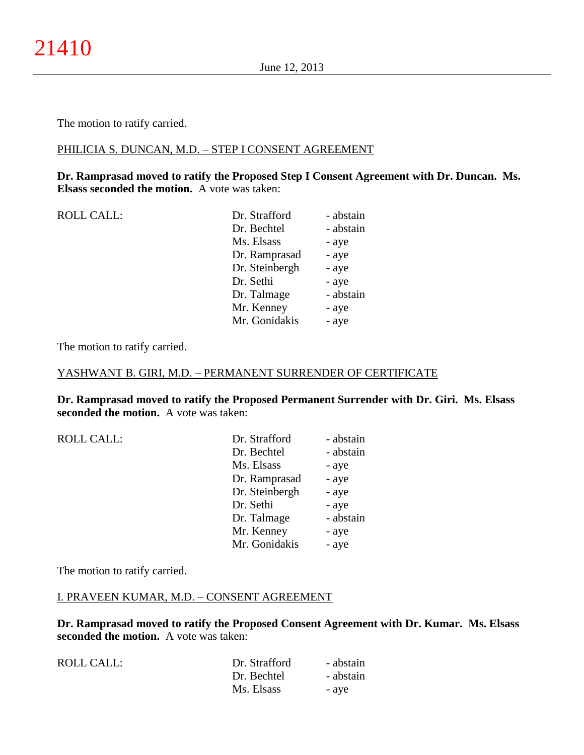The motion to ratify carried.

PHILICIA S. DUNCAN, M.D. – STEP I CONSENT AGREEMENT

**Dr. Ramprasad moved to ratify the Proposed Step I Consent Agreement with Dr. Duncan. Ms. Elsass seconded the motion.** A vote was taken:

| | | |
|---|---|---|
| ROLL CALL: | Dr. Strafford | - abstain |
| | Dr. Bechtel | - abstain |
| | Ms. Elsass | - aye |
| | Dr. Ramprasad | - aye |
| | Dr. Steinbergh | - aye |
| | Dr. Sethi | - aye |
| | Dr. Talmage | - abstain |
| | Mr. Kenney | - aye |
| | Mr. Gonidakis | - aye |

The motion to ratify carried.

YASHWANT B. GIRI, M.D. – PERMANENT SURRENDER OF CERTIFICATE

**Dr. Ramprasad moved to ratify the Proposed Permanent Surrender with Dr. Giri. Ms. Elsass seconded the motion.** A vote was taken:

| | | |
|---|---|---|
| ROLL CALL: | Dr. Strafford | - abstain |
| | Dr. Bechtel | - abstain |
| | Ms. Elsass | - aye |
| | Dr. Ramprasad | - aye |
| | Dr. Steinbergh | - aye |
| | Dr. Sethi | - aye |
| | Dr. Talmage | - abstain |
| | Mr. Kenney | - aye |
| | Mr. Gonidakis | - aye |

The motion to ratify carried.

I. PRAVEEN KUMAR, M.D. – CONSENT AGREEMENT

**Dr. Ramprasad moved to ratify the Proposed Consent Agreement with Dr. Kumar. Ms. Elsass seconded the motion.** A vote was taken:

| | | |
|---|---|---|
| ROLL CALL: | Dr. Strafford | - abstain |
| | Dr. Bechtel | - abstain |
| | Ms. Elsass | - aye |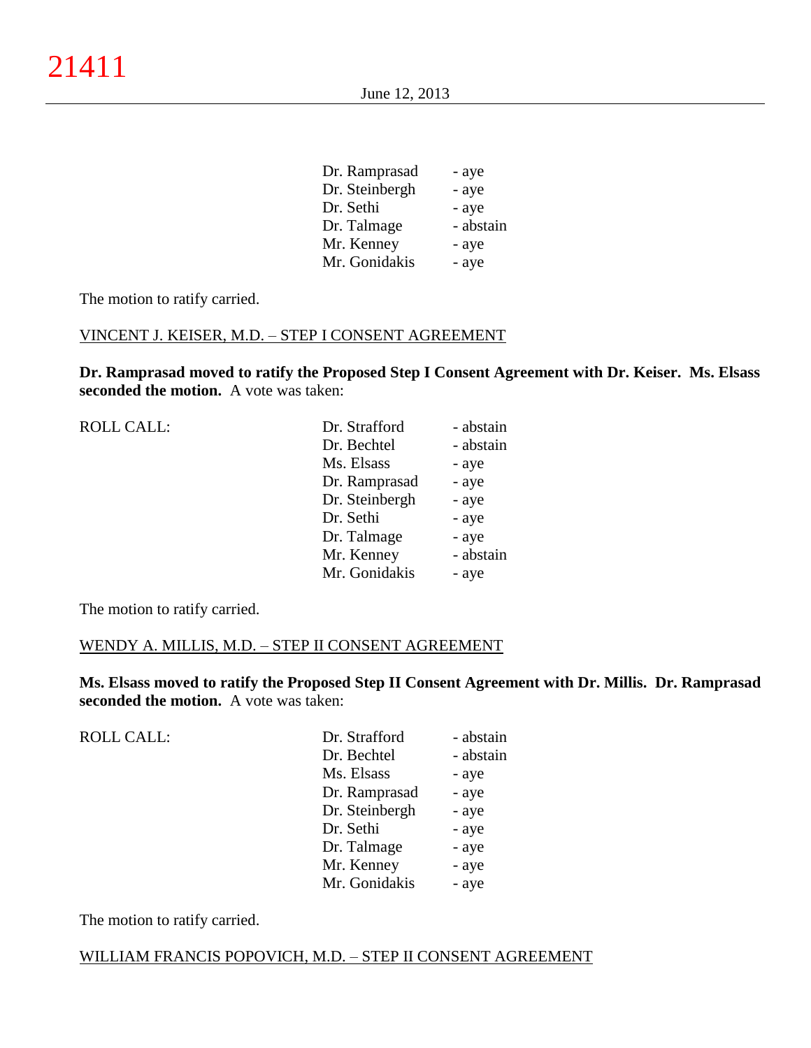| | |
|---|---|
| Dr. Ramprasad | - aye |
| Dr. Steinbergh | - aye |
| Dr. Sethi | - aye |
| Dr. Talmage | - abstain |
| Mr. Kenney | - aye |
| Mr. Gonidakis | - aye |

The motion to ratify carried.

VINCENT J. KEISER, M.D. – STEP I CONSENT AGREEMENT

**Dr. Ramprasad moved to ratify the Proposed Step I Consent Agreement with Dr. Keiser. Ms. Elsass seconded the motion.** A vote was taken:

| | | |
|---|---|---|
| ROLL CALL: | Dr. Strafford | - abstain |
| | Dr. Bechtel | - abstain |
| | Ms. Elsass | - aye |
| | Dr. Ramprasad | - aye |
| | Dr. Steinbergh | - aye |
| | Dr. Sethi | - aye |
| | Dr. Talmage | - aye |
| | Mr. Kenney | - abstain |
| | Mr. Gonidakis | - aye |

The motion to ratify carried.

WENDY A. MILLIS, M.D. – STEP II CONSENT AGREEMENT

**Ms. Elsass moved to ratify the Proposed Step II Consent Agreement with Dr. Millis. Dr. Ramprasad seconded the motion.** A vote was taken:

| | | |
|---|---|---|
| ROLL CALL: | Dr. Strafford | - abstain |
| | Dr. Bechtel | - abstain |
| | Ms. Elsass | - aye |
| | Dr. Ramprasad | - aye |
| | Dr. Steinbergh | - aye |
| | Dr. Sethi | - aye |
| | Dr. Talmage | - aye |
| | Mr. Kenney | - aye |
| | Mr. Gonidakis | - aye |

The motion to ratify carried.

WILLIAM FRANCIS POPOVICH, M.D. – STEP II CONSENT AGREEMENT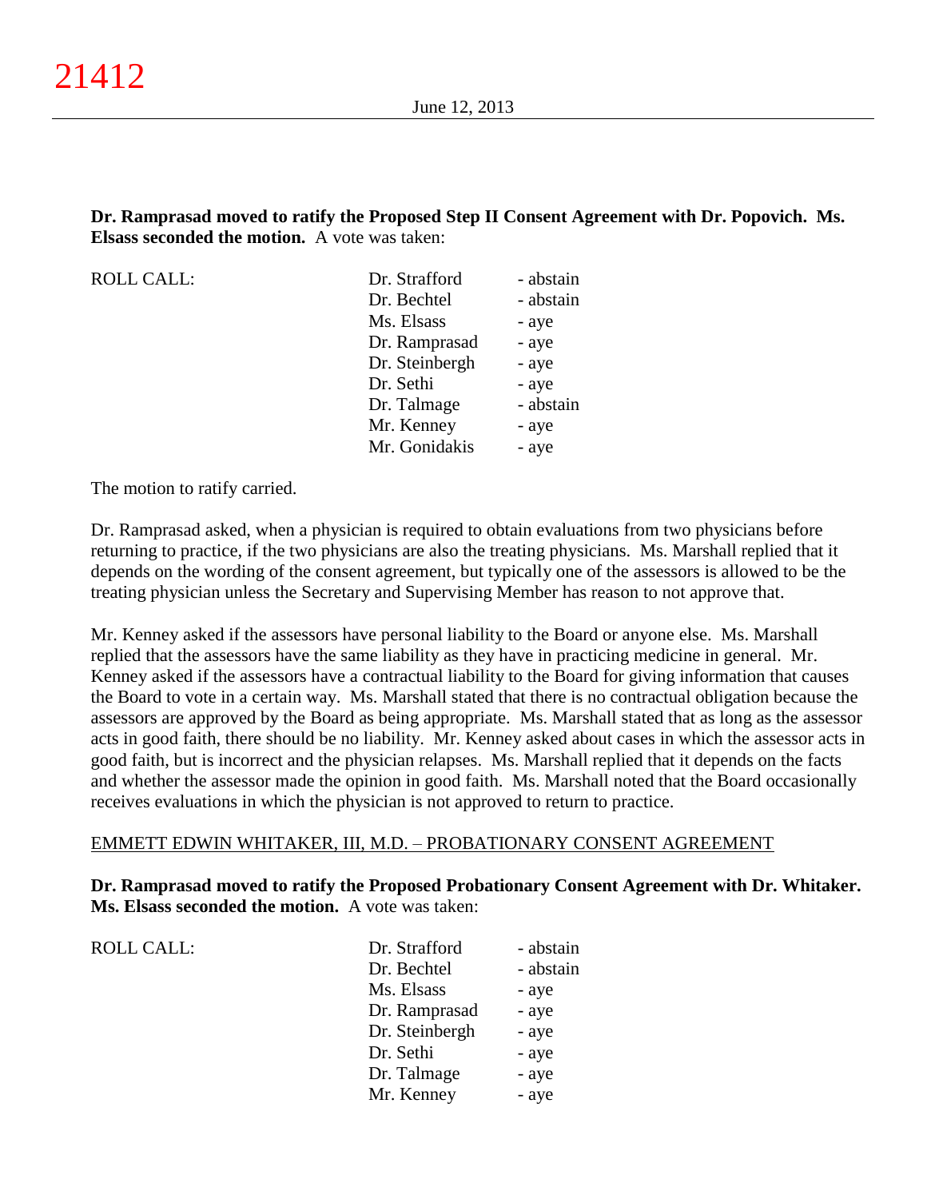**Dr. Ramprasad moved to ratify the Proposed Step II Consent Agreement with Dr. Popovich. Ms. Elsass seconded the motion.** A vote was taken:

| ROLL CALL: | | |
|---|---|---|
| | Dr. Strafford | - abstain |
| | Dr. Bechtel | - abstain |
| | Ms. Elsass | - aye |
| | Dr. Ramprasad | - aye |
| | Dr. Steinbergh | - aye |
| | Dr. Sethi | - aye |
| | Dr. Talmage | - abstain |
| | Mr. Kenney | - aye |
| | Mr. Gonidakis | - aye |

The motion to ratify carried.

Dr. Ramprasad asked, when a physician is required to obtain evaluations from two physicians before returning to practice, if the two physicians are also the treating physicians. Ms. Marshall replied that it depends on the wording of the consent agreement, but typically one of the assessors is allowed to be the treating physician unless the Secretary and Supervising Member has reason to not approve that.

Mr. Kenney asked if the assessors have personal liability to the Board or anyone else. Ms. Marshall replied that the assessors have the same liability as they have in practicing medicine in general. Mr. Kenney asked if the assessors have a contractual liability to the Board for giving information that causes the Board to vote in a certain way. Ms. Marshall stated that there is no contractual obligation because the assessors are approved by the Board as being appropriate. Ms. Marshall stated that as long as the assessor acts in good faith, there should be no liability. Mr. Kenney asked about cases in which the assessor acts in good faith, but is incorrect and the physician relapses. Ms. Marshall replied that it depends on the facts and whether the assessor made the opinion in good faith. Ms. Marshall noted that the Board occasionally receives evaluations in which the physician is not approved to return to practice.

EMMETT EDWIN WHITAKER, III, M.D. – PROBATIONARY CONSENT AGREEMENT

**Dr. Ramprasad moved to ratify the Proposed Probationary Consent Agreement with Dr. Whitaker. Ms. Elsass seconded the motion.** A vote was taken:

| ROLL CALL: | | |
|---|---|---|
| | Dr. Strafford | - abstain |
| | Dr. Bechtel | - abstain |
| | Ms. Elsass | - aye |
| | Dr. Ramprasad | - aye |
| | Dr. Steinbergh | - aye |
| | Dr. Sethi | - aye |
| | Dr. Talmage | - aye |
| | Mr. Kenney | - aye |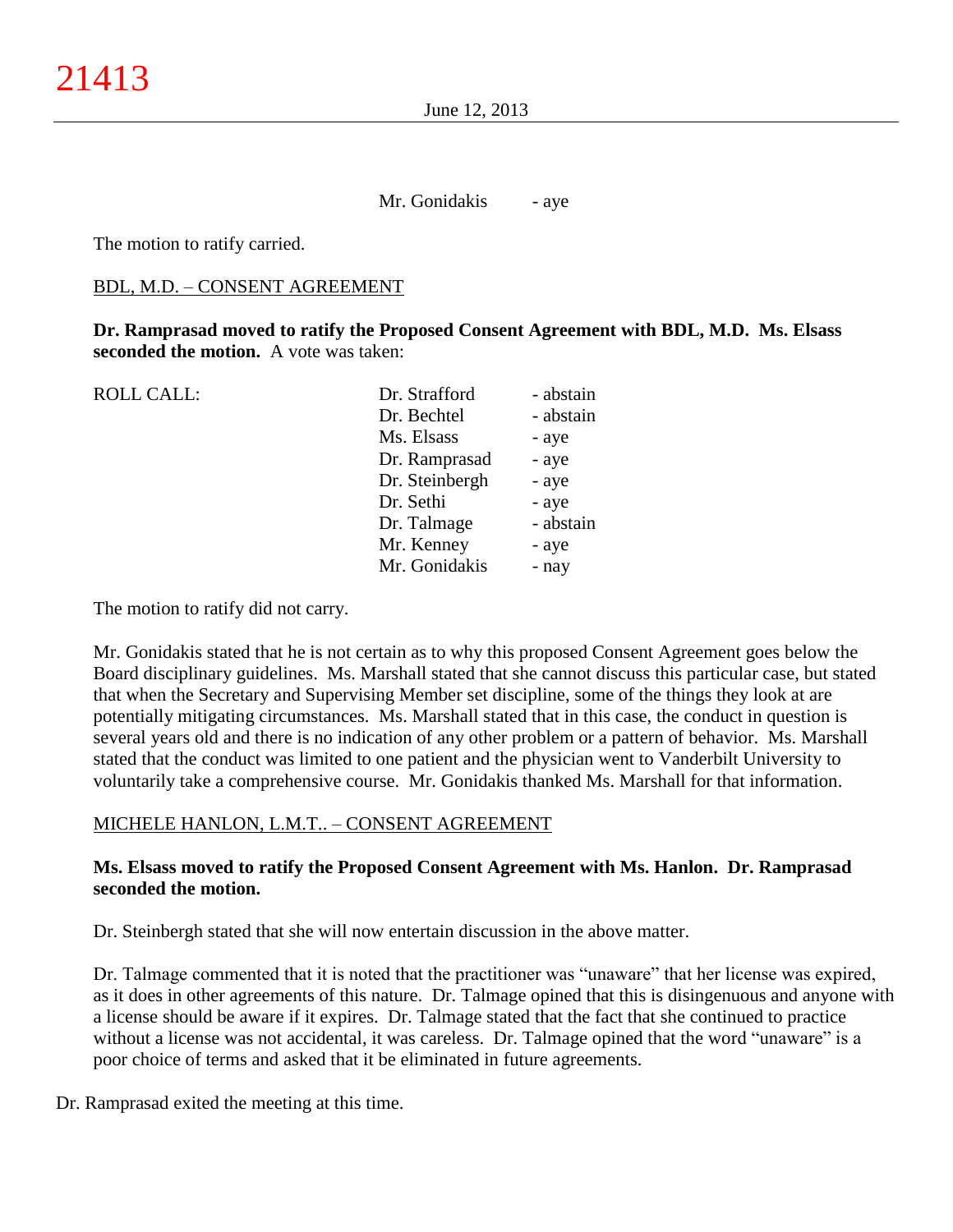| | |
|---|---|
| Mr. Gonidakis | - aye |

The motion to ratify carried.

BDL, M.D. – CONSENT AGREEMENT

**Dr. Ramprasad moved to ratify the Proposed Consent Agreement with BDL, M.D. Ms. Elsass seconded the motion.** A vote was taken:

| ROLL CALL: | | |
|---|---|---|
| | Dr. Strafford | - abstain |
| | Dr. Bechtel | - abstain |
| | Ms. Elsass | - aye |
| | Dr. Ramprasad | - aye |
| | Dr. Steinbergh | - aye |
| | Dr. Sethi | - aye |
| | Dr. Talmage | - abstain |
| | Mr. Kenney | - aye |
| | Mr. Gonidakis | - nay |

The motion to ratify did not carry.

Mr. Gonidakis stated that he is not certain as to why this proposed Consent Agreement goes below the Board disciplinary guidelines. Ms. Marshall stated that she cannot discuss this particular case, but stated that when the Secretary and Supervising Member set discipline, some of the things they look at are potentially mitigating circumstances. Ms. Marshall stated that in this case, the conduct in question is several years old and there is no indication of any other problem or a pattern of behavior. Ms. Marshall stated that the conduct was limited to one patient and the physician went to Vanderbilt University to voluntarily take a comprehensive course. Mr. Gonidakis thanked Ms. Marshall for that information.

MICHELE HANLON, L.M.T.. – CONSENT AGREEMENT

**Ms. Elsass moved to ratify the Proposed Consent Agreement with Ms. Hanlon. Dr. Ramprasad seconded the motion.**

Dr. Steinbergh stated that she will now entertain discussion in the above matter.

Dr. Talmage commented that it is noted that the practitioner was "unaware" that her license was expired, as it does in other agreements of this nature. Dr. Talmage opined that this is disingenuous and anyone with a license should be aware if it expires. Dr. Talmage stated that the fact that she continued to practice without a license was not accidental, it was careless. Dr. Talmage opined that the word "unaware" is a poor choice of terms and asked that it be eliminated in future agreements.

Dr. Ramprasad exited the meeting at this time.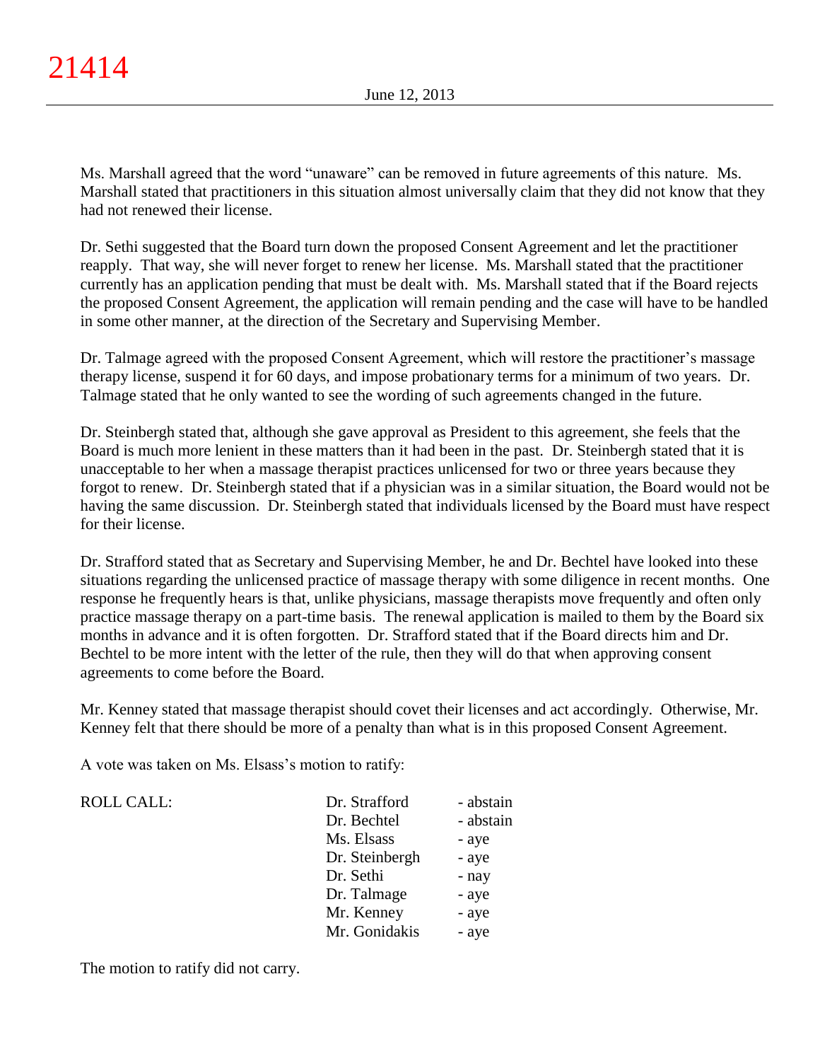Ms. Marshall agreed that the word "unaware" can be removed in future agreements of this nature. Ms. Marshall stated that practitioners in this situation almost universally claim that they did not know that they had not renewed their license.

Dr. Sethi suggested that the Board turn down the proposed Consent Agreement and let the practitioner reapply. That way, she will never forget to renew her license. Ms. Marshall stated that the practitioner currently has an application pending that must be dealt with. Ms. Marshall stated that if the Board rejects the proposed Consent Agreement, the application will remain pending and the case will have to be handled in some other manner, at the direction of the Secretary and Supervising Member.

Dr. Talmage agreed with the proposed Consent Agreement, which will restore the practitioner's massage therapy license, suspend it for 60 days, and impose probationary terms for a minimum of two years. Dr. Talmage stated that he only wanted to see the wording of such agreements changed in the future.

Dr. Steinbergh stated that, although she gave approval as President to this agreement, she feels that the Board is much more lenient in these matters than it had been in the past. Dr. Steinbergh stated that it is unacceptable to her when a massage therapist practices unlicensed for two or three years because they forgot to renew. Dr. Steinbergh stated that if a physician was in a similar situation, the Board would not be having the same discussion. Dr. Steinbergh stated that individuals licensed by the Board must have respect for their license.

Dr. Strafford stated that as Secretary and Supervising Member, he and Dr. Bechtel have looked into these situations regarding the unlicensed practice of massage therapy with some diligence in recent months. One response he frequently hears is that, unlike physicians, massage therapists move frequently and often only practice massage therapy on a part-time basis. The renewal application is mailed to them by the Board six months in advance and it is often forgotten. Dr. Strafford stated that if the Board directs him and Dr. Bechtel to be more intent with the letter of the rule, then they will do that when approving consent agreements to come before the Board.

Mr. Kenney stated that massage therapist should covet their licenses and act accordingly. Otherwise, Mr. Kenney felt that there should be more of a penalty than what is in this proposed Consent Agreement.

A vote was taken on Ms. Elsass's motion to ratify:

| | | |
|---|---|---|
| ROLL CALL: | Dr. Strafford | - abstain |
| | Dr. Bechtel | - abstain |
| | Ms. Elsass | - aye |
| | Dr. Steinbergh | - aye |
| | Dr. Sethi | - nay |
| | Dr. Talmage | - aye |
| | Mr. Kenney | - aye |
| | Mr. Gonidakis | - aye |

The motion to ratify did not carry.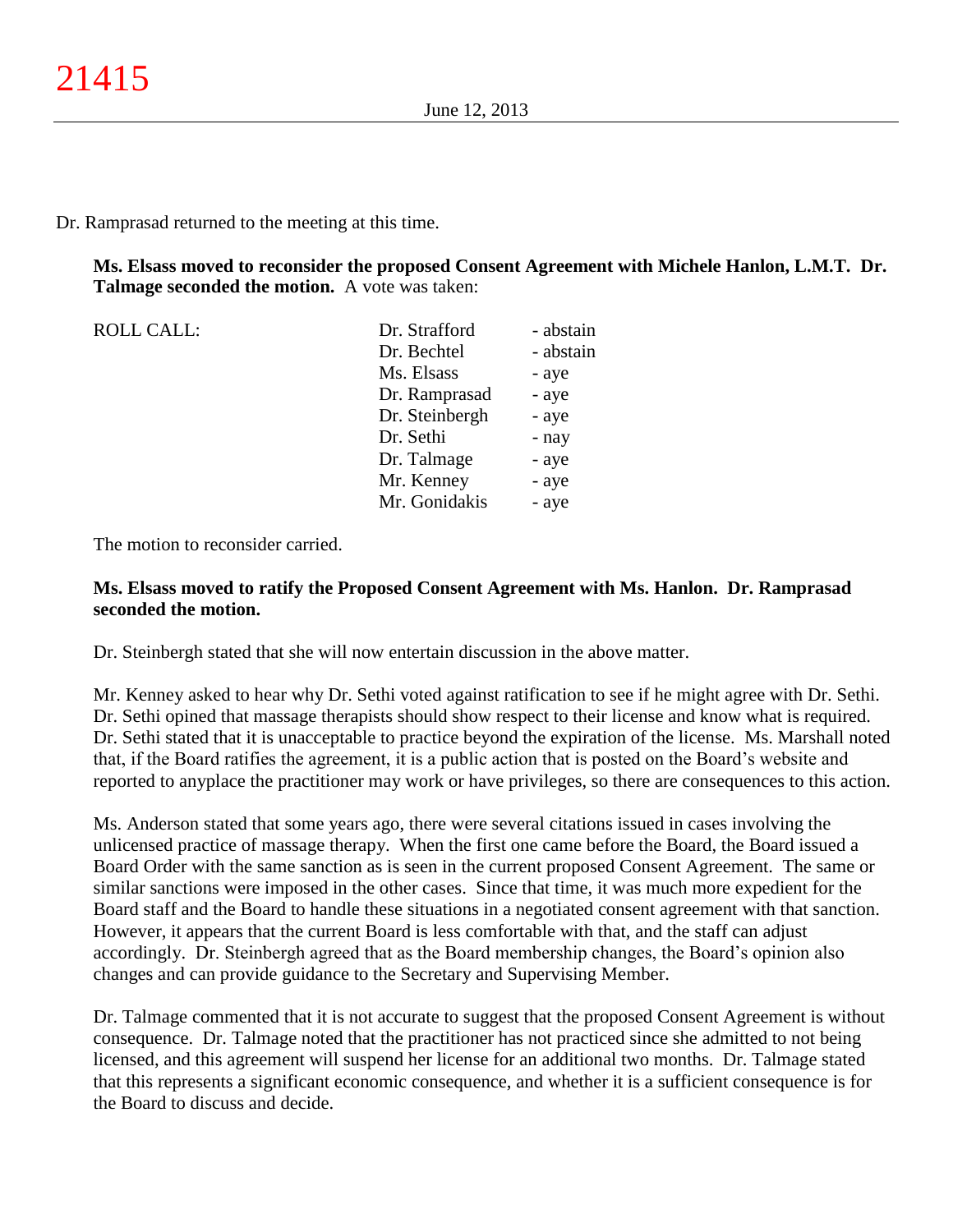Dr. Ramprasad returned to the meeting at this time.

**Ms. Elsass moved to reconsider the proposed Consent Agreement with Michele Hanlon, L.M.T. Dr. Talmage seconded the motion.** A vote was taken:

| | | |
|---|---|---|
| ROLL CALL: | Dr. Strafford | - abstain |
| | Dr. Bechtel | - abstain |
| | Ms. Elsass | - aye |
| | Dr. Ramprasad | - aye |
| | Dr. Steinbergh | - aye |
| | Dr. Sethi | - nay |
| | Dr. Talmage | - aye |
| | Mr. Kenney | - aye |
| | Mr. Gonidakis | - aye |

The motion to reconsider carried.

**Ms. Elsass moved to ratify the Proposed Consent Agreement with Ms. Hanlon. Dr. Ramprasad seconded the motion.**

Dr. Steinbergh stated that she will now entertain discussion in the above matter.

Mr. Kenney asked to hear why Dr. Sethi voted against ratification to see if he might agree with Dr. Sethi. Dr. Sethi opined that massage therapists should show respect to their license and know what is required. Dr. Sethi stated that it is unacceptable to practice beyond the expiration of the license. Ms. Marshall noted that, if the Board ratifies the agreement, it is a public action that is posted on the Board's website and reported to anyplace the practitioner may work or have privileges, so there are consequences to this action.

Ms. Anderson stated that some years ago, there were several citations issued in cases involving the unlicensed practice of massage therapy. When the first one came before the Board, the Board issued a Board Order with the same sanction as is seen in the current proposed Consent Agreement. The same or similar sanctions were imposed in the other cases. Since that time, it was much more expedient for the Board staff and the Board to handle these situations in a negotiated consent agreement with that sanction. However, it appears that the current Board is less comfortable with that, and the staff can adjust accordingly. Dr. Steinbergh agreed that as the Board membership changes, the Board's opinion also changes and can provide guidance to the Secretary and Supervising Member.

Dr. Talmage commented that it is not accurate to suggest that the proposed Consent Agreement is without consequence. Dr. Talmage noted that the practitioner has not practiced since she admitted to not being licensed, and this agreement will suspend her license for an additional two months. Dr. Talmage stated that this represents a significant economic consequence, and whether it is a sufficient consequence is for the Board to discuss and decide.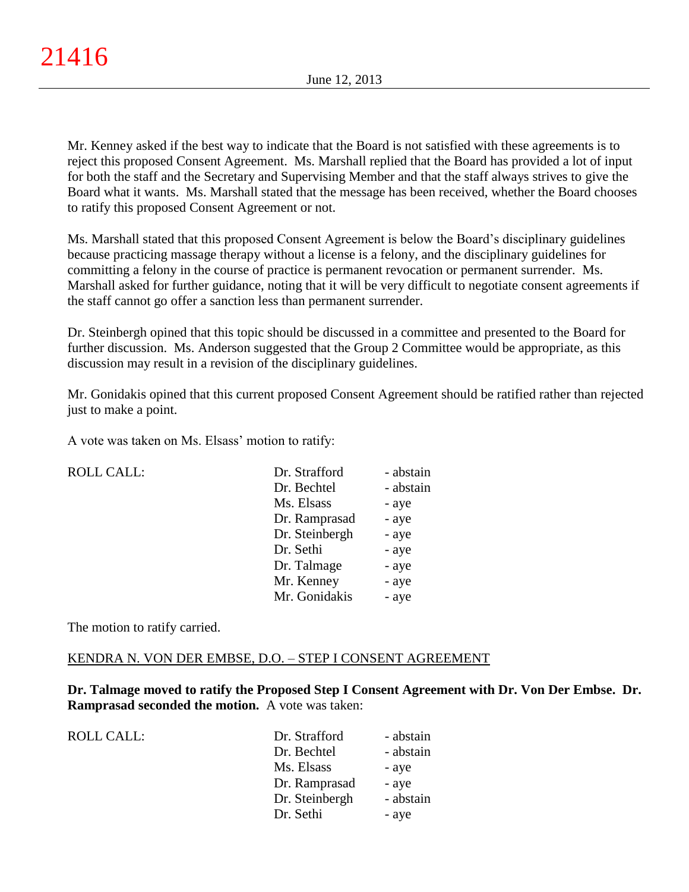Mr. Kenney asked if the best way to indicate that the Board is not satisfied with these agreements is to reject this proposed Consent Agreement. Ms. Marshall replied that the Board has provided a lot of input for both the staff and the Secretary and Supervising Member and that the staff always strives to give the Board what it wants. Ms. Marshall stated that the message has been received, whether the Board chooses to ratify this proposed Consent Agreement or not.

Ms. Marshall stated that this proposed Consent Agreement is below the Board's disciplinary guidelines because practicing massage therapy without a license is a felony, and the disciplinary guidelines for committing a felony in the course of practice is permanent revocation or permanent surrender. Ms. Marshall asked for further guidance, noting that it will be very difficult to negotiate consent agreements if the staff cannot go offer a sanction less than permanent surrender.

Dr. Steinbergh opined that this topic should be discussed in a committee and presented to the Board for further discussion. Ms. Anderson suggested that the Group 2 Committee would be appropriate, as this discussion may result in a revision of the disciplinary guidelines.

Mr. Gonidakis opined that this current proposed Consent Agreement should be ratified rather than rejected just to make a point.

A vote was taken on Ms. Elsass' motion to ratify:

| | | |
|---|---|---|
| ROLL CALL: | Dr. Strafford | - abstain |
| | Dr. Bechtel | - abstain |
| | Ms. Elsass | - aye |
| | Dr. Ramprasad | - aye |
| | Dr. Steinbergh | - aye |
| | Dr. Sethi | - aye |
| | Dr. Talmage | - aye |
| | Mr. Kenney | - aye |
| | Mr. Gonidakis | - aye |

The motion to ratify carried.

KENDRA N. VON DER EMBSE, D.O. – STEP I CONSENT AGREEMENT

**Dr. Talmage moved to ratify the Proposed Step I Consent Agreement with Dr. Von Der Embse. Dr. Ramprasad seconded the motion.** A vote was taken:

| | | |
|---|---|---|
| ROLL CALL: | Dr. Strafford | - abstain |
| | Dr. Bechtel | - abstain |
| | Ms. Elsass | - aye |
| | Dr. Ramprasad | - aye |
| | Dr. Steinbergh | - abstain |
| | Dr. Sethi | - aye |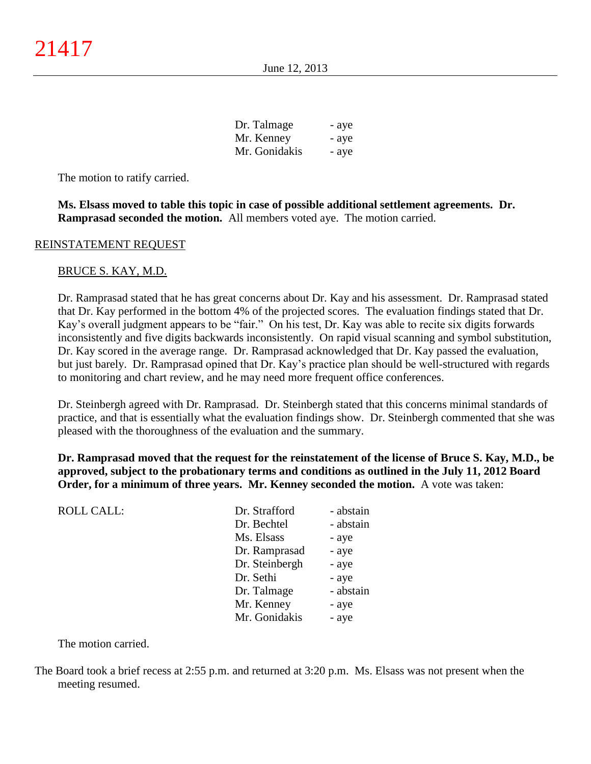| | |
|---|---|
| Dr. Talmage | - aye |
| Mr. Kenney | - aye |
| Mr. Gonidakis | - aye |

The motion to ratify carried.

**Ms. Elsass moved to table this topic in case of possible additional settlement agreements. Dr. Ramprasad seconded the motion.** All members voted aye. The motion carried.

REINSTATEMENT REQUEST

BRUCE S. KAY, M.D.

Dr. Ramprasad stated that he has great concerns about Dr. Kay and his assessment. Dr. Ramprasad stated that Dr. Kay performed in the bottom 4% of the projected scores. The evaluation findings stated that Dr. Kay's overall judgment appears to be "fair." On his test, Dr. Kay was able to recite six digits forwards inconsistently and five digits backwards inconsistently. On rapid visual scanning and symbol substitution, Dr. Kay scored in the average range. Dr. Ramprasad acknowledged that Dr. Kay passed the evaluation, but just barely. Dr. Ramprasad opined that Dr. Kay's practice plan should be well-structured with regards to monitoring and chart review, and he may need more frequent office conferences.

Dr. Steinbergh agreed with Dr. Ramprasad. Dr. Steinbergh stated that this concerns minimal standards of practice, and that is essentially what the evaluation findings show. Dr. Steinbergh commented that she was pleased with the thoroughness of the evaluation and the summary.

**Dr. Ramprasad moved that the request for the reinstatement of the license of Bruce S. Kay, M.D., be approved, subject to the probationary terms and conditions as outlined in the July 11, 2012 Board Order, for a minimum of three years. Mr. Kenney seconded the motion.** A vote was taken:

| | | |
|---|---|---|
| ROLL CALL: | Dr. Strafford | - abstain |
| | Dr. Bechtel | - abstain |
| | Ms. Elsass | - aye |
| | Dr. Ramprasad | - aye |
| | Dr. Steinbergh | - aye |
| | Dr. Sethi | - aye |
| | Dr. Talmage | - abstain |
| | Mr. Kenney | - aye |
| | Mr. Gonidakis | - aye |

The motion carried.

The Board took a brief recess at 2:55 p.m. and returned at 3:20 p.m. Ms. Elsass was not present when the meeting resumed.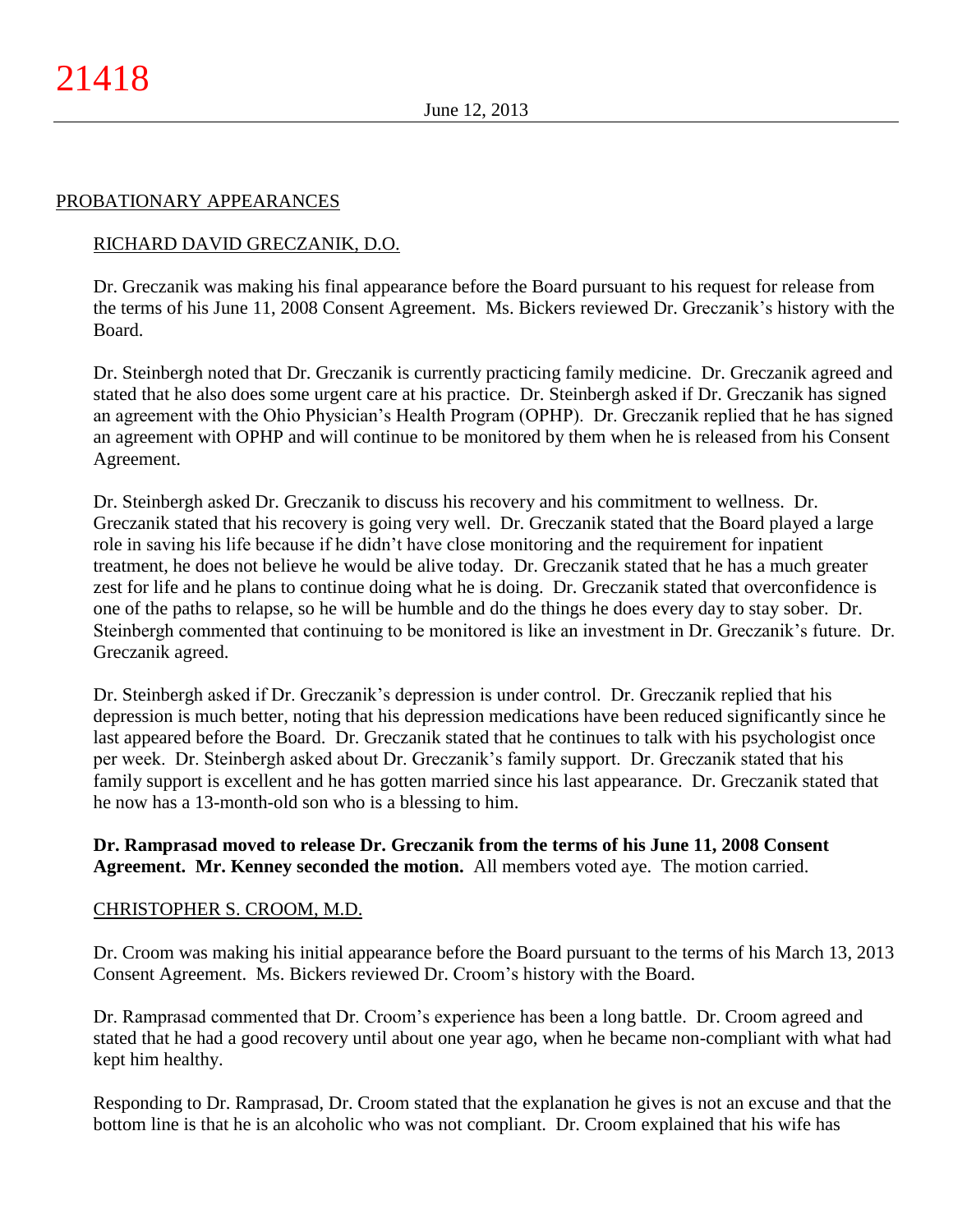## PROBATIONARY APPEARANCES

### RICHARD DAVID GRECZANIK, D.O.

Dr. Greczanik was making his final appearance before the Board pursuant to his request for release from the terms of his June 11, 2008 Consent Agreement. Ms. Bickers reviewed Dr. Greczanik's history with the Board.

Dr. Steinbergh noted that Dr. Greczanik is currently practicing family medicine. Dr. Greczanik agreed and stated that he also does some urgent care at his practice. Dr. Steinbergh asked if Dr. Greczanik has signed an agreement with the Ohio Physician's Health Program (OPHP). Dr. Greczanik replied that he has signed an agreement with OPHP and will continue to be monitored by them when he is released from his Consent Agreement.

Dr. Steinbergh asked Dr. Greczanik to discuss his recovery and his commitment to wellness. Dr. Greczanik stated that his recovery is going very well. Dr. Greczanik stated that the Board played a large role in saving his life because if he didn't have close monitoring and the requirement for inpatient treatment, he does not believe he would be alive today. Dr. Greczanik stated that he has a much greater zest for life and he plans to continue doing what he is doing. Dr. Greczanik stated that overconfidence is one of the paths to relapse, so he will be humble and do the things he does every day to stay sober. Dr. Steinbergh commented that continuing to be monitored is like an investment in Dr. Greczanik's future. Dr. Greczanik agreed.

Dr. Steinbergh asked if Dr. Greczanik's depression is under control. Dr. Greczanik replied that his depression is much better, noting that his depression medications have been reduced significantly since he last appeared before the Board. Dr. Greczanik stated that he continues to talk with his psychologist once per week. Dr. Steinbergh asked about Dr. Greczanik's family support. Dr. Greczanik stated that his family support is excellent and he has gotten married since his last appearance. Dr. Greczanik stated that he now has a 13-month-old son who is a blessing to him.

**Dr. Ramprasad moved to release Dr. Greczanik from the terms of his June 11, 2008 Consent Agreement. Mr. Kenney seconded the motion.** All members voted aye. The motion carried.

### CHRISTOPHER S. CROOM, M.D.

Dr. Croom was making his initial appearance before the Board pursuant to the terms of his March 13, 2013 Consent Agreement. Ms. Bickers reviewed Dr. Croom's history with the Board.

Dr. Ramprasad commented that Dr. Croom's experience has been a long battle. Dr. Croom agreed and stated that he had a good recovery until about one year ago, when he became non-compliant with what had kept him healthy.

Responding to Dr. Ramprasad, Dr. Croom stated that the explanation he gives is not an excuse and that the bottom line is that he is an alcoholic who was not compliant. Dr. Croom explained that his wife has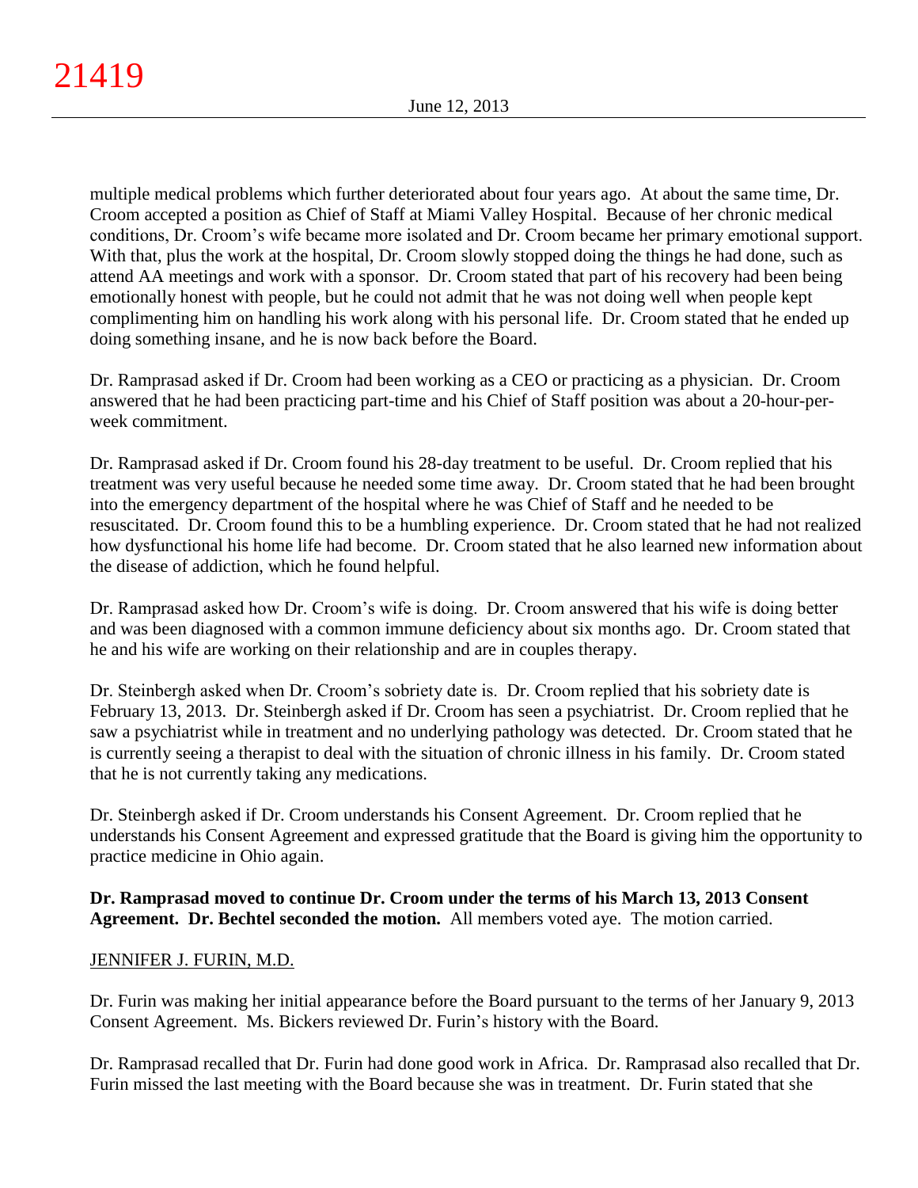multiple medical problems which further deteriorated about four years ago. At about the same time, Dr. Croom accepted a position as Chief of Staff at Miami Valley Hospital. Because of her chronic medical conditions, Dr. Croom's wife became more isolated and Dr. Croom became her primary emotional support. With that, plus the work at the hospital, Dr. Croom slowly stopped doing the things he had done, such as attend AA meetings and work with a sponsor. Dr. Croom stated that part of his recovery had been being emotionally honest with people, but he could not admit that he was not doing well when people kept complimenting him on handling his work along with his personal life. Dr. Croom stated that he ended up doing something insane, and he is now back before the Board.

Dr. Ramprasad asked if Dr. Croom had been working as a CEO or practicing as a physician. Dr. Croom answered that he had been practicing part-time and his Chief of Staff position was about a 20-hour-per-week commitment.

Dr. Ramprasad asked if Dr. Croom found his 28-day treatment to be useful. Dr. Croom replied that his treatment was very useful because he needed some time away. Dr. Croom stated that he had been brought into the emergency department of the hospital where he was Chief of Staff and he needed to be resuscitated. Dr. Croom found this to be a humbling experience. Dr. Croom stated that he had not realized how dysfunctional his home life had become. Dr. Croom stated that he also learned new information about the disease of addiction, which he found helpful.

Dr. Ramprasad asked how Dr. Croom's wife is doing. Dr. Croom answered that his wife is doing better and was been diagnosed with a common immune deficiency about six months ago. Dr. Croom stated that he and his wife are working on their relationship and are in couples therapy.

Dr. Steinbergh asked when Dr. Croom's sobriety date is. Dr. Croom replied that his sobriety date is February 13, 2013. Dr. Steinbergh asked if Dr. Croom has seen a psychiatrist. Dr. Croom replied that he saw a psychiatrist while in treatment and no underlying pathology was detected. Dr. Croom stated that he is currently seeing a therapist to deal with the situation of chronic illness in his family. Dr. Croom stated that he is not currently taking any medications.

Dr. Steinbergh asked if Dr. Croom understands his Consent Agreement. Dr. Croom replied that he understands his Consent Agreement and expressed gratitude that the Board is giving him the opportunity to practice medicine in Ohio again.

**Dr. Ramprasad moved to continue Dr. Croom under the terms of his March 13, 2013 Consent Agreement. Dr. Bechtel seconded the motion.** All members voted aye. The motion carried.

JENNIFER J. FURIN, M.D.

Dr. Furin was making her initial appearance before the Board pursuant to the terms of her January 9, 2013 Consent Agreement. Ms. Bickers reviewed Dr. Furin's history with the Board.

Dr. Ramprasad recalled that Dr. Furin had done good work in Africa. Dr. Ramprasad also recalled that Dr. Furin missed the last meeting with the Board because she was in treatment. Dr. Furin stated that she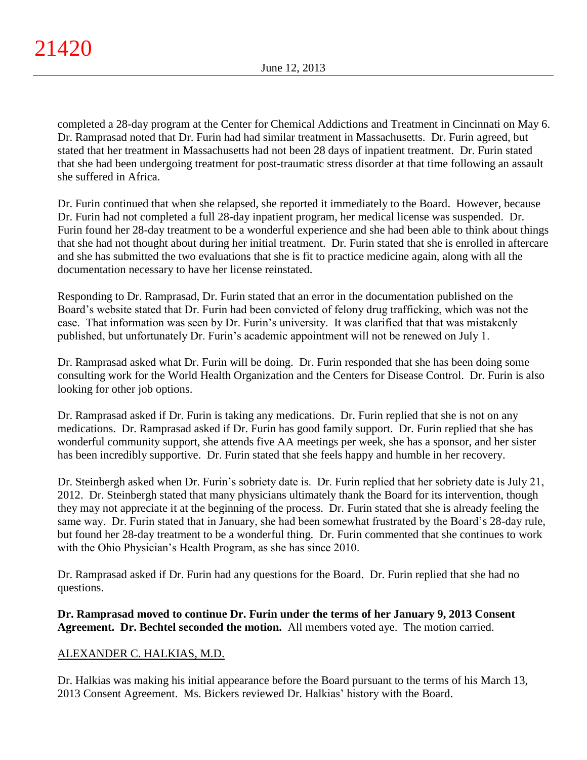completed a 28-day program at the Center for Chemical Addictions and Treatment in Cincinnati on May 6. Dr. Ramprasad noted that Dr. Furin had had similar treatment in Massachusetts. Dr. Furin agreed, but stated that her treatment in Massachusetts had not been 28 days of inpatient treatment. Dr. Furin stated that she had been undergoing treatment for post-traumatic stress disorder at that time following an assault she suffered in Africa.

Dr. Furin continued that when she relapsed, she reported it immediately to the Board. However, because Dr. Furin had not completed a full 28-day inpatient program, her medical license was suspended. Dr. Furin found her 28-day treatment to be a wonderful experience and she had been able to think about things that she had not thought about during her initial treatment. Dr. Furin stated that she is enrolled in aftercare and she has submitted the two evaluations that she is fit to practice medicine again, along with all the documentation necessary to have her license reinstated.

Responding to Dr. Ramprasad, Dr. Furin stated that an error in the documentation published on the Board's website stated that Dr. Furin had been convicted of felony drug trafficking, which was not the case. That information was seen by Dr. Furin's university. It was clarified that that was mistakenly published, but unfortunately Dr. Furin's academic appointment will not be renewed on July 1.

Dr. Ramprasad asked what Dr. Furin will be doing. Dr. Furin responded that she has been doing some consulting work for the World Health Organization and the Centers for Disease Control. Dr. Furin is also looking for other job options.

Dr. Ramprasad asked if Dr. Furin is taking any medications. Dr. Furin replied that she is not on any medications. Dr. Ramprasad asked if Dr. Furin has good family support. Dr. Furin replied that she has wonderful community support, she attends five AA meetings per week, she has a sponsor, and her sister has been incredibly supportive. Dr. Furin stated that she feels happy and humble in her recovery.

Dr. Steinbergh asked when Dr. Furin's sobriety date is. Dr. Furin replied that her sobriety date is July 21, 2012. Dr. Steinbergh stated that many physicians ultimately thank the Board for its intervention, though they may not appreciate it at the beginning of the process. Dr. Furin stated that she is already feeling the same way. Dr. Furin stated that in January, she had been somewhat frustrated by the Board's 28-day rule, but found her 28-day treatment to be a wonderful thing. Dr. Furin commented that she continues to work with the Ohio Physician's Health Program, as she has since 2010.

Dr. Ramprasad asked if Dr. Furin had any questions for the Board. Dr. Furin replied that she had no questions.

**Dr. Ramprasad moved to continue Dr. Furin under the terms of her January 9, 2013 Consent Agreement. Dr. Bechtel seconded the motion.** All members voted aye. The motion carried.

ALEXANDER C. HALKIAS, M.D.

Dr. Halkias was making his initial appearance before the Board pursuant to the terms of his March 13, 2013 Consent Agreement. Ms. Bickers reviewed Dr. Halkias' history with the Board.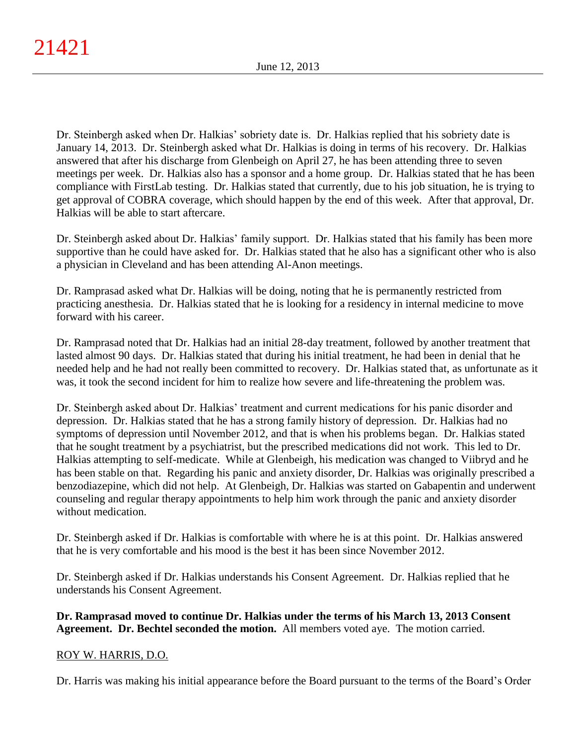Dr. Steinbergh asked when Dr. Halkias' sobriety date is. Dr. Halkias replied that his sobriety date is January 14, 2013. Dr. Steinbergh asked what Dr. Halkias is doing in terms of his recovery. Dr. Halkias answered that after his discharge from Glenbeigh on April 27, he has been attending three to seven meetings per week. Dr. Halkias also has a sponsor and a home group. Dr. Halkias stated that he has been compliance with FirstLab testing. Dr. Halkias stated that currently, due to his job situation, he is trying to get approval of COBRA coverage, which should happen by the end of this week. After that approval, Dr. Halkias will be able to start aftercare.

Dr. Steinbergh asked about Dr. Halkias' family support. Dr. Halkias stated that his family has been more supportive than he could have asked for. Dr. Halkias stated that he also has a significant other who is also a physician in Cleveland and has been attending Al-Anon meetings.

Dr. Ramprasad asked what Dr. Halkias will be doing, noting that he is permanently restricted from practicing anesthesia. Dr. Halkias stated that he is looking for a residency in internal medicine to move forward with his career.

Dr. Ramprasad noted that Dr. Halkias had an initial 28-day treatment, followed by another treatment that lasted almost 90 days. Dr. Halkias stated that during his initial treatment, he had been in denial that he needed help and he had not really been committed to recovery. Dr. Halkias stated that, as unfortunate as it was, it took the second incident for him to realize how severe and life-threatening the problem was.

Dr. Steinbergh asked about Dr. Halkias' treatment and current medications for his panic disorder and depression. Dr. Halkias stated that he has a strong family history of depression. Dr. Halkias had no symptoms of depression until November 2012, and that is when his problems began. Dr. Halkias stated that he sought treatment by a psychiatrist, but the prescribed medications did not work. This led to Dr. Halkias attempting to self-medicate. While at Glenbeigh, his medication was changed to Viibryd and he has been stable on that. Regarding his panic and anxiety disorder, Dr. Halkias was originally prescribed a benzodiazepine, which did not help. At Glenbeigh, Dr. Halkias was started on Gabapentin and underwent counseling and regular therapy appointments to help him work through the panic and anxiety disorder without medication.

Dr. Steinbergh asked if Dr. Halkias is comfortable with where he is at this point. Dr. Halkias answered that he is very comfortable and his mood is the best it has been since November 2012.

Dr. Steinbergh asked if Dr. Halkias understands his Consent Agreement. Dr. Halkias replied that he understands his Consent Agreement.

**Dr. Ramprasad moved to continue Dr. Halkias under the terms of his March 13, 2013 Consent Agreement. Dr. Bechtel seconded the motion.** All members voted aye. The motion carried.

ROY W. HARRIS, D.O.

Dr. Harris was making his initial appearance before the Board pursuant to the terms of the Board's Order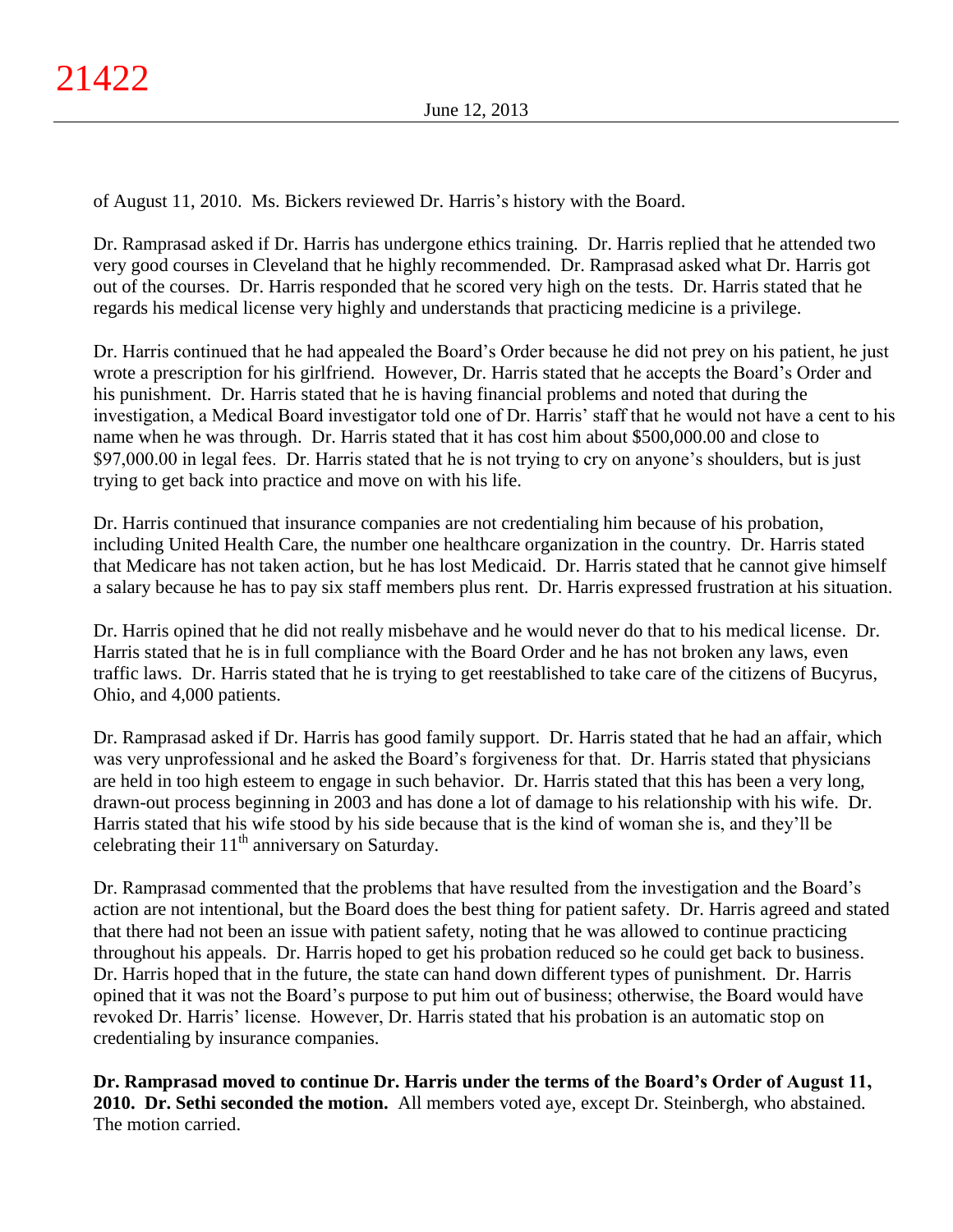of August 11, 2010. Ms. Bickers reviewed Dr. Harris's history with the Board.

Dr. Ramprasad asked if Dr. Harris has undergone ethics training. Dr. Harris replied that he attended two very good courses in Cleveland that he highly recommended. Dr. Ramprasad asked what Dr. Harris got out of the courses. Dr. Harris responded that he scored very high on the tests. Dr. Harris stated that he regards his medical license very highly and understands that practicing medicine is a privilege.

Dr. Harris continued that he had appealed the Board's Order because he did not prey on his patient, he just wrote a prescription for his girlfriend. However, Dr. Harris stated that he accepts the Board's Order and his punishment. Dr. Harris stated that he is having financial problems and noted that during the investigation, a Medical Board investigator told one of Dr. Harris' staff that he would not have a cent to his name when he was through. Dr. Harris stated that it has cost him about $500,000.00 and close to $97,000.00 in legal fees. Dr. Harris stated that he is not trying to cry on anyone's shoulders, but is just trying to get back into practice and move on with his life.

Dr. Harris continued that insurance companies are not credentialing him because of his probation, including United Health Care, the number one healthcare organization in the country. Dr. Harris stated that Medicare has not taken action, but he has lost Medicaid. Dr. Harris stated that he cannot give himself a salary because he has to pay six staff members plus rent. Dr. Harris expressed frustration at his situation.

Dr. Harris opined that he did not really misbehave and he would never do that to his medical license. Dr. Harris stated that he is in full compliance with the Board Order and he has not broken any laws, even traffic laws. Dr. Harris stated that he is trying to get reestablished to take care of the citizens of Bucyrus, Ohio, and 4,000 patients.

Dr. Ramprasad asked if Dr. Harris has good family support. Dr. Harris stated that he had an affair, which was very unprofessional and he asked the Board's forgiveness for that. Dr. Harris stated that physicians are held in too high esteem to engage in such behavior. Dr. Harris stated that this has been a very long, drawn-out process beginning in 2003 and has done a lot of damage to his relationship with his wife. Dr. Harris stated that his wife stood by his side because that is the kind of woman she is, and they'll be celebrating their 11th anniversary on Saturday.

Dr. Ramprasad commented that the problems that have resulted from the investigation and the Board's action are not intentional, but the Board does the best thing for patient safety. Dr. Harris agreed and stated that there had not been an issue with patient safety, noting that he was allowed to continue practicing throughout his appeals. Dr. Harris hoped to get his probation reduced so he could get back to business. Dr. Harris hoped that in the future, the state can hand down different types of punishment. Dr. Harris opined that it was not the Board's purpose to put him out of business; otherwise, the Board would have revoked Dr. Harris' license. However, Dr. Harris stated that his probation is an automatic stop on credentialing by insurance companies.

**Dr. Ramprasad moved to continue Dr. Harris under the terms of the Board's Order of August 11, 2010. Dr. Sethi seconded the motion.** All members voted aye, except Dr. Steinbergh, who abstained. The motion carried.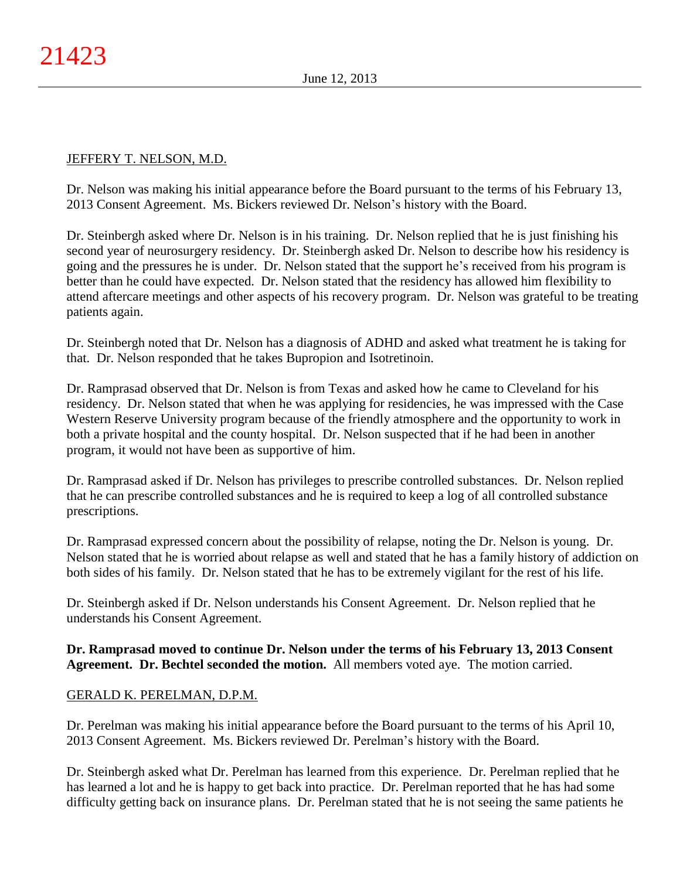JEFFERY T. NELSON, M.D.

Dr. Nelson was making his initial appearance before the Board pursuant to the terms of his February 13, 2013 Consent Agreement. Ms. Bickers reviewed Dr. Nelson's history with the Board.

Dr. Steinbergh asked where Dr. Nelson is in his training. Dr. Nelson replied that he is just finishing his second year of neurosurgery residency. Dr. Steinbergh asked Dr. Nelson to describe how his residency is going and the pressures he is under. Dr. Nelson stated that the support he's received from his program is better than he could have expected. Dr. Nelson stated that the residency has allowed him flexibility to attend aftercare meetings and other aspects of his recovery program. Dr. Nelson was grateful to be treating patients again.

Dr. Steinbergh noted that Dr. Nelson has a diagnosis of ADHD and asked what treatment he is taking for that. Dr. Nelson responded that he takes Bupropion and Isotretinoin.

Dr. Ramprasad observed that Dr. Nelson is from Texas and asked how he came to Cleveland for his residency. Dr. Nelson stated that when he was applying for residencies, he was impressed with the Case Western Reserve University program because of the friendly atmosphere and the opportunity to work in both a private hospital and the county hospital. Dr. Nelson suspected that if he had been in another program, it would not have been as supportive of him.

Dr. Ramprasad asked if Dr. Nelson has privileges to prescribe controlled substances. Dr. Nelson replied that he can prescribe controlled substances and he is required to keep a log of all controlled substance prescriptions.

Dr. Ramprasad expressed concern about the possibility of relapse, noting the Dr. Nelson is young. Dr. Nelson stated that he is worried about relapse as well and stated that he has a family history of addiction on both sides of his family. Dr. Nelson stated that he has to be extremely vigilant for the rest of his life.

Dr. Steinbergh asked if Dr. Nelson understands his Consent Agreement. Dr. Nelson replied that he understands his Consent Agreement.

**Dr. Ramprasad moved to continue Dr. Nelson under the terms of his February 13, 2013 Consent Agreement. Dr. Bechtel seconded the motion.** All members voted aye. The motion carried.

GERALD K. PERELMAN, D.P.M.

Dr. Perelman was making his initial appearance before the Board pursuant to the terms of his April 10, 2013 Consent Agreement. Ms. Bickers reviewed Dr. Perelman's history with the Board.

Dr. Steinbergh asked what Dr. Perelman has learned from this experience. Dr. Perelman replied that he has learned a lot and he is happy to get back into practice. Dr. Perelman reported that he has had some difficulty getting back on insurance plans. Dr. Perelman stated that he is not seeing the same patients he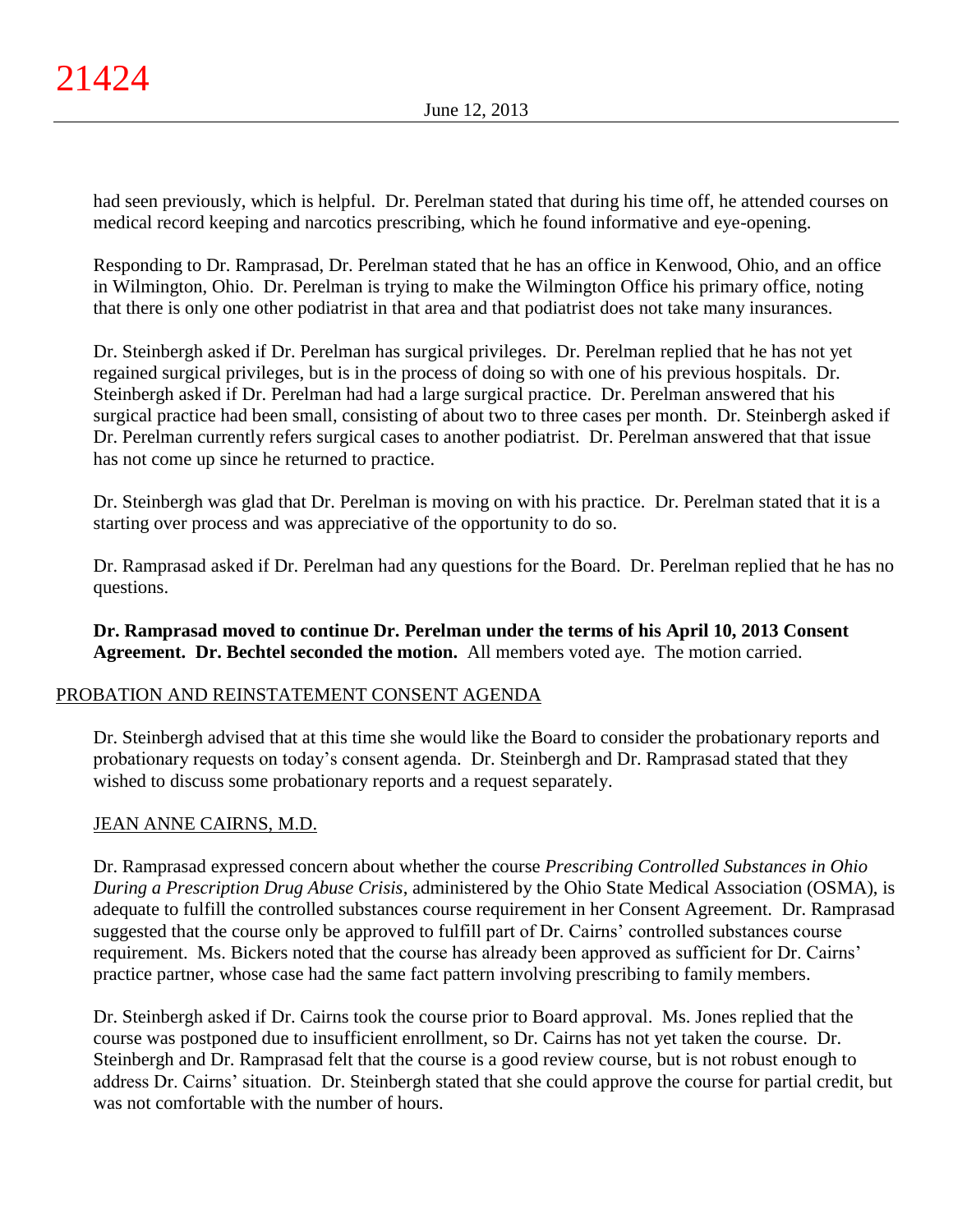had seen previously, which is helpful. Dr. Perelman stated that during his time off, he attended courses on medical record keeping and narcotics prescribing, which he found informative and eye-opening.

Responding to Dr. Ramprasad, Dr. Perelman stated that he has an office in Kenwood, Ohio, and an office in Wilmington, Ohio. Dr. Perelman is trying to make the Wilmington Office his primary office, noting that there is only one other podiatrist in that area and that podiatrist does not take many insurances.

Dr. Steinbergh asked if Dr. Perelman has surgical privileges. Dr. Perelman replied that he has not yet regained surgical privileges, but is in the process of doing so with one of his previous hospitals. Dr. Steinbergh asked if Dr. Perelman had had a large surgical practice. Dr. Perelman answered that his surgical practice had been small, consisting of about two to three cases per month. Dr. Steinbergh asked if Dr. Perelman currently refers surgical cases to another podiatrist. Dr. Perelman answered that that issue has not come up since he returned to practice.

Dr. Steinbergh was glad that Dr. Perelman is moving on with his practice. Dr. Perelman stated that it is a starting over process and was appreciative of the opportunity to do so.

Dr. Ramprasad asked if Dr. Perelman had any questions for the Board. Dr. Perelman replied that he has no questions.

**Dr. Ramprasad moved to continue Dr. Perelman under the terms of his April 10, 2013 Consent Agreement. Dr. Bechtel seconded the motion.** All members voted aye. The motion carried.

## PROBATION AND REINSTATEMENT CONSENT AGENDA

Dr. Steinbergh advised that at this time she would like the Board to consider the probationary reports and probationary requests on today's consent agenda. Dr. Steinbergh and Dr. Ramprasad stated that they wished to discuss some probationary reports and a request separately.

### JEAN ANNE CAIRNS, M.D.

Dr. Ramprasad expressed concern about whether the course *Prescribing Controlled Substances in Ohio During a Prescription Drug Abuse Crisis*, administered by the Ohio State Medical Association (OSMA), is adequate to fulfill the controlled substances course requirement in her Consent Agreement. Dr. Ramprasad suggested that the course only be approved to fulfill part of Dr. Cairns' controlled substances course requirement. Ms. Bickers noted that the course has already been approved as sufficient for Dr. Cairns' practice partner, whose case had the same fact pattern involving prescribing to family members.

Dr. Steinbergh asked if Dr. Cairns took the course prior to Board approval. Ms. Jones replied that the course was postponed due to insufficient enrollment, so Dr. Cairns has not yet taken the course. Dr. Steinbergh and Dr. Ramprasad felt that the course is a good review course, but is not robust enough to address Dr. Cairns' situation. Dr. Steinbergh stated that she could approve the course for partial credit, but was not comfortable with the number of hours.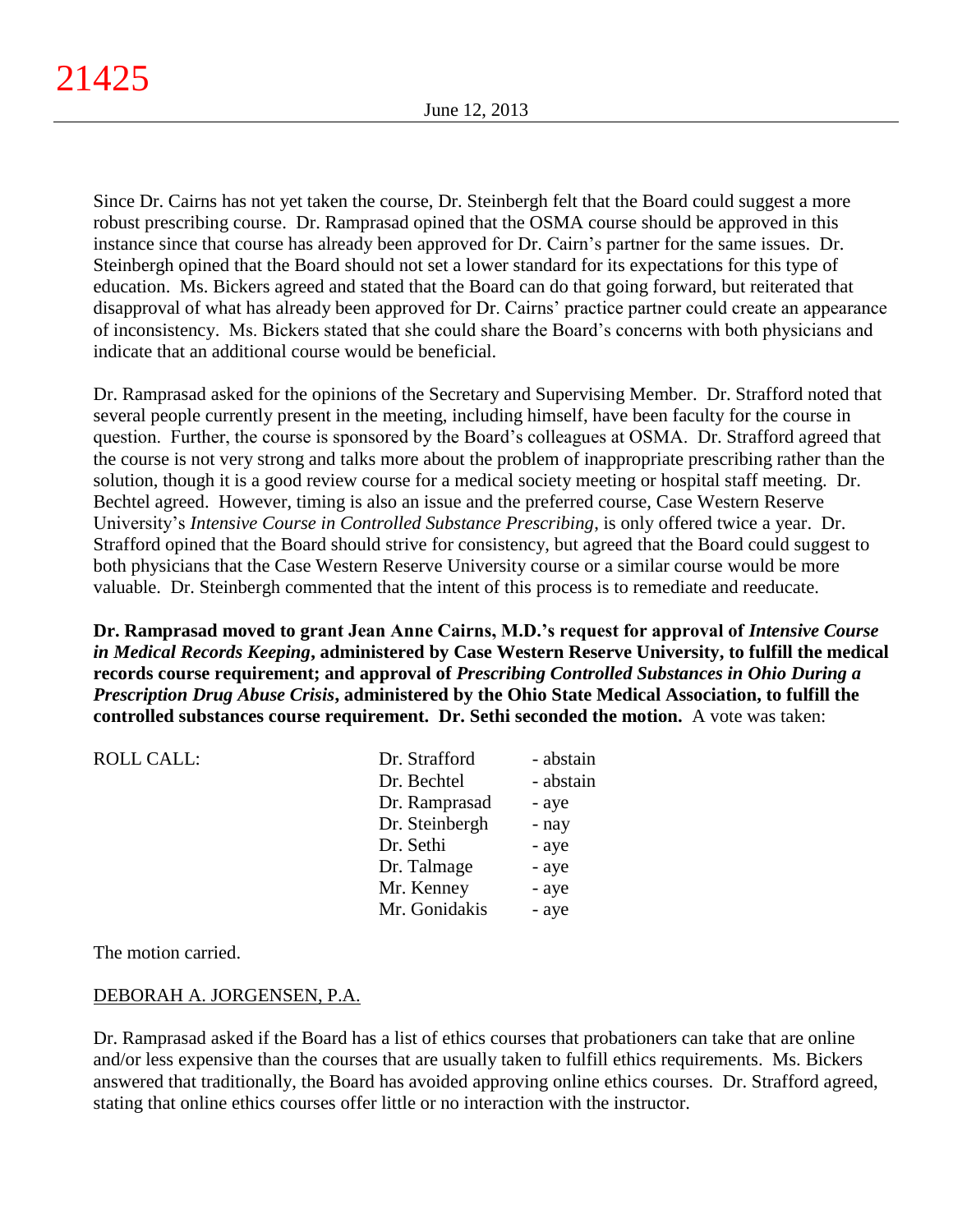Since Dr. Cairns has not yet taken the course, Dr. Steinbergh felt that the Board could suggest a more robust prescribing course. Dr. Ramprasad opined that the OSMA course should be approved in this instance since that course has already been approved for Dr. Cairn's partner for the same issues. Dr. Steinbergh opined that the Board should not set a lower standard for its expectations for this type of education. Ms. Bickers agreed and stated that the Board can do that going forward, but reiterated that disapproval of what has already been approved for Dr. Cairns' practice partner could create an appearance of inconsistency. Ms. Bickers stated that she could share the Board's concerns with both physicians and indicate that an additional course would be beneficial.

Dr. Ramprasad asked for the opinions of the Secretary and Supervising Member. Dr. Strafford noted that several people currently present in the meeting, including himself, have been faculty for the course in question. Further, the course is sponsored by the Board's colleagues at OSMA. Dr. Strafford agreed that the course is not very strong and talks more about the problem of inappropriate prescribing rather than the solution, though it is a good review course for a medical society meeting or hospital staff meeting. Dr. Bechtel agreed. However, timing is also an issue and the preferred course, Case Western Reserve University's *Intensive Course in Controlled Substance Prescribing*, is only offered twice a year. Dr. Strafford opined that the Board should strive for consistency, but agreed that the Board could suggest to both physicians that the Case Western Reserve University course or a similar course would be more valuable. Dr. Steinbergh commented that the intent of this process is to remediate and reeducate.

**Dr. Ramprasad moved to grant Jean Anne Cairns, M.D.'s request for approval of *Intensive Course in Medical Records Keeping*, administered by Case Western Reserve University, to fulfill the medical records course requirement; and approval of *Prescribing Controlled Substances in Ohio During a Prescription Drug Abuse Crisis*, administered by the Ohio State Medical Association, to fulfill the controlled substances course requirement. Dr. Sethi seconded the motion.** A vote was taken:

| ROLL CALL: | | |
|---|---|---|
| | Dr. Strafford | - abstain |
| | Dr. Bechtel | - abstain |
| | Dr. Ramprasad | - aye |
| | Dr. Steinbergh | - nay |
| | Dr. Sethi | - aye |
| | Dr. Talmage | - aye |
| | Mr. Kenney | - aye |
| | Mr. Gonidakis | - aye |

The motion carried.

DEBORAH A. JORGENSEN, P.A.

Dr. Ramprasad asked if the Board has a list of ethics courses that probationers can take that are online and/or less expensive than the courses that are usually taken to fulfill ethics requirements. Ms. Bickers answered that traditionally, the Board has avoided approving online ethics courses. Dr. Strafford agreed, stating that online ethics courses offer little or no interaction with the instructor.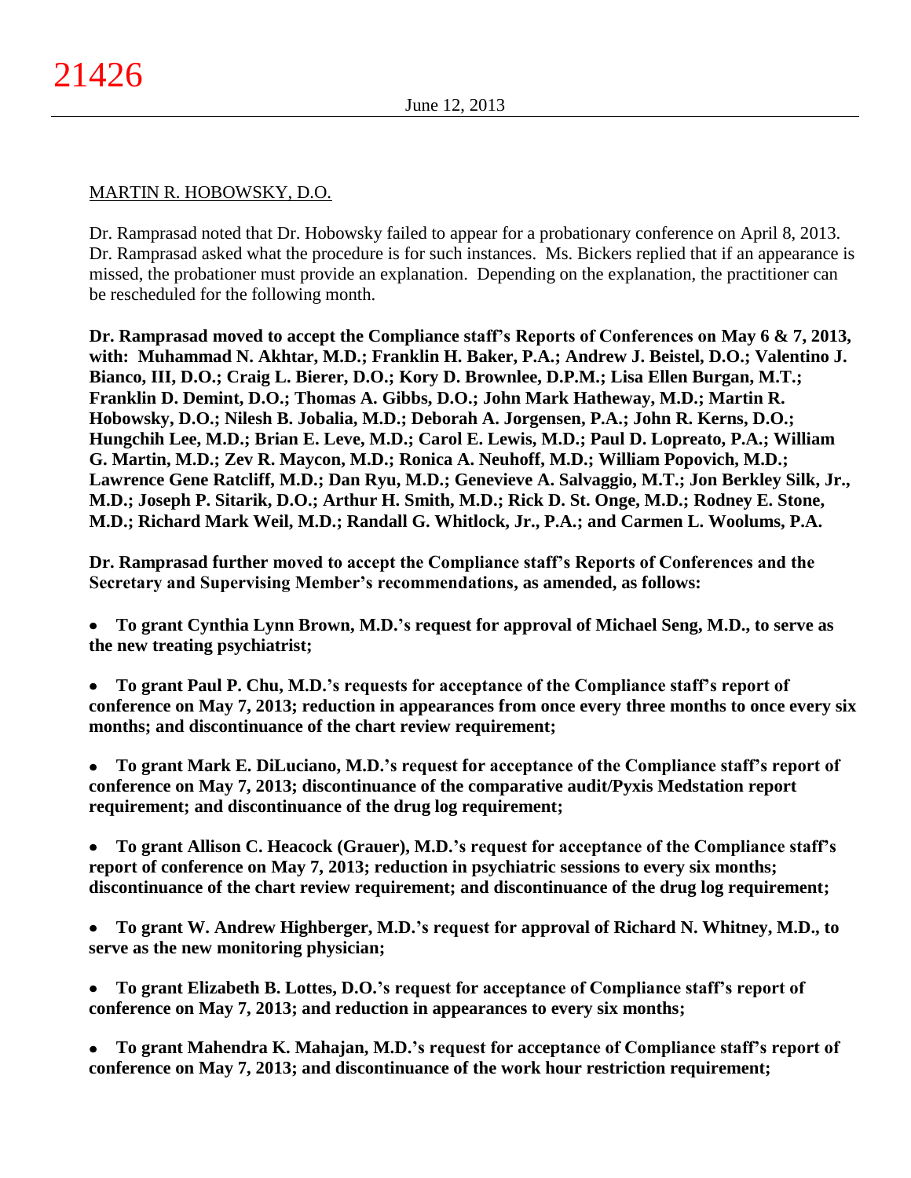MARTIN R. HOBOWSKY, D.O.

Dr. Ramprasad noted that Dr. Hobowsky failed to appear for a probationary conference on April 8, 2013. Dr. Ramprasad asked what the procedure is for such instances. Ms. Bickers replied that if an appearance is missed, the probationer must provide an explanation. Depending on the explanation, the practitioner can be rescheduled for the following month.

**Dr. Ramprasad moved to accept the Compliance staff's Reports of Conferences on May 6 & 7, 2013, with: Muhammad N. Akhtar, M.D.; Franklin H. Baker, P.A.; Andrew J. Beistel, D.O.; Valentino J. Bianco, III, D.O.; Craig L. Bierer, D.O.; Kory D. Brownlee, D.P.M.; Lisa Ellen Burgan, M.T.; Franklin D. Demint, D.O.; Thomas A. Gibbs, D.O.; John Mark Hatheway, M.D.; Martin R. Hobowsky, D.O.; Nilesh B. Jobalia, M.D.; Deborah A. Jorgensen, P.A.; John R. Kerns, D.O.; Hungchih Lee, M.D.; Brian E. Leve, M.D.; Carol E. Lewis, M.D.; Paul D. Lopreato, P.A.; William G. Martin, M.D.; Zev R. Maycon, M.D.; Ronica A. Neuhoff, M.D.; William Popovich, M.D.; Lawrence Gene Ratcliff, M.D.; Dan Ryu, M.D.; Genevieve A. Salvaggio, M.T.; Jon Berkley Silk, Jr., M.D.; Joseph P. Sitarik, D.O.; Arthur H. Smith, M.D.; Rick D. St. Onge, M.D.; Rodney E. Stone, M.D.; Richard Mark Weil, M.D.; Randall G. Whitlock, Jr., P.A.; and Carmen L. Woolums, P.A.**

**Dr. Ramprasad further moved to accept the Compliance staff's Reports of Conferences and the Secretary and Supervising Member's recommendations, as amended, as follows:**

- **To grant Cynthia Lynn Brown, M.D.'s request for approval of Michael Seng, M.D., to serve as the new treating psychiatrist;**
- **To grant Paul P. Chu, M.D.'s requests for acceptance of the Compliance staff's report of conference on May 7, 2013; reduction in appearances from once every three months to once every six months; and discontinuance of the chart review requirement;**
- **To grant Mark E. DiLuciano, M.D.'s request for acceptance of the Compliance staff's report of conference on May 7, 2013; discontinuance of the comparative audit/Pyxis Medstation report requirement; and discontinuance of the drug log requirement;**
- **To grant Allison C. Heacock (Grauer), M.D.'s request for acceptance of the Compliance staff's report of conference on May 7, 2013; reduction in psychiatric sessions to every six months; discontinuance of the chart review requirement; and discontinuance of the drug log requirement;**
- **To grant W. Andrew Highberger, M.D.'s request for approval of Richard N. Whitney, M.D., to serve as the new monitoring physician;**
- **To grant Elizabeth B. Lottes, D.O.'s request for acceptance of Compliance staff's report of conference on May 7, 2013; and reduction in appearances to every six months;**
- **To grant Mahendra K. Mahajan, M.D.'s request for acceptance of Compliance staff's report of conference on May 7, 2013; and discontinuance of the work hour restriction requirement;**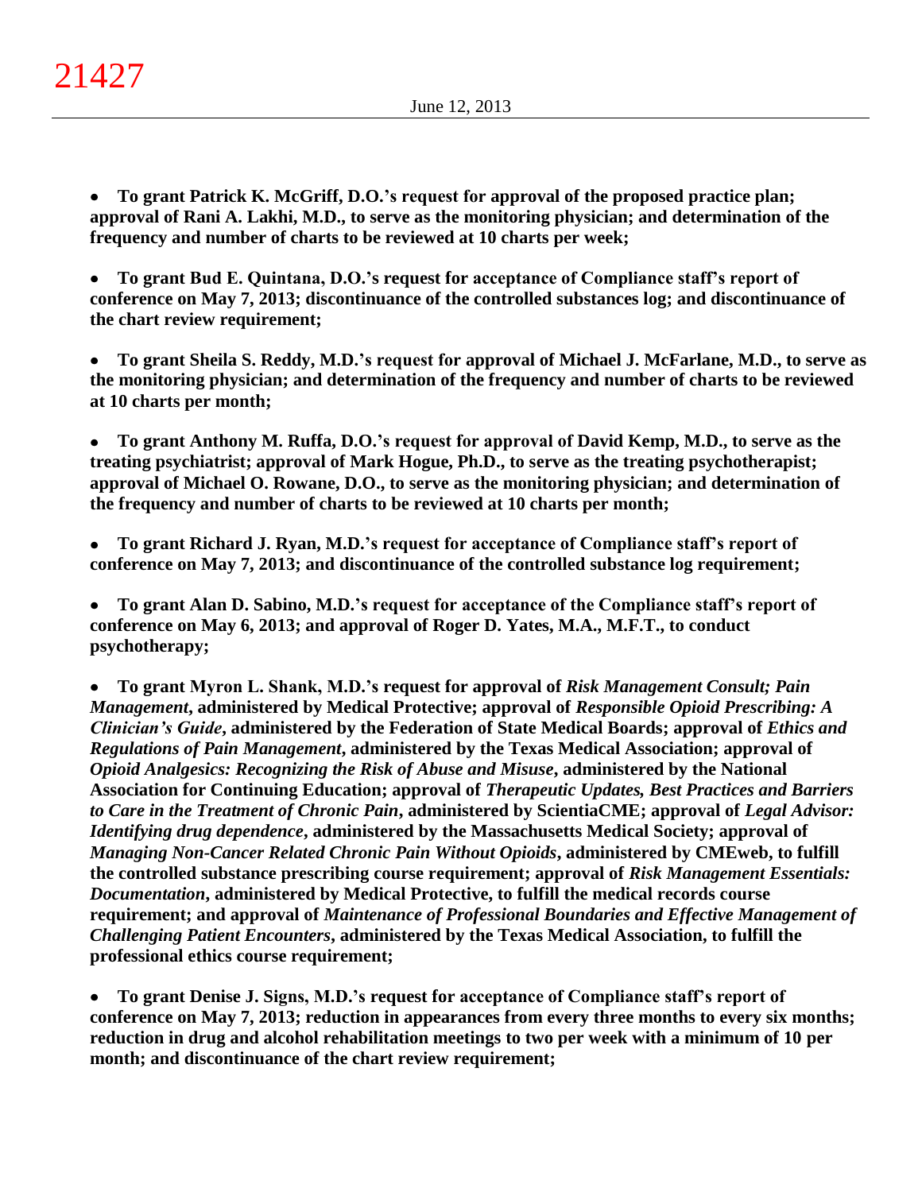- **To grant Patrick K. McGriff, D.O.'s request for approval of the proposed practice plan; approval of Rani A. Lakhi, M.D., to serve as the monitoring physician; and determination of the frequency and number of charts to be reviewed at 10 charts per week;**

- **To grant Bud E. Quintana, D.O.'s request for acceptance of Compliance staff's report of conference on May 7, 2013; discontinuance of the controlled substances log; and discontinuance of the chart review requirement;**

- **To grant Sheila S. Reddy, M.D.'s request for approval of Michael J. McFarlane, M.D., to serve as the monitoring physician; and determination of the frequency and number of charts to be reviewed at 10 charts per month;**

- **To grant Anthony M. Ruffa, D.O.'s request for approval of David Kemp, M.D., to serve as the treating psychiatrist; approval of Mark Hogue, Ph.D., to serve as the treating psychotherapist; approval of Michael O. Rowane, D.O., to serve as the monitoring physician; and determination of the frequency and number of charts to be reviewed at 10 charts per month;**

- **To grant Richard J. Ryan, M.D.'s request for acceptance of Compliance staff's report of conference on May 7, 2013; and discontinuance of the controlled substance log requirement;**

- **To grant Alan D. Sabino, M.D.'s request for acceptance of the Compliance staff's report of conference on May 6, 2013; and approval of Roger D. Yates, M.A., M.F.T., to conduct psychotherapy;**

- **To grant Myron L. Shank, M.D.'s request for approval of *Risk Management Consult; Pain Management*, administered by Medical Protective; approval of *Responsible Opioid Prescribing: A Clinician's Guide*, administered by the Federation of State Medical Boards; approval of *Ethics and Regulations of Pain Management*, administered by the Texas Medical Association; approval of *Opioid Analgesics: Recognizing the Risk of Abuse and Misuse*, administered by the National Association for Continuing Education; approval of *Therapeutic Updates, Best Practices and Barriers to Care in the Treatment of Chronic Pain*, administered by ScientiaCME; approval of *Legal Advisor: Identifying drug dependence*, administered by the Massachusetts Medical Society; approval of *Managing Non-Cancer Related Chronic Pain Without Opioids*, administered by CMEweb, to fulfill the controlled substance prescribing course requirement; approval of *Risk Management Essentials: Documentation*, administered by Medical Protective, to fulfill the medical records course requirement; and approval of *Maintenance of Professional Boundaries and Effective Management of Challenging Patient Encounters*, administered by the Texas Medical Association, to fulfill the professional ethics course requirement;**

- **To grant Denise J. Signs, M.D.'s request for acceptance of Compliance staff's report of conference on May 7, 2013; reduction in appearances from every three months to every six months; reduction in drug and alcohol rehabilitation meetings to two per week with a minimum of 10 per month; and discontinuance of the chart review requirement;**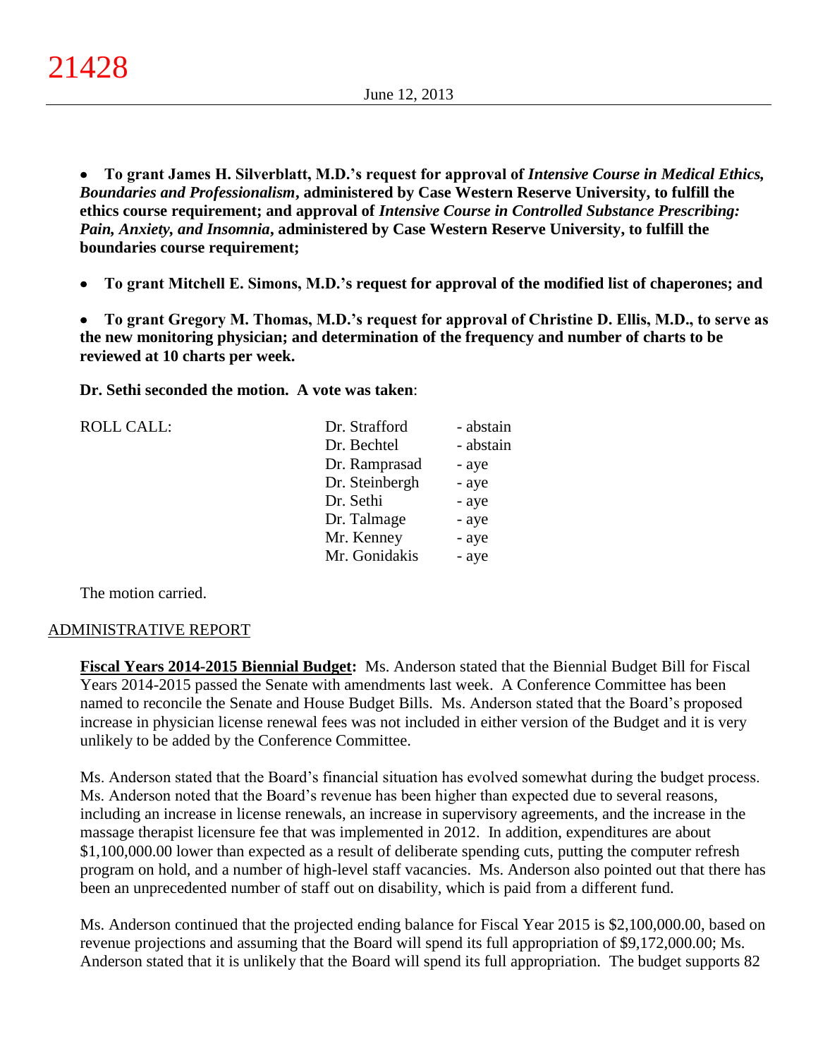- **To grant James H. Silverblatt, M.D.'s request for approval of *Intensive Course in Medical Ethics, Boundaries and Professionalism*, administered by Case Western Reserve University, to fulfill the ethics course requirement; and approval of *Intensive Course in Controlled Substance Prescribing: Pain, Anxiety, and Insomnia*, administered by Case Western Reserve University, to fulfill the boundaries course requirement;**

- **To grant Mitchell E. Simons, M.D.'s request for approval of the modified list of chaperones; and**

- **To grant Gregory M. Thomas, M.D.'s request for approval of Christine D. Ellis, M.D., to serve as the new monitoring physician; and determination of the frequency and number of charts to be reviewed at 10 charts per week.**

**Dr. Sethi seconded the motion. A vote was taken**:

| | | |
|---|---|---|
| ROLL CALL: | Dr. Strafford | - abstain |
| | Dr. Bechtel | - abstain |
| | Dr. Ramprasad | - aye |
| | Dr. Steinbergh | - aye |
| | Dr. Sethi | - aye |
| | Dr. Talmage | - aye |
| | Mr. Kenney | - aye |
| | Mr. Gonidakis | - aye |

The motion carried.

## ADMINISTRATIVE REPORT

**Fiscal Years 2014-2015 Biennial Budget:** Ms. Anderson stated that the Biennial Budget Bill for Fiscal Years 2014-2015 passed the Senate with amendments last week. A Conference Committee has been named to reconcile the Senate and House Budget Bills. Ms. Anderson stated that the Board's proposed increase in physician license renewal fees was not included in either version of the Budget and it is very unlikely to be added by the Conference Committee.

Ms. Anderson stated that the Board's financial situation has evolved somewhat during the budget process. Ms. Anderson noted that the Board's revenue has been higher than expected due to several reasons, including an increase in license renewals, an increase in supervisory agreements, and the increase in the massage therapist licensure fee that was implemented in 2012. In addition, expenditures are about $1,100,000.00 lower than expected as a result of deliberate spending cuts, putting the computer refresh program on hold, and a number of high-level staff vacancies. Ms. Anderson also pointed out that there has been an unprecedented number of staff out on disability, which is paid from a different fund.

Ms. Anderson continued that the projected ending balance for Fiscal Year 2015 is $2,100,000.00, based on revenue projections and assuming that the Board will spend its full appropriation of $9,172,000.00; Ms. Anderson stated that it is unlikely that the Board will spend its full appropriation. The budget supports 82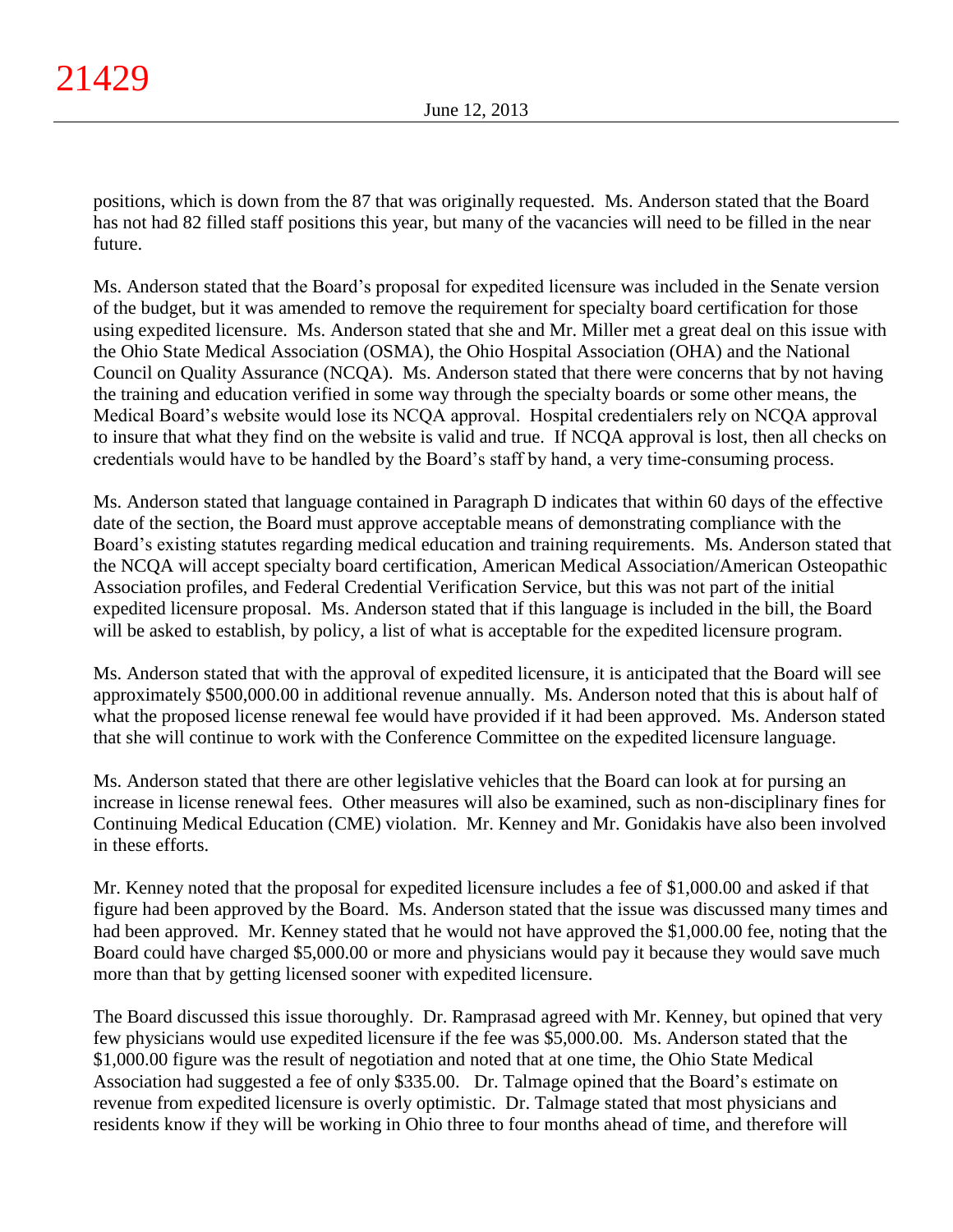positions, which is down from the 87 that was originally requested. Ms. Anderson stated that the Board has not had 82 filled staff positions this year, but many of the vacancies will need to be filled in the near future.

Ms. Anderson stated that the Board's proposal for expedited licensure was included in the Senate version of the budget, but it was amended to remove the requirement for specialty board certification for those using expedited licensure. Ms. Anderson stated that she and Mr. Miller met a great deal on this issue with the Ohio State Medical Association (OSMA), the Ohio Hospital Association (OHA) and the National Council on Quality Assurance (NCQA). Ms. Anderson stated that there were concerns that by not having the training and education verified in some way through the specialty boards or some other means, the Medical Board's website would lose its NCQA approval. Hospital credentialers rely on NCQA approval to insure that what they find on the website is valid and true. If NCQA approval is lost, then all checks on credentials would have to be handled by the Board's staff by hand, a very time-consuming process.

Ms. Anderson stated that language contained in Paragraph D indicates that within 60 days of the effective date of the section, the Board must approve acceptable means of demonstrating compliance with the Board's existing statutes regarding medical education and training requirements. Ms. Anderson stated that the NCQA will accept specialty board certification, American Medical Association/American Osteopathic Association profiles, and Federal Credential Verification Service, but this was not part of the initial expedited licensure proposal. Ms. Anderson stated that if this language is included in the bill, the Board will be asked to establish, by policy, a list of what is acceptable for the expedited licensure program.

Ms. Anderson stated that with the approval of expedited licensure, it is anticipated that the Board will see approximately $500,000.00 in additional revenue annually. Ms. Anderson noted that this is about half of what the proposed license renewal fee would have provided if it had been approved. Ms. Anderson stated that she will continue to work with the Conference Committee on the expedited licensure language.

Ms. Anderson stated that there are other legislative vehicles that the Board can look at for pursuing an increase in license renewal fees. Other measures will also be examined, such as non-disciplinary fines for Continuing Medical Education (CME) violation. Mr. Kenney and Mr. Gonidakis have also been involved in these efforts.

Mr. Kenney noted that the proposal for expedited licensure includes a fee of $1,000.00 and asked if that figure had been approved by the Board. Ms. Anderson stated that the issue was discussed many times and had been approved. Mr. Kenney stated that he would not have approved the $1,000.00 fee, noting that the Board could have charged $5,000.00 or more and physicians would pay it because they would save much more than that by getting licensed sooner with expedited licensure.

The Board discussed this issue thoroughly. Dr. Ramprasad agreed with Mr. Kenney, but opined that very few physicians would use expedited licensure if the fee was $5,000.00. Ms. Anderson stated that the $1,000.00 figure was the result of negotiation and noted that at one time, the Ohio State Medical Association had suggested a fee of only $335.00. Dr. Talmage opined that the Board's estimate on revenue from expedited licensure is overly optimistic. Dr. Talmage stated that most physicians and residents know if they will be working in Ohio three to four months ahead of time, and therefore will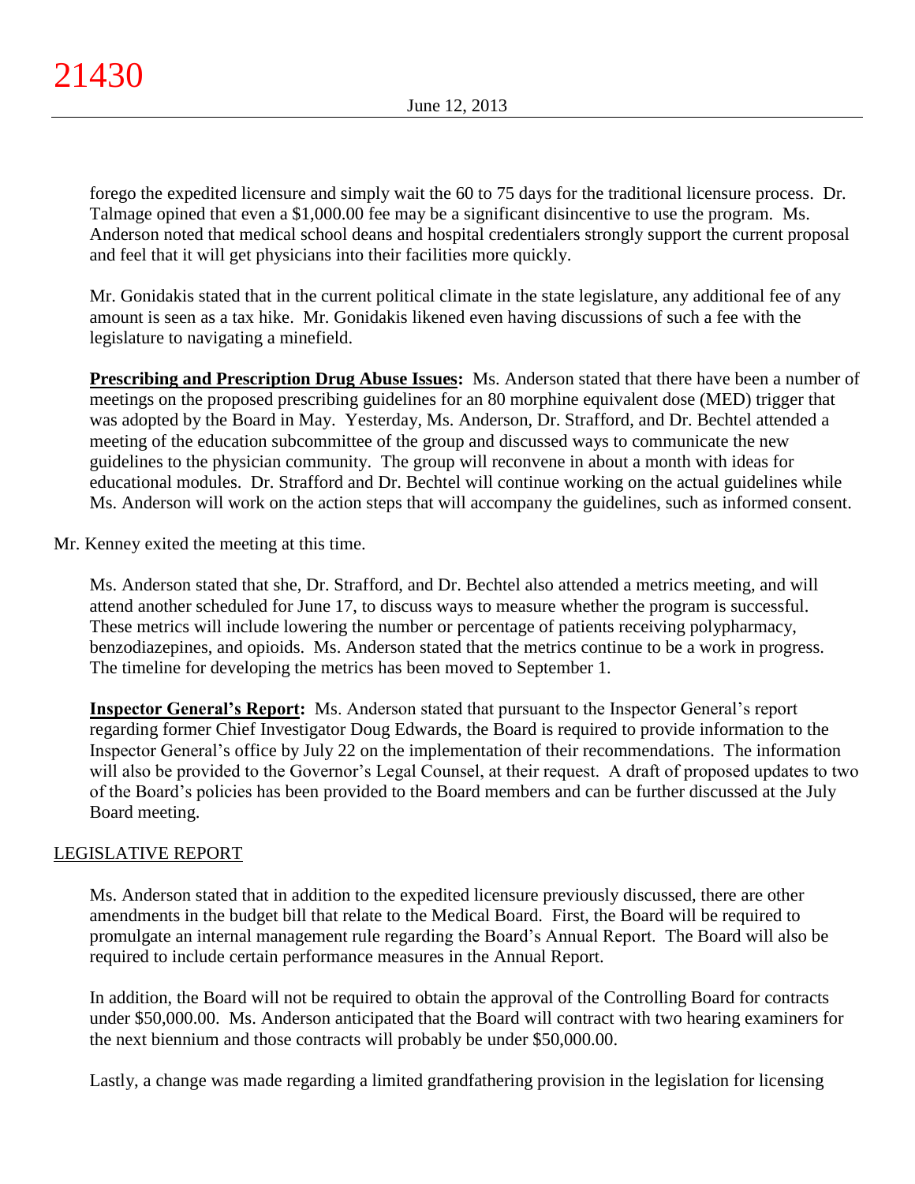forego the expedited licensure and simply wait the 60 to 75 days for the traditional licensure process. Dr. Talmage opined that even a $1,000.00 fee may be a significant disincentive to use the program. Ms. Anderson noted that medical school deans and hospital credentialers strongly support the current proposal and feel that it will get physicians into their facilities more quickly.

Mr. Gonidakis stated that in the current political climate in the state legislature, any additional fee of any amount is seen as a tax hike. Mr. Gonidakis likened even having discussions of such a fee with the legislature to navigating a minefield.

**Prescribing and Prescription Drug Abuse Issues:** Ms. Anderson stated that there have been a number of meetings on the proposed prescribing guidelines for an 80 morphine equivalent dose (MED) trigger that was adopted by the Board in May. Yesterday, Ms. Anderson, Dr. Strafford, and Dr. Bechtel attended a meeting of the education subcommittee of the group and discussed ways to communicate the new guidelines to the physician community. The group will reconvene in about a month with ideas for educational modules. Dr. Strafford and Dr. Bechtel will continue working on the actual guidelines while Ms. Anderson will work on the action steps that will accompany the guidelines, such as informed consent.

Mr. Kenney exited the meeting at this time.

Ms. Anderson stated that she, Dr. Strafford, and Dr. Bechtel also attended a metrics meeting, and will attend another scheduled for June 17, to discuss ways to measure whether the program is successful. These metrics will include lowering the number or percentage of patients receiving polypharmacy, benzodiazepines, and opioids. Ms. Anderson stated that the metrics continue to be a work in progress. The timeline for developing the metrics has been moved to September 1.

**Inspector General's Report:** Ms. Anderson stated that pursuant to the Inspector General's report regarding former Chief Investigator Doug Edwards, the Board is required to provide information to the Inspector General's office by July 22 on the implementation of their recommendations. The information will also be provided to the Governor's Legal Counsel, at their request. A draft of proposed updates to two of the Board's policies has been provided to the Board members and can be further discussed at the July Board meeting.

## LEGISLATIVE REPORT

Ms. Anderson stated that in addition to the expedited licensure previously discussed, there are other amendments in the budget bill that relate to the Medical Board. First, the Board will be required to promulgate an internal management rule regarding the Board's Annual Report. The Board will also be required to include certain performance measures in the Annual Report.

In addition, the Board will not be required to obtain the approval of the Controlling Board for contracts under $50,000.00. Ms. Anderson anticipated that the Board will contract with two hearing examiners for the next biennium and those contracts will probably be under $50,000.00.

Lastly, a change was made regarding a limited grandfathering provision in the legislation for licensing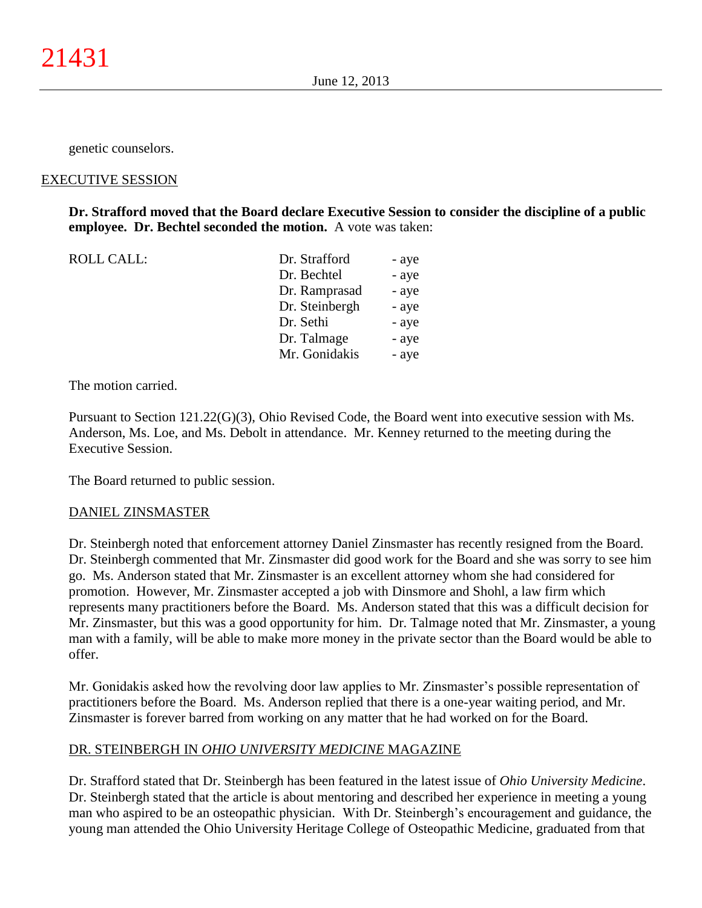genetic counselors.

EXECUTIVE SESSION

**Dr. Strafford moved that the Board declare Executive Session to consider the discipline of a public employee. Dr. Bechtel seconded the motion.** A vote was taken:

| | | |
|---|---|---|
| ROLL CALL: | Dr. Strafford | - aye |
| | Dr. Bechtel | - aye |
| | Dr. Ramprasad | - aye |
| | Dr. Steinbergh | - aye |
| | Dr. Sethi | - aye |
| | Dr. Talmage | - aye |
| | Mr. Gonidakis | - aye |

The motion carried.

Pursuant to Section 121.22(G)(3), Ohio Revised Code, the Board went into executive session with Ms. Anderson, Ms. Loe, and Ms. Debolt in attendance. Mr. Kenney returned to the meeting during the Executive Session.

The Board returned to public session.

DANIEL ZINSMASTER

Dr. Steinbergh noted that enforcement attorney Daniel Zinsmaster has recently resigned from the Board. Dr. Steinbergh commented that Mr. Zinsmaster did good work for the Board and she was sorry to see him go. Ms. Anderson stated that Mr. Zinsmaster is an excellent attorney whom she had considered for promotion. However, Mr. Zinsmaster accepted a job with Dinsmore and Shohl, a law firm which represents many practitioners before the Board. Ms. Anderson stated that this was a difficult decision for Mr. Zinsmaster, but this was a good opportunity for him. Dr. Talmage noted that Mr. Zinsmaster, a young man with a family, will be able to make more money in the private sector than the Board would be able to offer.

Mr. Gonidakis asked how the revolving door law applies to Mr. Zinsmaster's possible representation of practitioners before the Board. Ms. Anderson replied that there is a one-year waiting period, and Mr. Zinsmaster is forever barred from working on any matter that he had worked on for the Board.

DR. STEINBERGH IN *OHIO UNIVERSITY MEDICINE* MAGAZINE

Dr. Strafford stated that Dr. Steinbergh has been featured in the latest issue of *Ohio University Medicine*. Dr. Steinbergh stated that the article is about mentoring and described her experience in meeting a young man who aspired to be an osteopathic physician. With Dr. Steinbergh's encouragement and guidance, the young man attended the Ohio University Heritage College of Osteopathic Medicine, graduated from that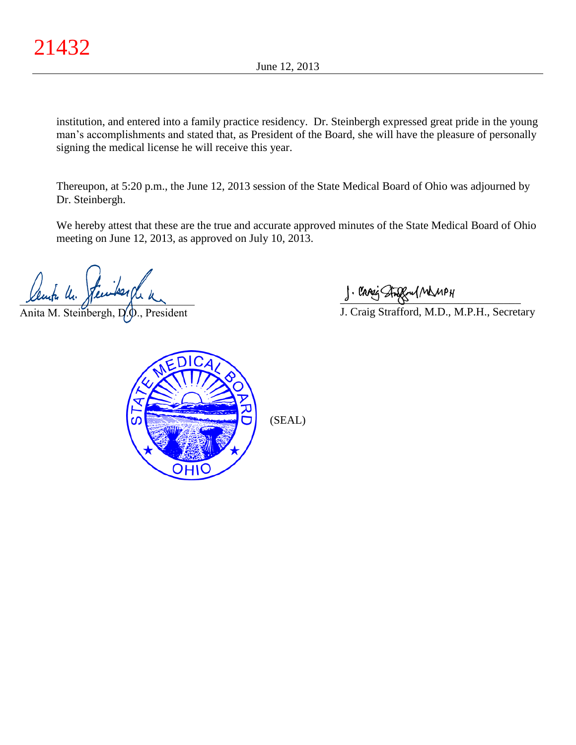institution, and entered into a family practice residency. Dr. Steinbergh expressed great pride in the young man's accomplishments and stated that, as President of the Board, she will have the pleasure of personally signing the medical license he will receive this year.

Thereupon, at 5:20 p.m., the June 12, 2013 session of the State Medical Board of Ohio was adjourned by Dr. Steinbergh.

We hereby attest that these are the true and accurate approved minutes of the State Medical Board of Ohio meeting on June 12, 2013, as approved on July 10, 2013.

Anita M. Steinbergh, D.O., President

J. Craig Strafford, M.D., M.P.H., Secretary

(SEAL)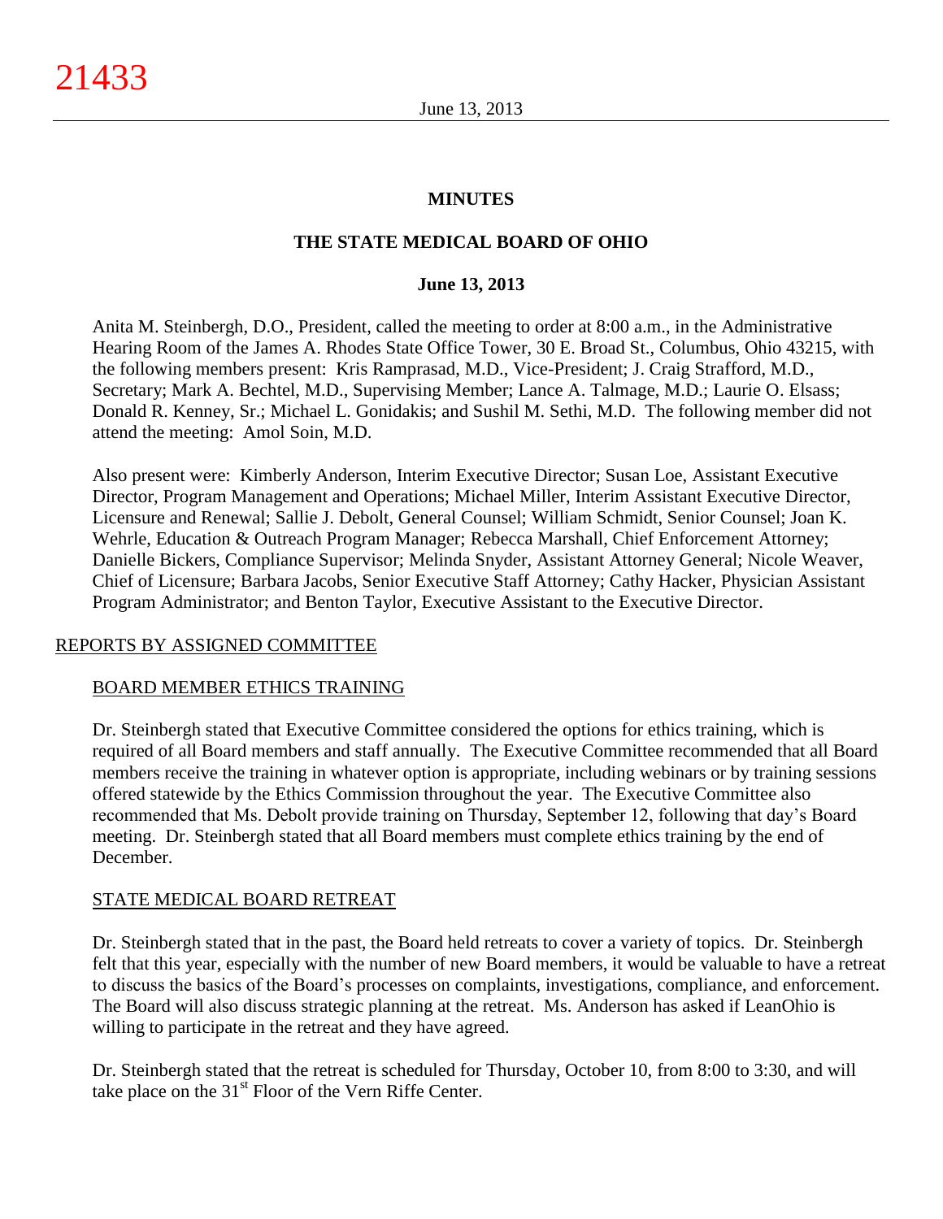# MINUTES

## THE STATE MEDICAL BOARD OF OHIO

### June 13, 2013

Anita M. Steinbergh, D.O., President, called the meeting to order at 8:00 a.m., in the Administrative Hearing Room of the James A. Rhodes State Office Tower, 30 E. Broad St., Columbus, Ohio 43215, with the following members present: Kris Ramprasad, M.D., Vice-President; J. Craig Strafford, M.D., Secretary; Mark A. Bechtel, M.D., Supervising Member; Lance A. Talmage, M.D.; Laurie O. Elsass; Donald R. Kenney, Sr.; Michael L. Gonidakis; and Sushil M. Sethi, M.D. The following member did not attend the meeting: Amol Soin, M.D.

Also present were: Kimberly Anderson, Interim Executive Director; Susan Loe, Assistant Executive Director, Program Management and Operations; Michael Miller, Interim Assistant Executive Director, Licensure and Renewal; Sallie J. Debolt, General Counsel; William Schmidt, Senior Counsel; Joan K. Wehrle, Education & Outreach Program Manager; Rebecca Marshall, Chief Enforcement Attorney; Danielle Bickers, Compliance Supervisor; Melinda Snyder, Assistant Attorney General; Nicole Weaver, Chief of Licensure; Barbara Jacobs, Senior Executive Staff Attorney; Cathy Hacker, Physician Assistant Program Administrator; and Benton Taylor, Executive Assistant to the Executive Director.

## REPORTS BY ASSIGNED COMMITTEE

### BOARD MEMBER ETHICS TRAINING

Dr. Steinbergh stated that Executive Committee considered the options for ethics training, which is required of all Board members and staff annually. The Executive Committee recommended that all Board members receive the training in whatever option is appropriate, including webinars or by training sessions offered statewide by the Ethics Commission throughout the year. The Executive Committee also recommended that Ms. Debolt provide training on Thursday, September 12, following that day's Board meeting. Dr. Steinbergh stated that all Board members must complete ethics training by the end of December.

### STATE MEDICAL BOARD RETREAT

Dr. Steinbergh stated that in the past, the Board held retreats to cover a variety of topics. Dr. Steinbergh felt that this year, especially with the number of new Board members, it would be valuable to have a retreat to discuss the basics of the Board's processes on complaints, investigations, compliance, and enforcement. The Board will also discuss strategic planning at the retreat. Ms. Anderson has asked if LeanOhio is willing to participate in the retreat and they have agreed.

Dr. Steinbergh stated that the retreat is scheduled for Thursday, October 10, from 8:00 to 3:30, and will take place on the 31st Floor of the Vern Riffe Center.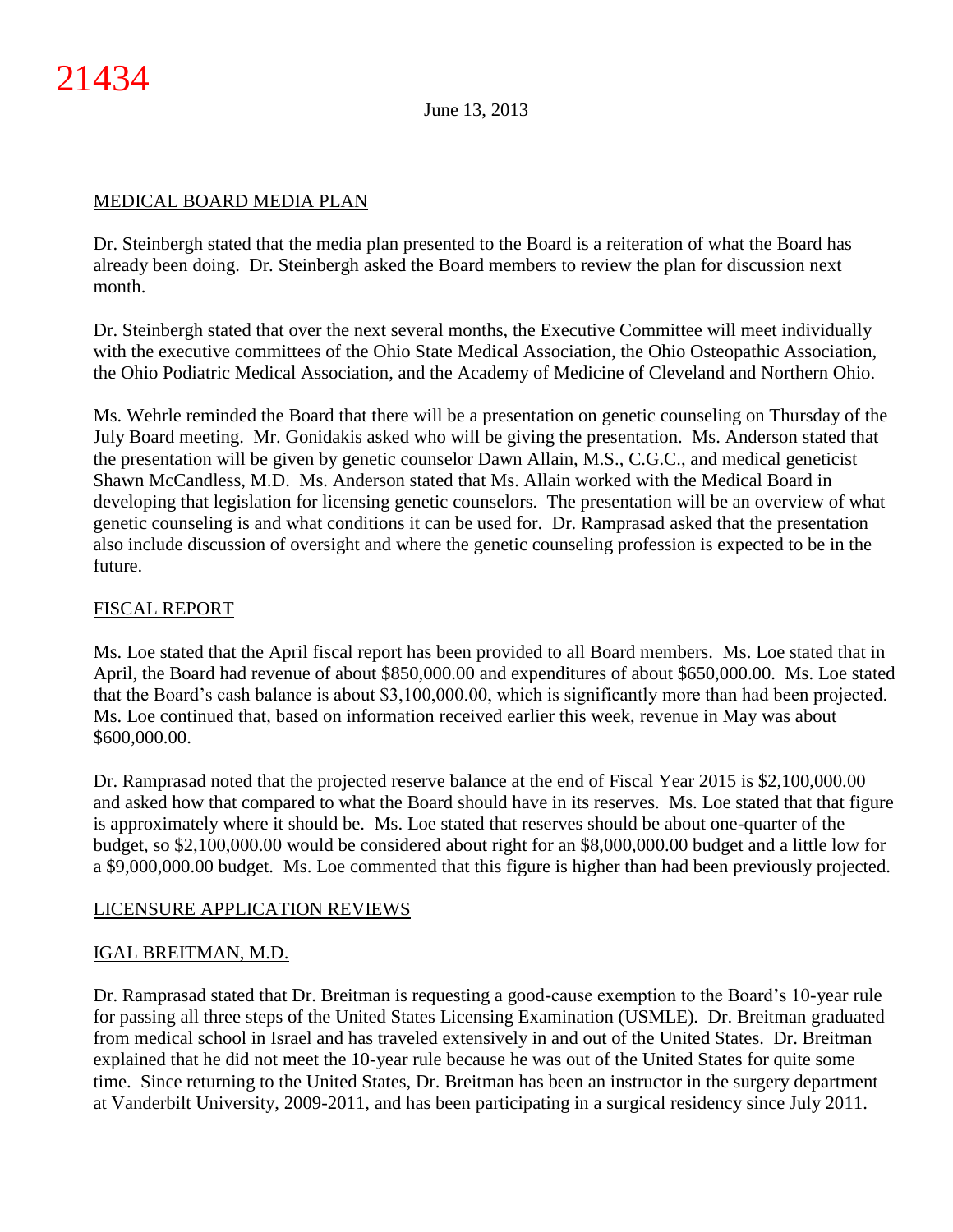## MEDICAL BOARD MEDIA PLAN

Dr. Steinbergh stated that the media plan presented to the Board is a reiteration of what the Board has already been doing. Dr. Steinbergh asked the Board members to review the plan for discussion next month.

Dr. Steinbergh stated that over the next several months, the Executive Committee will meet individually with the executive committees of the Ohio State Medical Association, the Ohio Osteopathic Association, the Ohio Podiatric Medical Association, and the Academy of Medicine of Cleveland and Northern Ohio.

Ms. Wehrle reminded the Board that there will be a presentation on genetic counseling on Thursday of the July Board meeting. Mr. Gonidakis asked who will be giving the presentation. Ms. Anderson stated that the presentation will be given by genetic counselor Dawn Allain, M.S., C.G.C., and medical geneticist Shawn McCandless, M.D. Ms. Anderson stated that Ms. Allain worked with the Medical Board in developing that legislation for licensing genetic counselors. The presentation will be an overview of what genetic counseling is and what conditions it can be used for. Dr. Ramprasad asked that the presentation also include discussion of oversight and where the genetic counseling profession is expected to be in the future.

## FISCAL REPORT

Ms. Loe stated that the April fiscal report has been provided to all Board members. Ms. Loe stated that in April, the Board had revenue of about $850,000.00 and expenditures of about $650,000.00. Ms. Loe stated that the Board's cash balance is about $3,100,000.00, which is significantly more than had been projected. Ms. Loe continued that, based on information received earlier this week, revenue in May was about $600,000.00.

Dr. Ramprasad noted that the projected reserve balance at the end of Fiscal Year 2015 is $2,100,000.00 and asked how that compared to what the Board should have in its reserves. Ms. Loe stated that that figure is approximately where it should be. Ms. Loe stated that reserves should be about one-quarter of the budget, so $2,100,000.00 would be considered about right for an $8,000,000.00 budget and a little low for a $9,000,000.00 budget. Ms. Loe commented that this figure is higher than had been previously projected.

## LICENSURE APPLICATION REVIEWS

### IGAL BREITMAN, M.D.

Dr. Ramprasad stated that Dr. Breitman is requesting a good-cause exemption to the Board's 10-year rule for passing all three steps of the United States Licensing Examination (USMLE). Dr. Breitman graduated from medical school in Israel and has traveled extensively in and out of the United States. Dr. Breitman explained that he did not meet the 10-year rule because he was out of the United States for quite some time. Since returning to the United States, Dr. Breitman has been an instructor in the surgery department at Vanderbilt University, 2009-2011, and has been participating in a surgical residency since July 2011.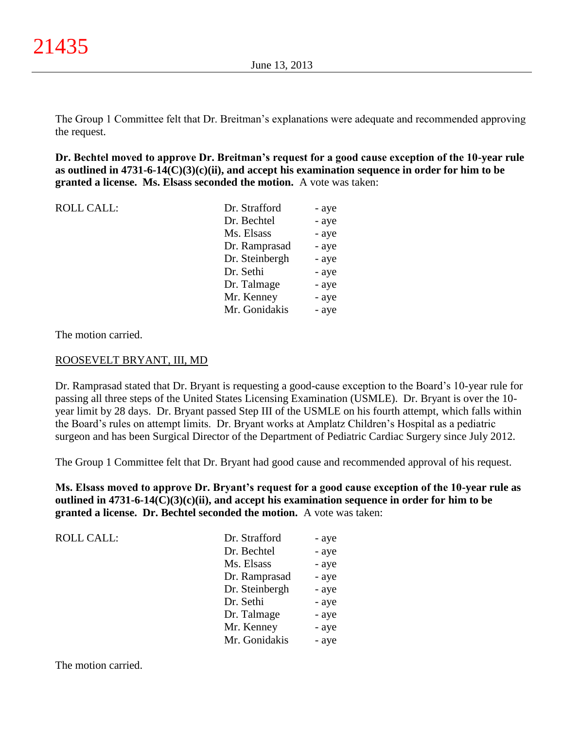The Group 1 Committee felt that Dr. Breitman's explanations were adequate and recommended approving the request.

**Dr. Bechtel moved to approve Dr. Breitman's request for a good cause exception of the 10-year rule as outlined in 4731-6-14(C)(3)(c)(ii), and accept his examination sequence in order for him to be granted a license. Ms. Elsass seconded the motion.** A vote was taken:

| ROLL CALL: | | |
|---|---|---|
| | Dr. Strafford | - aye |
| | Dr. Bechtel | - aye |
| | Ms. Elsass | - aye |
| | Dr. Ramprasad | - aye |
| | Dr. Steinbergh | - aye |
| | Dr. Sethi | - aye |
| | Dr. Talmage | - aye |
| | Mr. Kenney | - aye |
| | Mr. Gonidakis | - aye |

The motion carried.

ROOSEVELT BRYANT, III, MD

Dr. Ramprasad stated that Dr. Bryant is requesting a good-cause exception to the Board's 10-year rule for passing all three steps of the United States Licensing Examination (USMLE). Dr. Bryant is over the 10-year limit by 28 days. Dr. Bryant passed Step III of the USMLE on his fourth attempt, which falls within the Board's rules on attempt limits. Dr. Bryant works at Amplatz Children's Hospital as a pediatric surgeon and has been Surgical Director of the Department of Pediatric Cardiac Surgery since July 2012.

The Group 1 Committee felt that Dr. Bryant had good cause and recommended approval of his request.

**Ms. Elsass moved to approve Dr. Bryant's request for a good cause exception of the 10-year rule as outlined in 4731-6-14(C)(3)(c)(ii), and accept his examination sequence in order for him to be granted a license. Dr. Bechtel seconded the motion.** A vote was taken:

| ROLL CALL: | | |
|---|---|---|
| | Dr. Strafford | - aye |
| | Dr. Bechtel | - aye |
| | Ms. Elsass | - aye |
| | Dr. Ramprasad | - aye |
| | Dr. Steinbergh | - aye |
| | Dr. Sethi | - aye |
| | Dr. Talmage | - aye |
| | Mr. Kenney | - aye |
| | Mr. Gonidakis | - aye |

The motion carried.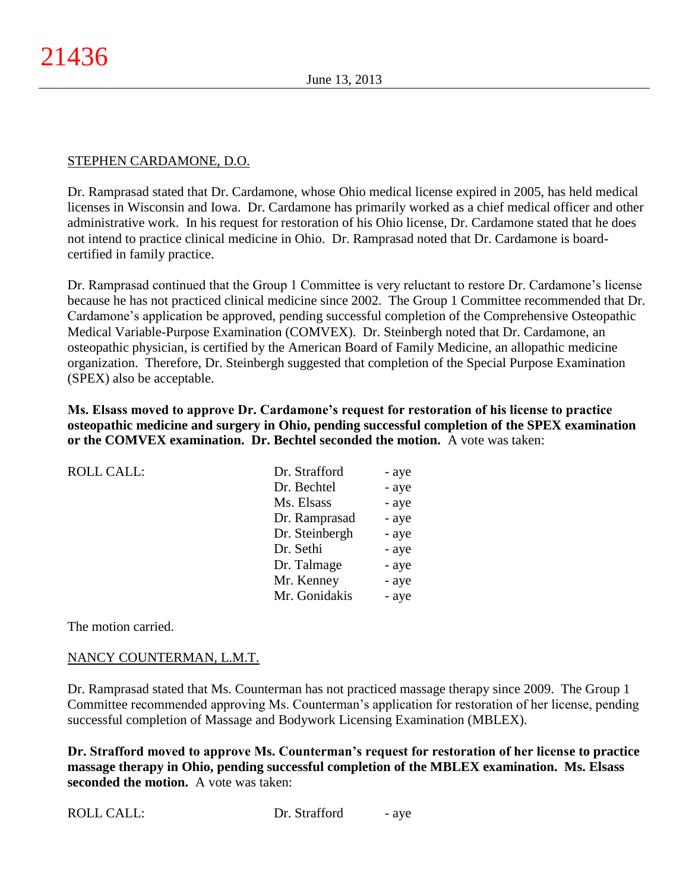STEPHEN CARDAMONE, D.O.

Dr. Ramprasad stated that Dr. Cardamone, whose Ohio medical license expired in 2005, has held medical licenses in Wisconsin and Iowa. Dr. Cardamone has primarily worked as a chief medical officer and other administrative work. In his request for restoration of his Ohio license, Dr. Cardamone stated that he does not intend to practice clinical medicine in Ohio. Dr. Ramprasad noted that Dr. Cardamone is board-certified in family practice.

Dr. Ramprasad continued that the Group 1 Committee is very reluctant to restore Dr. Cardamone's license because he has not practiced clinical medicine since 2002. The Group 1 Committee recommended that Dr. Cardamone's application be approved, pending successful completion of the Comprehensive Osteopathic Medical Variable-Purpose Examination (COMVEX). Dr. Steinbergh noted that Dr. Cardamone, an osteopathic physician, is certified by the American Board of Family Medicine, an allopathic medicine organization. Therefore, Dr. Steinbergh suggested that completion of the Special Purpose Examination (SPEX) also be acceptable.

**Ms. Elsass moved to approve Dr. Cardamone's request for restoration of his license to practice osteopathic medicine and surgery in Ohio, pending successful completion of the SPEX examination or the COMVEX examination. Dr. Bechtel seconded the motion.** A vote was taken:

| | | |
|---|---|---|
| ROLL CALL: | Dr. Strafford | - aye |
| | Dr. Bechtel | - aye |
| | Ms. Elsass | - aye |
| | Dr. Ramprasad | - aye |
| | Dr. Steinbergh | - aye |
| | Dr. Sethi | - aye |
| | Dr. Talmage | - aye |
| | Mr. Kenney | - aye |
| | Mr. Gonidakis | - aye |

The motion carried.

NANCY COUNTERMAN, L.M.T.

Dr. Ramprasad stated that Ms. Counterman has not practiced massage therapy since 2009. The Group 1 Committee recommended approving Ms. Counterman's application for restoration of her license, pending successful completion of Massage and Bodywork Licensing Examination (MBLEX).

**Dr. Strafford moved to approve Ms. Counterman's request for restoration of her license to practice massage therapy in Ohio, pending successful completion of the MBLEX examination. Ms. Elsass seconded the motion.** A vote was taken:

| | | |
|---|---|---|
| ROLL CALL: | Dr. Strafford | - aye |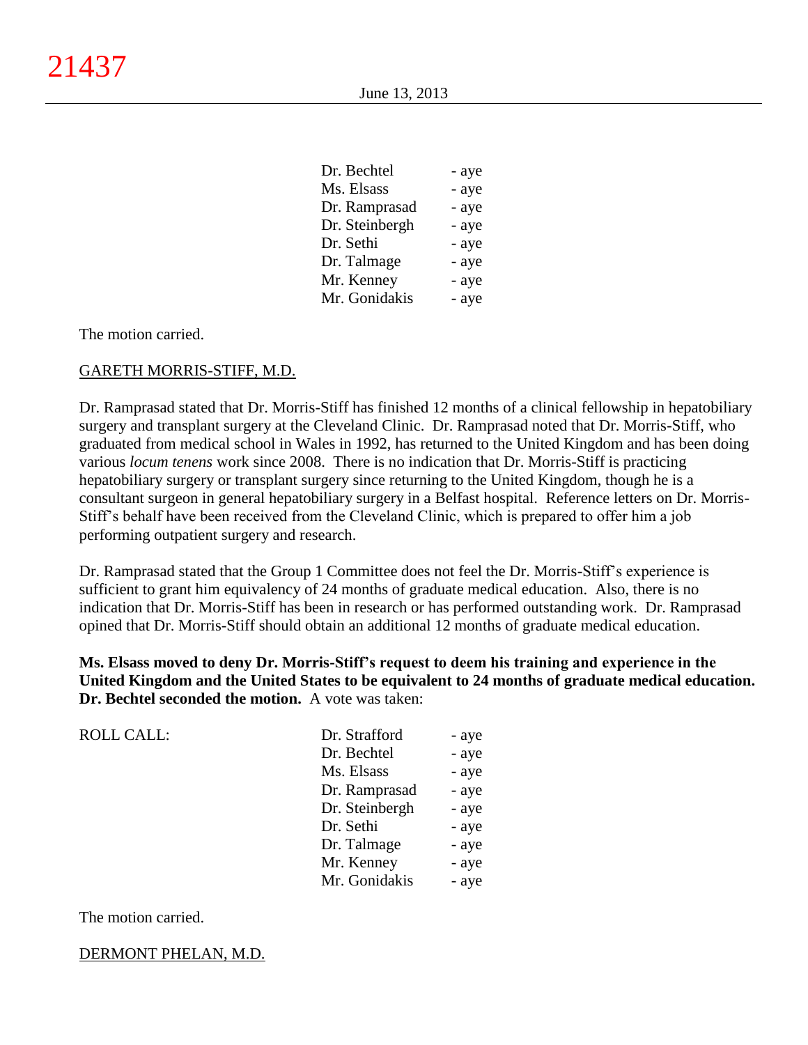| | |
|---|---|
| Dr. Bechtel | - aye |
| Ms. Elsass | - aye |
| Dr. Ramprasad | - aye |
| Dr. Steinbergh | - aye |
| Dr. Sethi | - aye |
| Dr. Talmage | - aye |
| Mr. Kenney | - aye |
| Mr. Gonidakis | - aye |

The motion carried.

GARETH MORRIS-STIFF, M.D.

Dr. Ramprasad stated that Dr. Morris-Stiff has finished 12 months of a clinical fellowship in hepatobiliary surgery and transplant surgery at the Cleveland Clinic. Dr. Ramprasad noted that Dr. Morris-Stiff, who graduated from medical school in Wales in 1992, has returned to the United Kingdom and has been doing various *locum tenens* work since 2008. There is no indication that Dr. Morris-Stiff is practicing hepatobiliary surgery or transplant surgery since returning to the United Kingdom, though he is a consultant surgeon in general hepatobiliary surgery in a Belfast hospital. Reference letters on Dr. Morris-Stiff's behalf have been received from the Cleveland Clinic, which is prepared to offer him a job performing outpatient surgery and research.

Dr. Ramprasad stated that the Group 1 Committee does not feel the Dr. Morris-Stiff's experience is sufficient to grant him equivalency of 24 months of graduate medical education. Also, there is no indication that Dr. Morris-Stiff has been in research or has performed outstanding work. Dr. Ramprasad opined that Dr. Morris-Stiff should obtain an additional 12 months of graduate medical education.

**Ms. Elsass moved to deny Dr. Morris-Stiff's request to deem his training and experience in the United Kingdom and the United States to be equivalent to 24 months of graduate medical education. Dr. Bechtel seconded the motion.** A vote was taken:

| ROLL CALL: | | |
|---|---|---|
| | Dr. Strafford | - aye |
| | Dr. Bechtel | - aye |
| | Ms. Elsass | - aye |
| | Dr. Ramprasad | - aye |
| | Dr. Steinbergh | - aye |
| | Dr. Sethi | - aye |
| | Dr. Talmage | - aye |
| | Mr. Kenney | - aye |
| | Mr. Gonidakis | - aye |

The motion carried.

DERMONT PHELAN, M.D.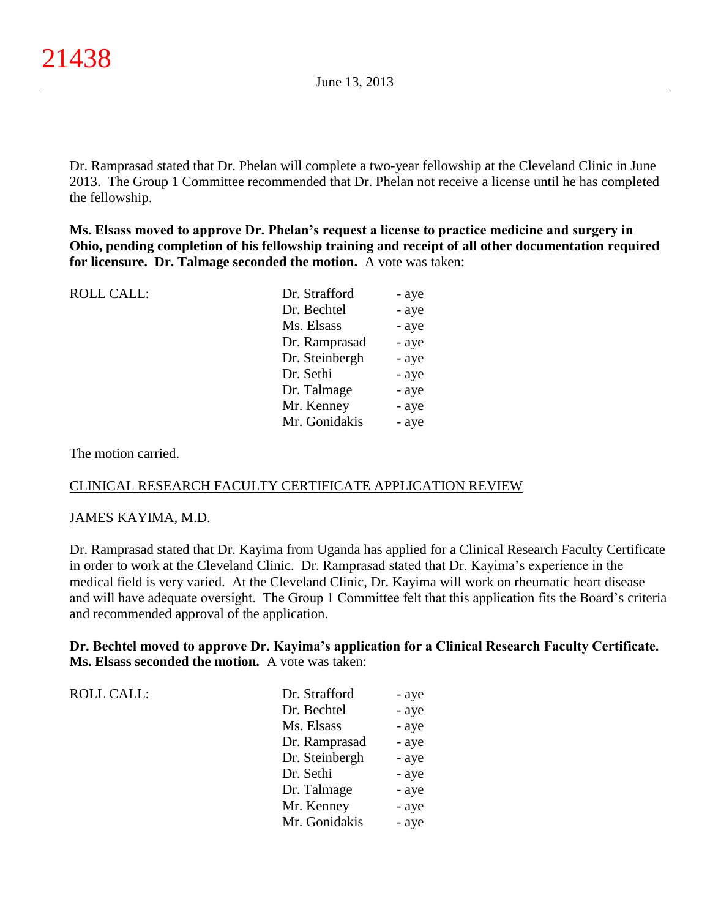Dr. Ramprasad stated that Dr. Phelan will complete a two-year fellowship at the Cleveland Clinic in June 2013. The Group 1 Committee recommended that Dr. Phelan not receive a license until he has completed the fellowship.

**Ms. Elsass moved to approve Dr. Phelan's request a license to practice medicine and surgery in Ohio, pending completion of his fellowship training and receipt of all other documentation required for licensure. Dr. Talmage seconded the motion.** A vote was taken:

| | | |
|---|---|---|
| ROLL CALL: | Dr. Strafford | - aye |
| | Dr. Bechtel | - aye |
| | Ms. Elsass | - aye |
| | Dr. Ramprasad | - aye |
| | Dr. Steinbergh | - aye |
| | Dr. Sethi | - aye |
| | Dr. Talmage | - aye |
| | Mr. Kenney | - aye |
| | Mr. Gonidakis | - aye |

The motion carried.

CLINICAL RESEARCH FACULTY CERTIFICATE APPLICATION REVIEW

JAMES KAYIMA, M.D.

Dr. Ramprasad stated that Dr. Kayima from Uganda has applied for a Clinical Research Faculty Certificate in order to work at the Cleveland Clinic. Dr. Ramprasad stated that Dr. Kayima's experience in the medical field is very varied. At the Cleveland Clinic, Dr. Kayima will work on rheumatic heart disease and will have adequate oversight. The Group 1 Committee felt that this application fits the Board's criteria and recommended approval of the application.

**Dr. Bechtel moved to approve Dr. Kayima's application for a Clinical Research Faculty Certificate. Ms. Elsass seconded the motion.** A vote was taken:

| | | |
|---|---|---|
| ROLL CALL: | Dr. Strafford | - aye |
| | Dr. Bechtel | - aye |
| | Ms. Elsass | - aye |
| | Dr. Ramprasad | - aye |
| | Dr. Steinbergh | - aye |
| | Dr. Sethi | - aye |
| | Dr. Talmage | - aye |
| | Mr. Kenney | - aye |
| | Mr. Gonidakis | - aye |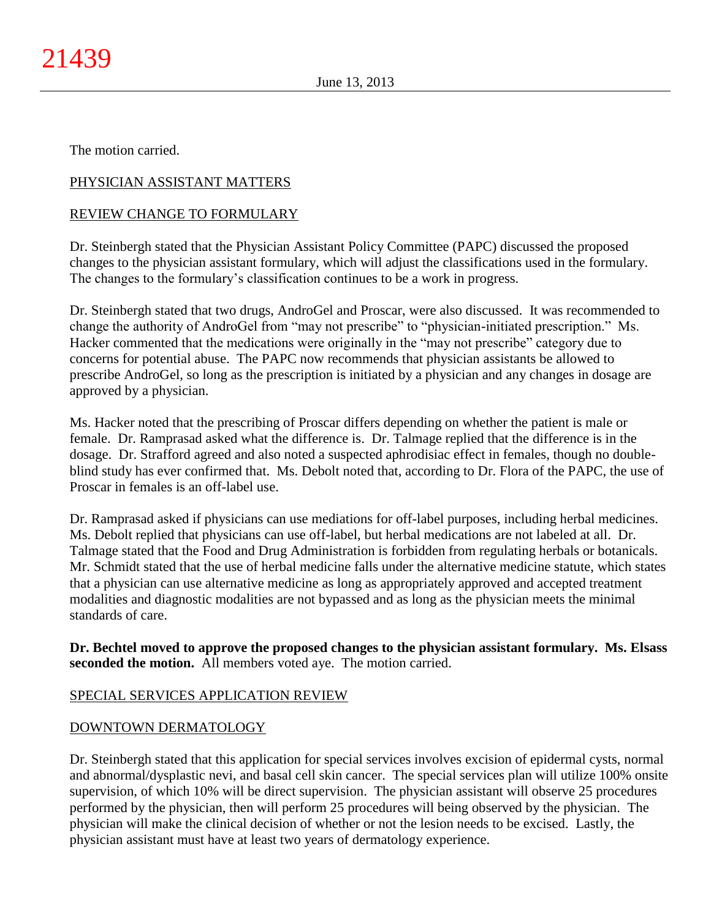The motion carried.

PHYSICIAN ASSISTANT MATTERS

REVIEW CHANGE TO FORMULARY

Dr. Steinbergh stated that the Physician Assistant Policy Committee (PAPC) discussed the proposed changes to the physician assistant formulary, which will adjust the classifications used in the formulary. The changes to the formulary's classification continues to be a work in progress.

Dr. Steinbergh stated that two drugs, AndroGel and Proscar, were also discussed. It was recommended to change the authority of AndroGel from "may not prescribe" to "physician-initiated prescription." Ms. Hacker commented that the medications were originally in the "may not prescribe" category due to concerns for potential abuse. The PAPC now recommends that physician assistants be allowed to prescribe AndroGel, so long as the prescription is initiated by a physician and any changes in dosage are approved by a physician.

Ms. Hacker noted that the prescribing of Proscar differs depending on whether the patient is male or female. Dr. Ramprasad asked what the difference is. Dr. Talmage replied that the difference is in the dosage. Dr. Strafford agreed and also noted a suspected aphrodisiac effect in females, though no double-blind study has ever confirmed that. Ms. Debolt noted that, according to Dr. Flora of the PAPC, the use of Proscar in females is an off-label use.

Dr. Ramprasad asked if physicians can use mediations for off-label purposes, including herbal medicines. Ms. Debolt replied that physicians can use off-label, but herbal medications are not labeled at all. Dr. Talmage stated that the Food and Drug Administration is forbidden from regulating herbals or botanicals. Mr. Schmidt stated that the use of herbal medicine falls under the alternative medicine statute, which states that a physician can use alternative medicine as long as appropriately approved and accepted treatment modalities and diagnostic modalities are not bypassed and as long as the physician meets the minimal standards of care.

**Dr. Bechtel moved to approve the proposed changes to the physician assistant formulary. Ms. Elsass seconded the motion.** All members voted aye. The motion carried.

SPECIAL SERVICES APPLICATION REVIEW

DOWNTOWN DERMATOLOGY

Dr. Steinbergh stated that this application for special services involves excision of epidermal cysts, normal and abnormal/dysplastic nevi, and basal cell skin cancer. The special services plan will utilize 100% onsite supervision, of which 10% will be direct supervision. The physician assistant will observe 25 procedures performed by the physician, then will perform 25 procedures will being observed by the physician. The physician will make the clinical decision of whether or not the lesion needs to be excised. Lastly, the physician assistant must have at least two years of dermatology experience.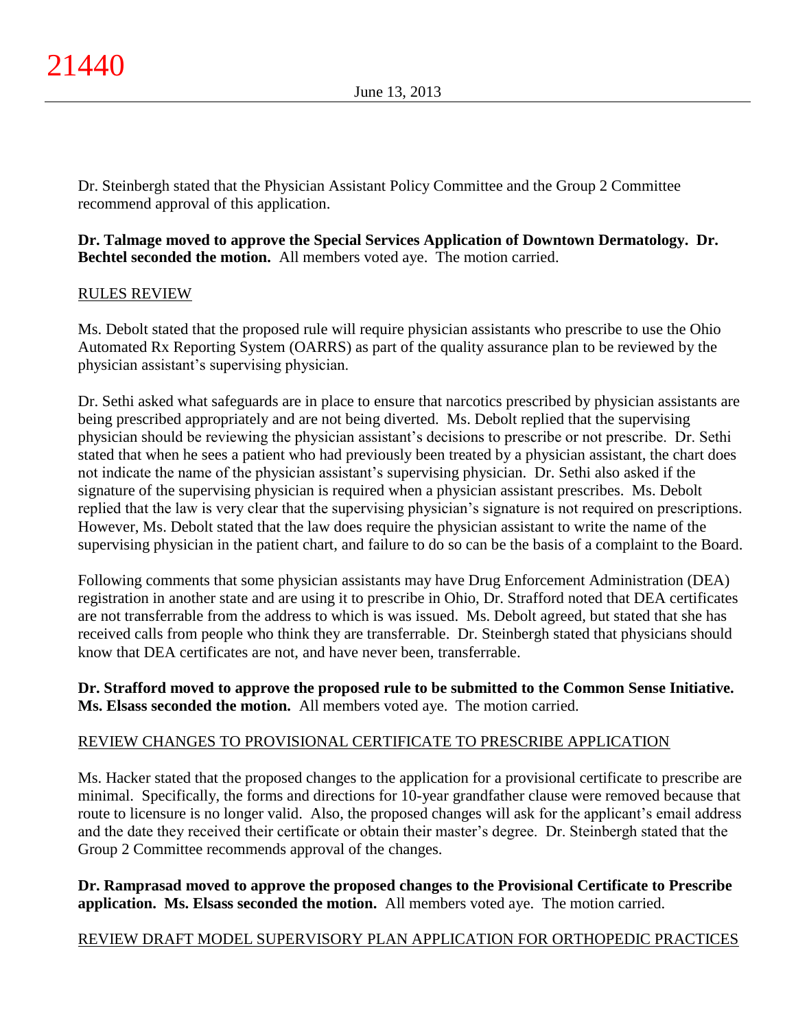Dr. Steinbergh stated that the Physician Assistant Policy Committee and the Group 2 Committee recommend approval of this application.

**Dr. Talmage moved to approve the Special Services Application of Downtown Dermatology. Dr. Bechtel seconded the motion.** All members voted aye. The motion carried.

RULES REVIEW

Ms. Debolt stated that the proposed rule will require physician assistants who prescribe to use the Ohio Automated Rx Reporting System (OARRS) as part of the quality assurance plan to be reviewed by the physician assistant's supervising physician.

Dr. Sethi asked what safeguards are in place to ensure that narcotics prescribed by physician assistants are being prescribed appropriately and are not being diverted. Ms. Debolt replied that the supervising physician should be reviewing the physician assistant's decisions to prescribe or not prescribe. Dr. Sethi stated that when he sees a patient who had previously been treated by a physician assistant, the chart does not indicate the name of the physician assistant's supervising physician. Dr. Sethi also asked if the signature of the supervising physician is required when a physician assistant prescribes. Ms. Debolt replied that the law is very clear that the supervising physician's signature is not required on prescriptions. However, Ms. Debolt stated that the law does require the physician assistant to write the name of the supervising physician in the patient chart, and failure to do so can be the basis of a complaint to the Board.

Following comments that some physician assistants may have Drug Enforcement Administration (DEA) registration in another state and are using it to prescribe in Ohio, Dr. Strafford noted that DEA certificates are not transferrable from the address to which is was issued. Ms. Debolt agreed, but stated that she has received calls from people who think they are transferrable. Dr. Steinbergh stated that physicians should know that DEA certificates are not, and have never been, transferrable.

**Dr. Strafford moved to approve the proposed rule to be submitted to the Common Sense Initiative. Ms. Elsass seconded the motion.** All members voted aye. The motion carried.

REVIEW CHANGES TO PROVISIONAL CERTIFICATE TO PRESCRIBE APPLICATION

Ms. Hacker stated that the proposed changes to the application for a provisional certificate to prescribe are minimal. Specifically, the forms and directions for 10-year grandfather clause were removed because that route to licensure is no longer valid. Also, the proposed changes will ask for the applicant's email address and the date they received their certificate or obtain their master's degree. Dr. Steinbergh stated that the Group 2 Committee recommends approval of the changes.

**Dr. Ramprasad moved to approve the proposed changes to the Provisional Certificate to Prescribe application. Ms. Elsass seconded the motion.** All members voted aye. The motion carried.

REVIEW DRAFT MODEL SUPERVISORY PLAN APPLICATION FOR ORTHOPEDIC PRACTICES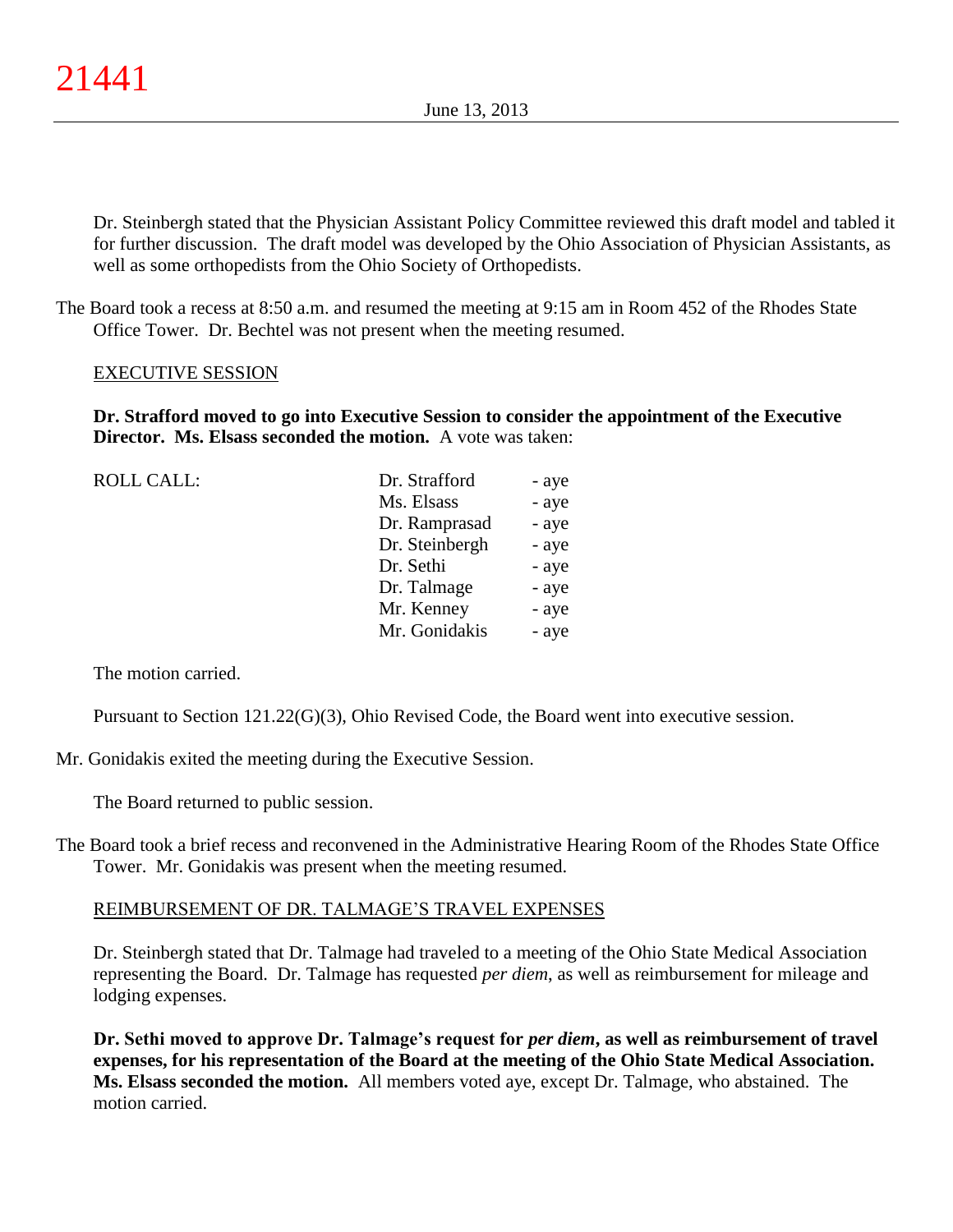Dr. Steinbergh stated that the Physician Assistant Policy Committee reviewed this draft model and tabled it for further discussion. The draft model was developed by the Ohio Association of Physician Assistants, as well as some orthopedists from the Ohio Society of Orthopedists.

The Board took a recess at 8:50 a.m. and resumed the meeting at 9:15 am in Room 452 of the Rhodes State Office Tower. Dr. Bechtel was not present when the meeting resumed.

EXECUTIVE SESSION

**Dr. Strafford moved to go into Executive Session to consider the appointment of the Executive Director. Ms. Elsass seconded the motion.** A vote was taken:

| | | |
|---|---|---|
| ROLL CALL: | Dr. Strafford | - aye |
| | Ms. Elsass | - aye |
| | Dr. Ramprasad | - aye |
| | Dr. Steinbergh | - aye |
| | Dr. Sethi | - aye |
| | Dr. Talmage | - aye |
| | Mr. Kenney | - aye |
| | Mr. Gonidakis | - aye |

The motion carried.

Pursuant to Section 121.22(G)(3), Ohio Revised Code, the Board went into executive session.

Mr. Gonidakis exited the meeting during the Executive Session.

The Board returned to public session.

The Board took a brief recess and reconvened in the Administrative Hearing Room of the Rhodes State Office Tower. Mr. Gonidakis was present when the meeting resumed.

REIMBURSEMENT OF DR. TALMAGE'S TRAVEL EXPENSES

Dr. Steinbergh stated that Dr. Talmage had traveled to a meeting of the Ohio State Medical Association representing the Board. Dr. Talmage has requested *per diem*, as well as reimbursement for mileage and lodging expenses.

**Dr. Sethi moved to approve Dr. Talmage's request for *per diem*, as well as reimbursement of travel expenses, for his representation of the Board at the meeting of the Ohio State Medical Association. Ms. Elsass seconded the motion.** All members voted aye, except Dr. Talmage, who abstained. The motion carried.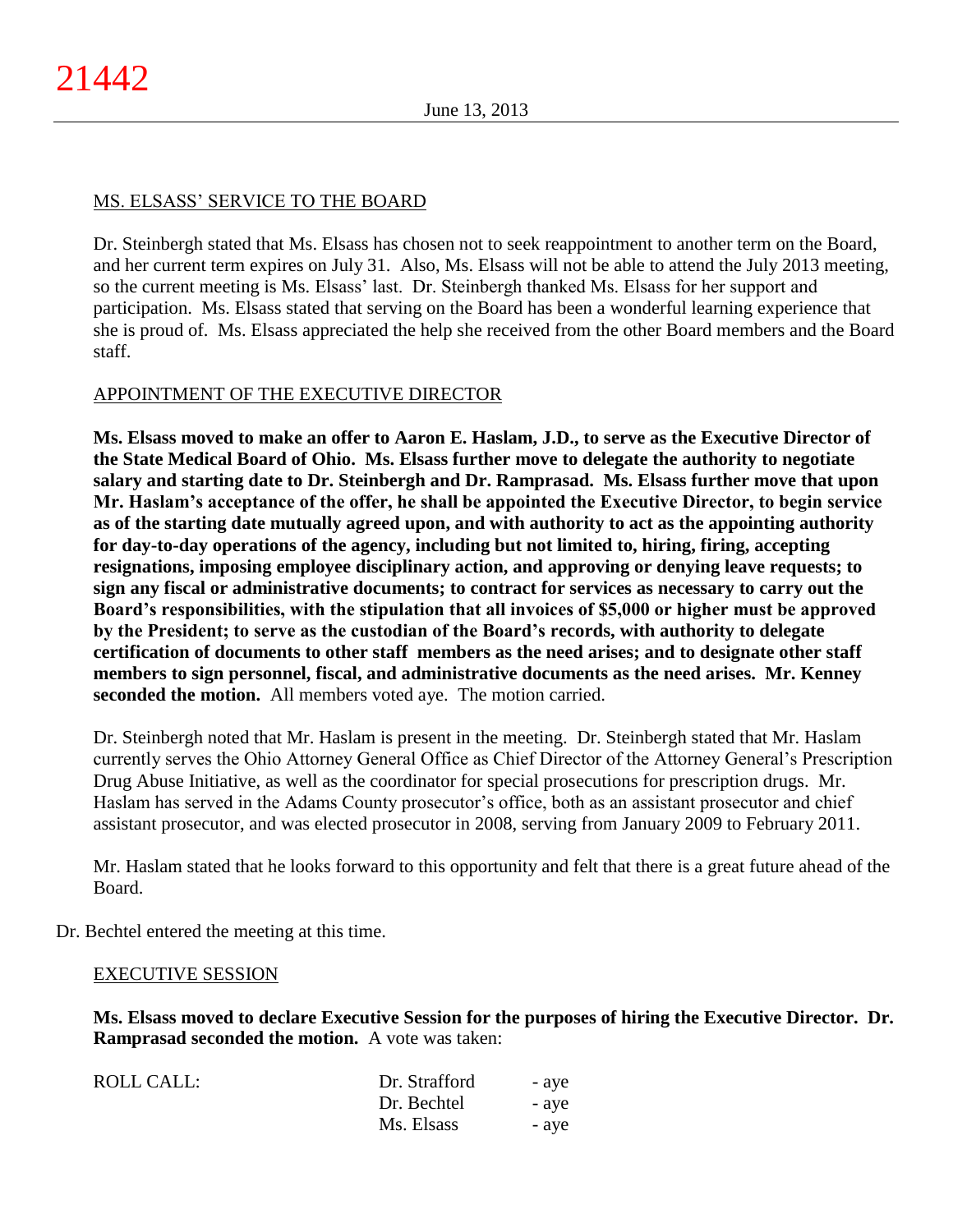MS. ELSASS' SERVICE TO THE BOARD

Dr. Steinbergh stated that Ms. Elsass has chosen not to seek reappointment to another term on the Board, and her current term expires on July 31. Also, Ms. Elsass will not be able to attend the July 2013 meeting, so the current meeting is Ms. Elsass' last. Dr. Steinbergh thanked Ms. Elsass for her support and participation. Ms. Elsass stated that serving on the Board has been a wonderful learning experience that she is proud of. Ms. Elsass appreciated the help she received from the other Board members and the Board staff.

APPOINTMENT OF THE EXECUTIVE DIRECTOR

**Ms. Elsass moved to make an offer to Aaron E. Haslam, J.D., to serve as the Executive Director of the State Medical Board of Ohio. Ms. Elsass further move to delegate the authority to negotiate salary and starting date to Dr. Steinbergh and Dr. Ramprasad. Ms. Elsass further move that upon Mr. Haslam's acceptance of the offer, he shall be appointed the Executive Director, to begin service as of the starting date mutually agreed upon, and with authority to act as the appointing authority for day-to-day operations of the agency, including but not limited to, hiring, firing, accepting resignations, imposing employee disciplinary action, and approving or denying leave requests; to sign any fiscal or administrative documents; to contract for services as necessary to carry out the Board's responsibilities, with the stipulation that all invoices of $5,000 or higher must be approved by the President; to serve as the custodian of the Board's records, with authority to delegate certification of documents to other staff members as the need arises; and to designate other staff members to sign personnel, fiscal, and administrative documents as the need arises. Mr. Kenney seconded the motion.** All members voted aye. The motion carried.

Dr. Steinbergh noted that Mr. Haslam is present in the meeting. Dr. Steinbergh stated that Mr. Haslam currently serves the Ohio Attorney General Office as Chief Director of the Attorney General's Prescription Drug Abuse Initiative, as well as the coordinator for special prosecutions for prescription drugs. Mr. Haslam has served in the Adams County prosecutor's office, both as an assistant prosecutor and chief assistant prosecutor, and was elected prosecutor in 2008, serving from January 2009 to February 2011.

Mr. Haslam stated that he looks forward to this opportunity and felt that there is a great future ahead of the Board.

Dr. Bechtel entered the meeting at this time.

EXECUTIVE SESSION

**Ms. Elsass moved to declare Executive Session for the purposes of hiring the Executive Director. Dr. Ramprasad seconded the motion.** A vote was taken:

| | | |
|---|---|---|
| ROLL CALL: | Dr. Strafford | - aye |
| | Dr. Bechtel | - aye |
| | Ms. Elsass | - aye |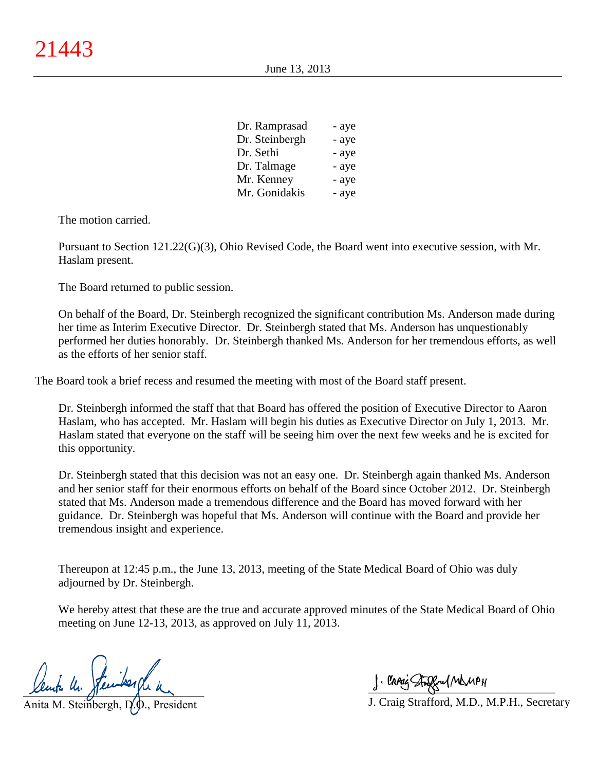| | |
|---|---|
| Dr. Ramprasad | - aye |
| Dr. Steinbergh | - aye |
| Dr. Sethi | - aye |
| Dr. Talmage | - aye |
| Mr. Kenney | - aye |
| Mr. Gonidakis | - aye |

The motion carried.

Pursuant to Section 121.22(G)(3), Ohio Revised Code, the Board went into executive session, with Mr. Haslam present.

The Board returned to public session.

On behalf of the Board, Dr. Steinbergh recognized the significant contribution Ms. Anderson made during her time as Interim Executive Director. Dr. Steinbergh stated that Ms. Anderson has unquestionably performed her duties honorably. Dr. Steinbergh thanked Ms. Anderson for her tremendous efforts, as well as the efforts of her senior staff.

The Board took a brief recess and resumed the meeting with most of the Board staff present.

Dr. Steinbergh informed the staff that that Board has offered the position of Executive Director to Aaron Haslam, who has accepted. Mr. Haslam will begin his duties as Executive Director on July 1, 2013. Mr. Haslam stated that everyone on the staff will be seeing him over the next few weeks and he is excited for this opportunity.

Dr. Steinbergh stated that this decision was not an easy one. Dr. Steinbergh again thanked Ms. Anderson and her senior staff for their enormous efforts on behalf of the Board since October 2012. Dr. Steinbergh stated that Ms. Anderson made a tremendous difference and the Board has moved forward with her guidance. Dr. Steinbergh was hopeful that Ms. Anderson will continue with the Board and provide her tremendous insight and experience.

Thereupon at 12:45 p.m., the June 13, 2013, meeting of the State Medical Board of Ohio was duly adjourned by Dr. Steinbergh.

We hereby attest that these are the true and accurate approved minutes of the State Medical Board of Ohio meeting on June 12-13, 2013, as approved on July 11, 2013.

Anita M. Steinbergh, D.O., President

J. Craig Strafford, M.D., M.P.H., Secretary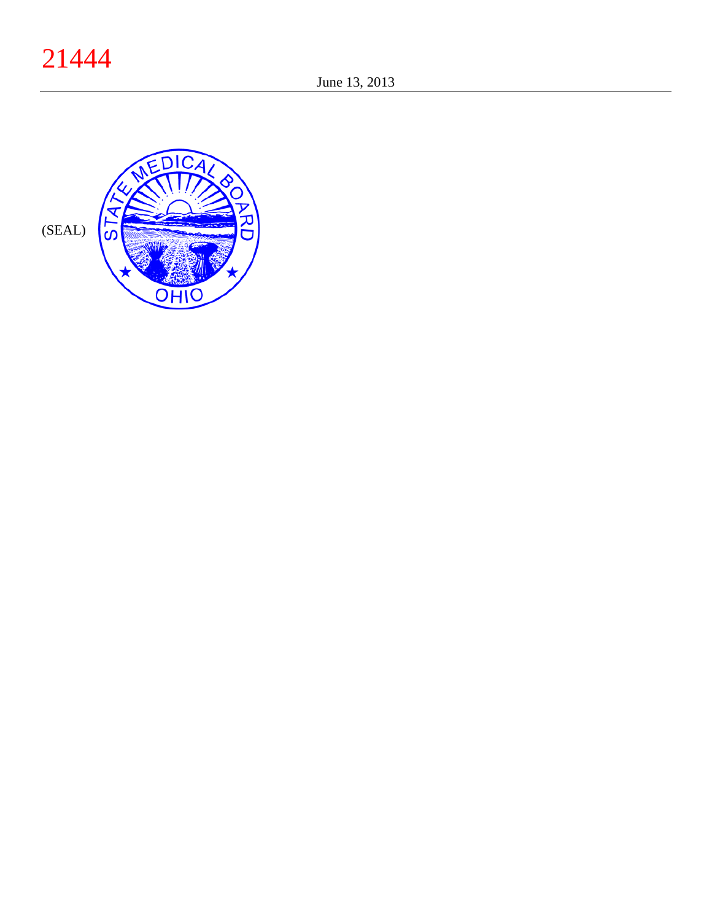21444

June 13, 2013

(SEAL)